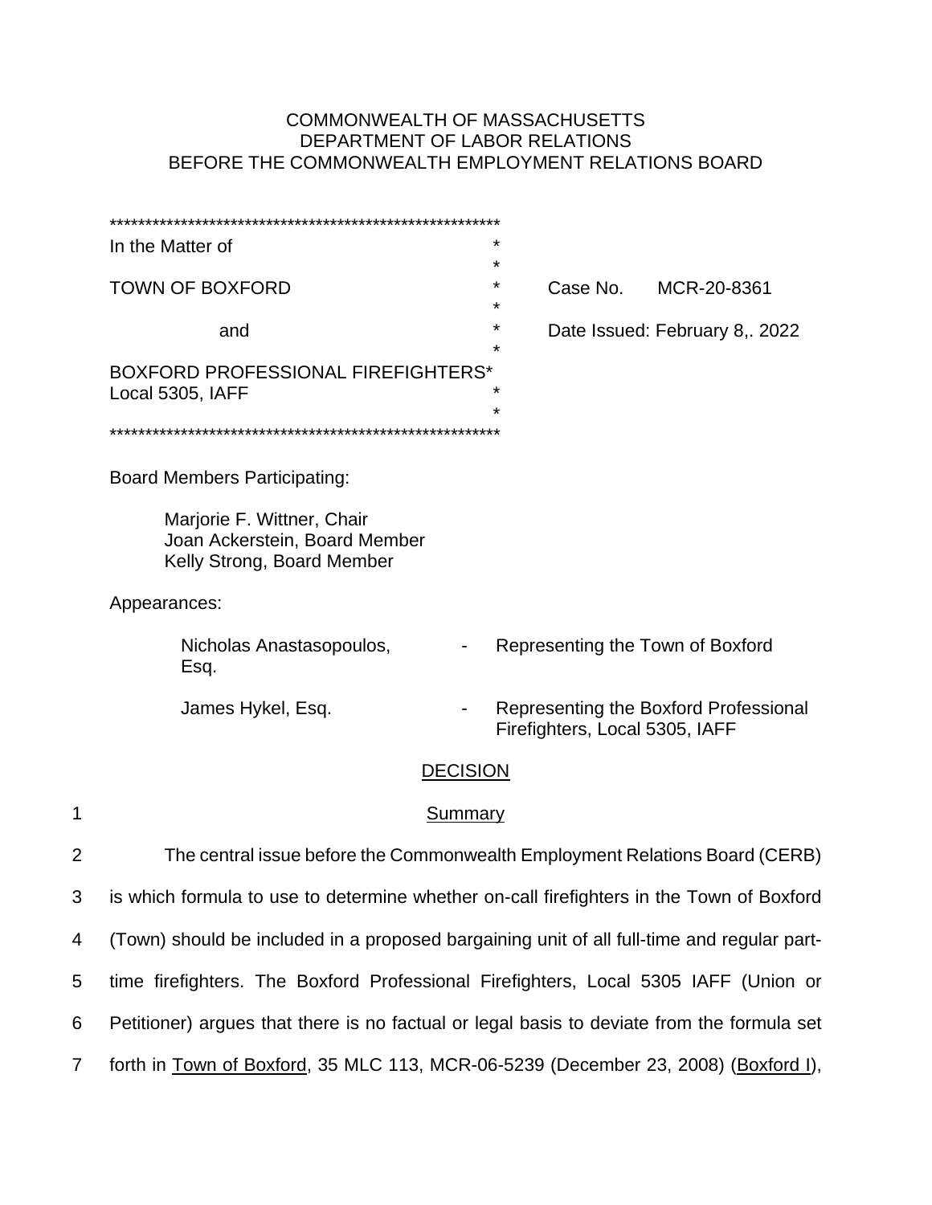COMMONWEALTH OF MASSACHUSETTS
DEPARTMENT OF LABOR RELATIONS
BEFORE THE COMMONWEALTH EMPLOYMENT RELATIONS BOARD

*******************************************************

| | |
|---|---|
| In the Matter of | |
| TOWN OF BOXFORD | Case No. MCR-20-8361 |
| and | Date Issued: February 8,. 2022 |
| BOXFORD PROFESSIONAL FIREFIGHTERS Local 5305, IAFF | |

*******************************************************

Board Members Participating:

Marjorie F. Wittner, Chair
Joan Ackerstein, Board Member
Kelly Strong, Board Member

Appearances:

| | | |
|---|---|---|
| Nicholas Anastasopoulos, Esq. | - | Representing the Town of Boxford |
| James Hykel, Esq. | - | Representing the Boxford Professional Firefighters, Local 5305, IAFF |

## DECISION

### Summary

The central issue before the Commonwealth Employment Relations Board (CERB) is which formula to use to determine whether on-call firefighters in the Town of Boxford (Town) should be included in a proposed bargaining unit of all full-time and regular part-time firefighters. The Boxford Professional Firefighters, Local 5305 IAFF (Union or Petitioner) argues that there is no factual or legal basis to deviate from the formula set forth in Town of Boxford, 35 MLC 113, MCR-06-5239 (December 23, 2008) (Boxford I),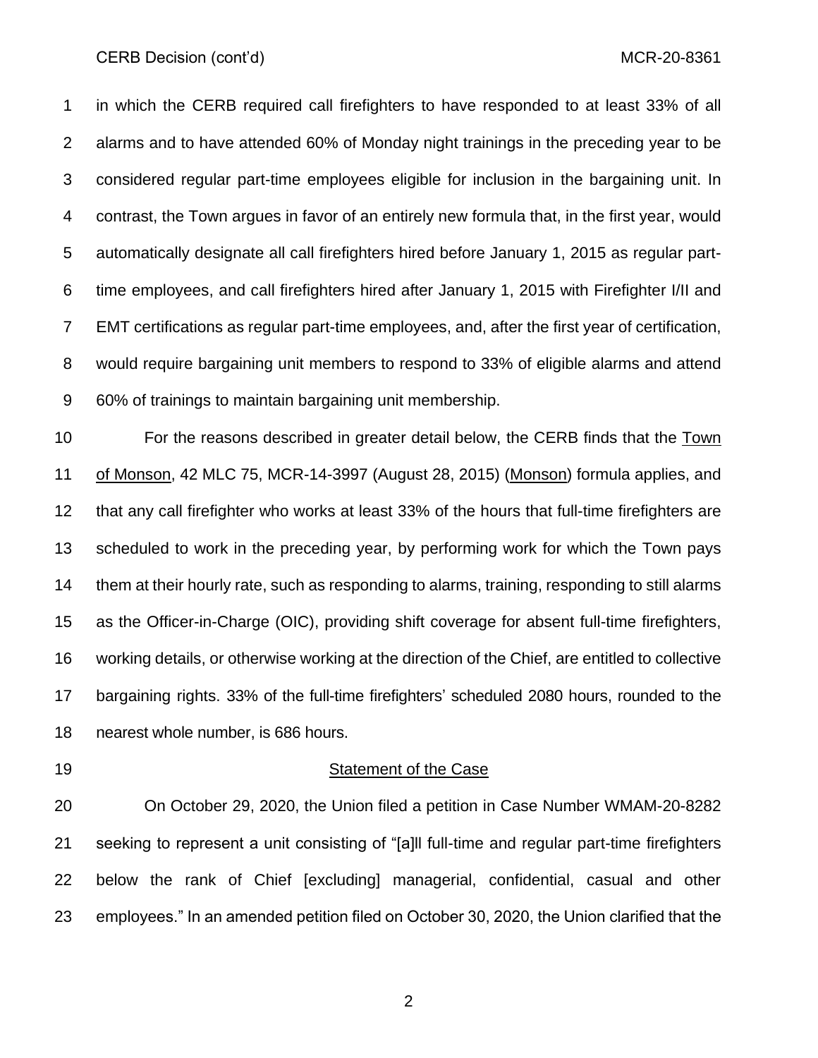in which the CERB required call firefighters to have responded to at least 33% of all alarms and to have attended 60% of Monday night trainings in the preceding year to be considered regular part-time employees eligible for inclusion in the bargaining unit. In contrast, the Town argues in favor of an entirely new formula that, in the first year, would automatically designate all call firefighters hired before January 1, 2015 as regular part-time employees, and call firefighters hired after January 1, 2015 with Firefighter I/II and EMT certifications as regular part-time employees, and, after the first year of certification, would require bargaining unit members to respond to 33% of eligible alarms and attend 60% of trainings to maintain bargaining unit membership.

For the reasons described in greater detail below, the CERB finds that the Town of Monson, 42 MLC 75, MCR-14-3997 (August 28, 2015) (Monson) formula applies, and that any call firefighter who works at least 33% of the hours that full-time firefighters are scheduled to work in the preceding year, by performing work for which the Town pays them at their hourly rate, such as responding to alarms, training, responding to still alarms as the Officer-in-Charge (OIC), providing shift coverage for absent full-time firefighters, working details, or otherwise working at the direction of the Chief, are entitled to collective bargaining rights. 33% of the full-time firefighters' scheduled 2080 hours, rounded to the nearest whole number, is 686 hours.

## Statement of the Case

On October 29, 2020, the Union filed a petition in Case Number WMAM-20-8282 seeking to represent a unit consisting of "[a]ll full-time and regular part-time firefighters below the rank of Chief [excluding] managerial, confidential, casual and other employees." In an amended petition filed on October 30, 2020, the Union clarified that the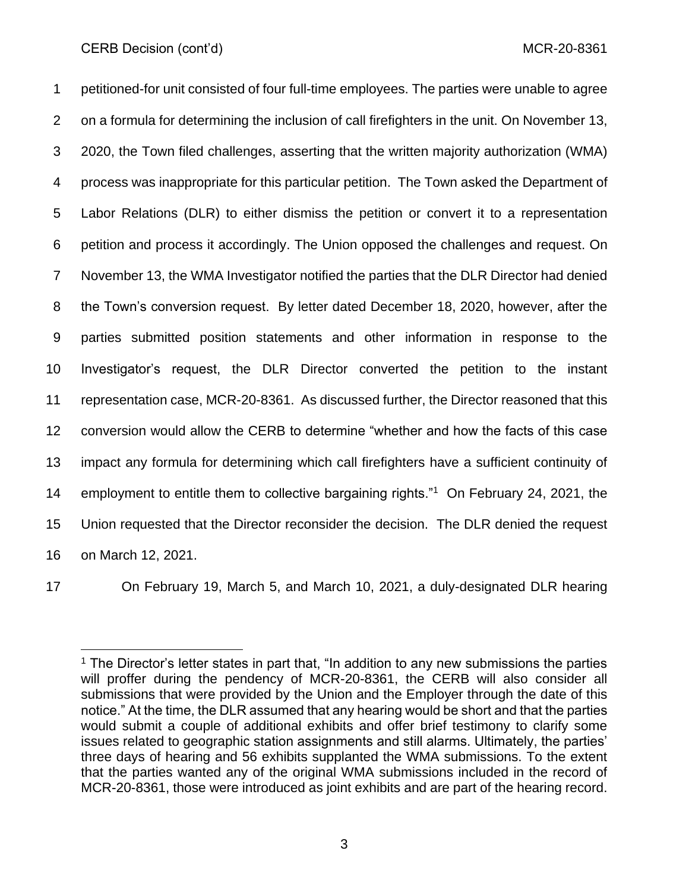petitioned-for unit consisted of four full-time employees. The parties were unable to agree on a formula for determining the inclusion of call firefighters in the unit. On November 13, 2020, the Town filed challenges, asserting that the written majority authorization (WMA) process was inappropriate for this particular petition. The Town asked the Department of Labor Relations (DLR) to either dismiss the petition or convert it to a representation petition and process it accordingly. The Union opposed the challenges and request. On November 13, the WMA Investigator notified the parties that the DLR Director had denied the Town's conversion request. By letter dated December 18, 2020, however, after the parties submitted position statements and other information in response to the Investigator's request, the DLR Director converted the petition to the instant representation case, MCR-20-8361. As discussed further, the Director reasoned that this conversion would allow the CERB to determine "whether and how the facts of this case impact any formula for determining which call firefighters have a sufficient continuity of employment to entitle them to collective bargaining rights."[1] On February 24, 2021, the Union requested that the Director reconsider the decision. The DLR denied the request on March 12, 2021.

On February 19, March 5, and March 10, 2021, a duly-designated DLR hearing

[1] The Director's letter states in part that, "In addition to any new submissions the parties will proffer during the pendency of MCR-20-8361, the CERB will also consider all submissions that were provided by the Union and the Employer through the date of this notice." At the time, the DLR assumed that any hearing would be short and that the parties would submit a couple of additional exhibits and offer brief testimony to clarify some issues related to geographic station assignments and still alarms. Ultimately, the parties' three days of hearing and 56 exhibits supplanted the WMA submissions. To the extent that the parties wanted any of the original WMA submissions included in the record of MCR-20-8361, those were introduced as joint exhibits and are part of the hearing record.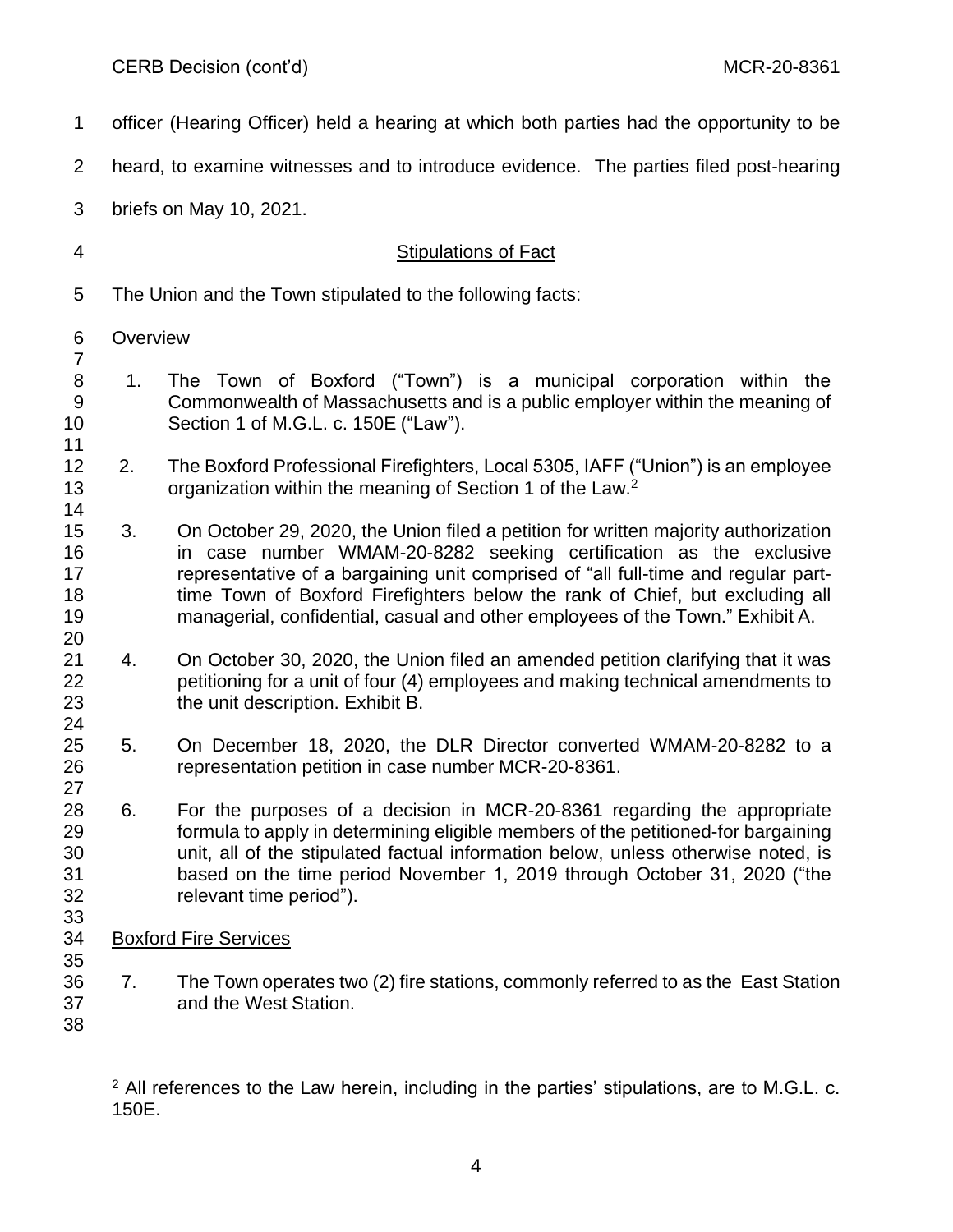officer (Hearing Officer) held a hearing at which both parties had the opportunity to be heard, to examine witnesses and to introduce evidence. The parties filed post-hearing briefs on May 10, 2021.

## Stipulations of Fact

The Union and the Town stipulated to the following facts:

### Overview

1. The Town of Boxford ("Town") is a municipal corporation within the Commonwealth of Massachusetts and is a public employer within the meaning of Section 1 of M.G.L. c. 150E ("Law").

2. The Boxford Professional Firefighters, Local 5305, IAFF ("Union") is an employee organization within the meaning of Section 1 of the Law.[2]

3. On October 29, 2020, the Union filed a petition for written majority authorization in case number WMAM-20-8282 seeking certification as the exclusive representative of a bargaining unit comprised of "all full-time and regular part-time Town of Boxford Firefighters below the rank of Chief, but excluding all managerial, confidential, casual and other employees of the Town." Exhibit A.

4. On October 30, 2020, the Union filed an amended petition clarifying that it was petitioning for a unit of four (4) employees and making technical amendments to the unit description. Exhibit B.

5. On December 18, 2020, the DLR Director converted WMAM-20-8282 to a representation petition in case number MCR-20-8361.

6. For the purposes of a decision in MCR-20-8361 regarding the appropriate formula to apply in determining eligible members of the petitioned-for bargaining unit, all of the stipulated factual information below, unless otherwise noted, is based on the time period November 1, 2019 through October 31, 2020 ("the relevant time period").

### Boxford Fire Services

7. The Town operates two (2) fire stations, commonly referred to as the East Station and the West Station.

---

[2] All references to the Law herein, including in the parties' stipulations, are to M.G.L. c. 150E.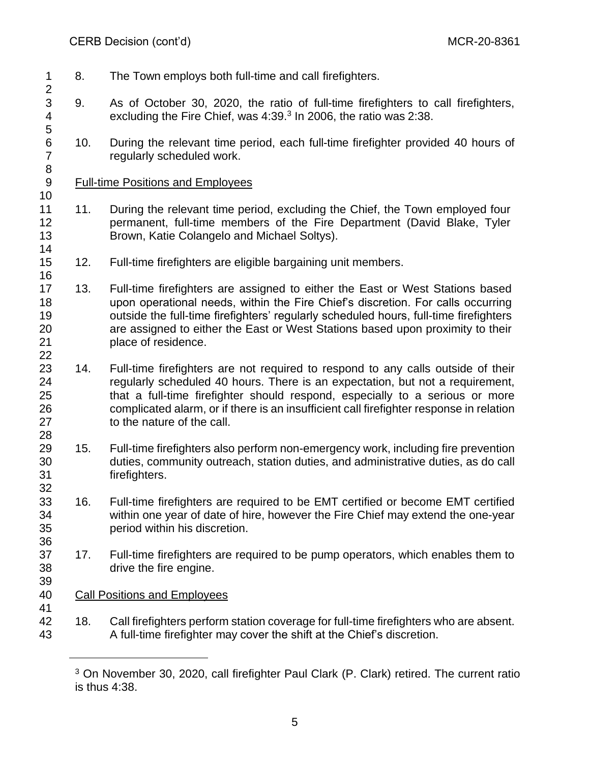8. The Town employs both full-time and call firefighters.

9. As of October 30, 2020, the ratio of full-time firefighters to call firefighters, excluding the Fire Chief, was 4:39.[3] In 2006, the ratio was 2:38.

10. During the relevant time period, each full-time firefighter provided 40 hours of regularly scheduled work.

Full-time Positions and Employees

11. During the relevant time period, excluding the Chief, the Town employed four permanent, full-time members of the Fire Department (David Blake, Tyler Brown, Katie Colangelo and Michael Soltys).

12. Full-time firefighters are eligible bargaining unit members.

13. Full-time firefighters are assigned to either the East or West Stations based upon operational needs, within the Fire Chief's discretion. For calls occurring outside the full-time firefighters' regularly scheduled hours, full-time firefighters are assigned to either the East or West Stations based upon proximity to their place of residence.

14. Full-time firefighters are not required to respond to any calls outside of their regularly scheduled 40 hours. There is an expectation, but not a requirement, that a full-time firefighter should respond, especially to a serious or more complicated alarm, or if there is an insufficient call firefighter response in relation to the nature of the call.

15. Full-time firefighters also perform non-emergency work, including fire prevention duties, community outreach, station duties, and administrative duties, as do call firefighters.

16. Full-time firefighters are required to be EMT certified or become EMT certified within one year of date of hire, however the Fire Chief may extend the one-year period within his discretion.

17. Full-time firefighters are required to be pump operators, which enables them to drive the fire engine.

Call Positions and Employees

18. Call firefighters perform station coverage for full-time firefighters who are absent. A full-time firefighter may cover the shift at the Chief's discretion.

---

[3] On November 30, 2020, call firefighter Paul Clark (P. Clark) retired. The current ratio is thus 4:38.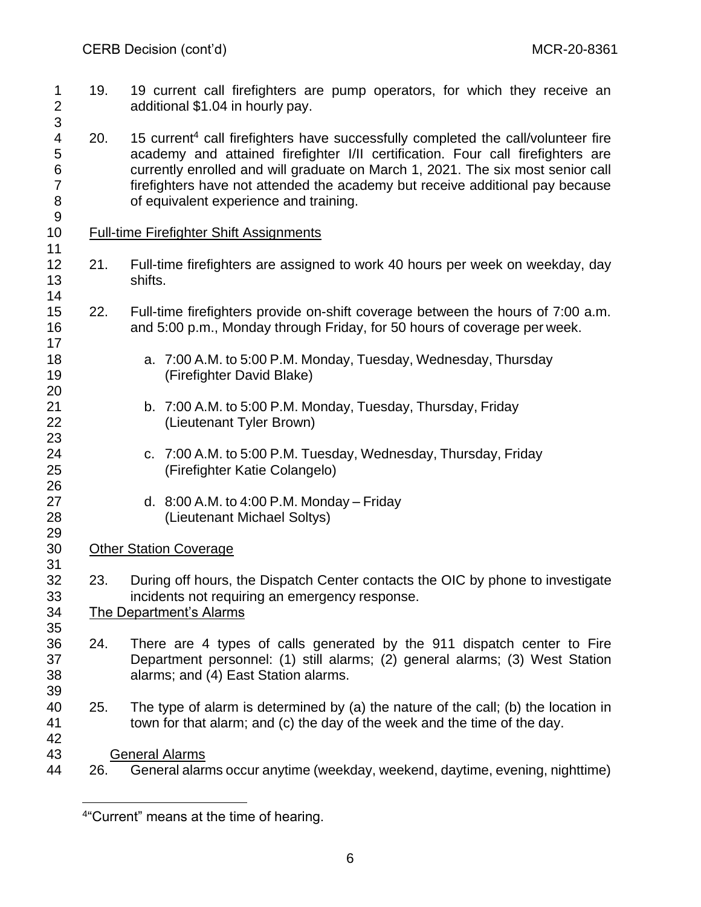19. 19 current call firefighters are pump operators, for which they receive an additional $1.04 in hourly pay.

20. 15 current[4] call firefighters have successfully completed the call/volunteer fire academy and attained firefighter I/II certification. Four call firefighters are currently enrolled and will graduate on March 1, 2021. The six most senior call firefighters have not attended the academy but receive additional pay because of equivalent experience and training.

<u>Full-time Firefighter Shift Assignments</u>

21. Full-time firefighters are assigned to work 40 hours per week on weekday, day shifts.

22. Full-time firefighters provide on-shift coverage between the hours of 7:00 a.m. and 5:00 p.m., Monday through Friday, for 50 hours of coverage per week.

    a. 7:00 A.M. to 5:00 P.M. Monday, Tuesday, Wednesday, Thursday (Firefighter David Blake)

    b. 7:00 A.M. to 5:00 P.M. Monday, Tuesday, Thursday, Friday (Lieutenant Tyler Brown)

    c. 7:00 A.M. to 5:00 P.M. Tuesday, Wednesday, Thursday, Friday (Firefighter Katie Colangelo)

    d. 8:00 A.M. to 4:00 P.M. Monday – Friday (Lieutenant Michael Soltys)

<u>Other Station Coverage</u>

23. During off hours, the Dispatch Center contacts the OIC by phone to investigate incidents not requiring an emergency response.

<u>The Department's Alarms</u>

24. There are 4 types of calls generated by the 911 dispatch center to Fire Department personnel: (1) still alarms; (2) general alarms; (3) West Station alarms; and (4) East Station alarms.

25. The type of alarm is determined by (a) the nature of the call; (b) the location in town for that alarm; and (c) the day of the week and the time of the day.

<u>General Alarms</u>

26. General alarms occur anytime (weekday, weekend, daytime, evening, nighttime)

[4] "Current" means at the time of hearing.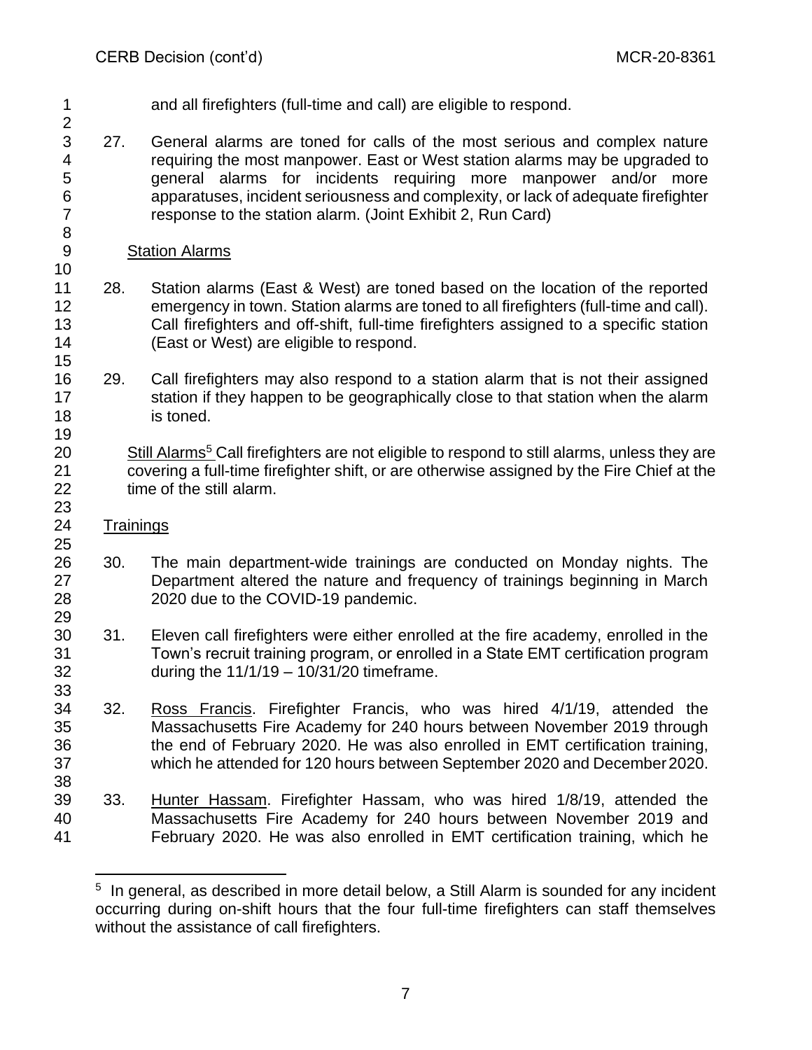and all firefighters (full-time and call) are eligible to respond.

27. General alarms are toned for calls of the most serious and complex nature requiring the most manpower. East or West station alarms may be upgraded to general alarms for incidents requiring more manpower and/or more apparatuses, incident seriousness and complexity, or lack of adequate firefighter response to the station alarm. (Joint Exhibit 2, Run Card)

Station Alarms

28. Station alarms (East & West) are toned based on the location of the reported emergency in town. Station alarms are toned to all firefighters (full-time and call). Call firefighters and off-shift, full-time firefighters assigned to a specific station (East or West) are eligible to respond.

29. Call firefighters may also respond to a station alarm that is not their assigned station if they happen to be geographically close to that station when the alarm is toned.

Still Alarms[5] Call firefighters are not eligible to respond to still alarms, unless they are covering a full-time firefighter shift, or are otherwise assigned by the Fire Chief at the time of the still alarm.

Trainings

30. The main department-wide trainings are conducted on Monday nights. The Department altered the nature and frequency of trainings beginning in March 2020 due to the COVID-19 pandemic.

31. Eleven call firefighters were either enrolled at the fire academy, enrolled in the Town's recruit training program, or enrolled in a State EMT certification program during the 11/1/19 – 10/31/20 timeframe.

32. Ross Francis. Firefighter Francis, who was hired 4/1/19, attended the Massachusetts Fire Academy for 240 hours between November 2019 through the end of February 2020. He was also enrolled in EMT certification training, which he attended for 120 hours between September 2020 and December 2020.

33. Hunter Hassam. Firefighter Hassam, who was hired 1/8/19, attended the Massachusetts Fire Academy for 240 hours between November 2019 and February 2020. He was also enrolled in EMT certification training, which he

---

[5] In general, as described in more detail below, a Still Alarm is sounded for any incident occurring during on-shift hours that the four full-time firefighters can staff themselves without the assistance of call firefighters.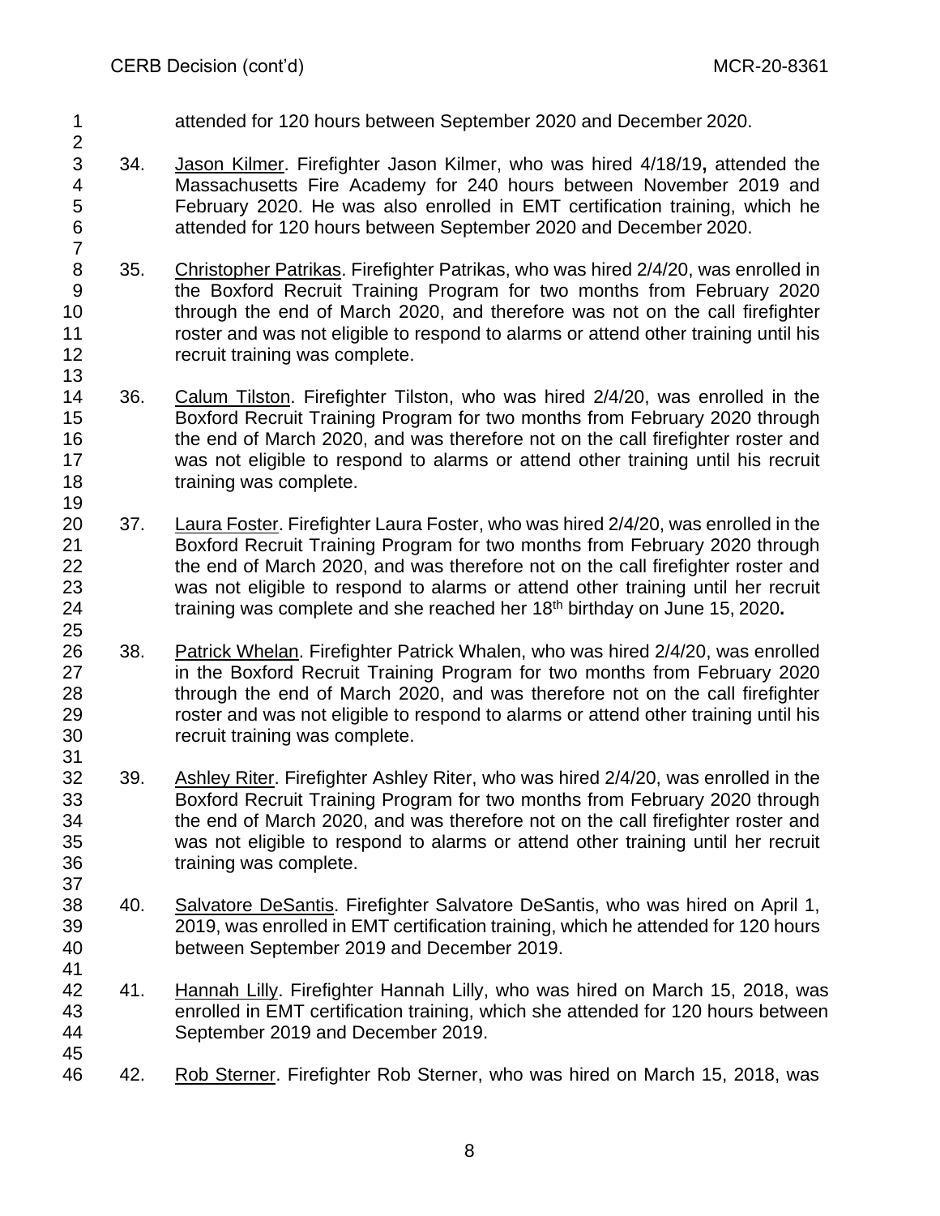attended for 120 hours between September 2020 and December 2020.

34. Jason Kilmer. Firefighter Jason Kilmer, who was hired 4/18/19**,** attended the Massachusetts Fire Academy for 240 hours between November 2019 and February 2020. He was also enrolled in EMT certification training, which he attended for 120 hours between September 2020 and December 2020.

35. Christopher Patrikas. Firefighter Patrikas, who was hired 2/4/20, was enrolled in the Boxford Recruit Training Program for two months from February 2020 through the end of March 2020, and therefore was not on the call firefighter roster and was not eligible to respond to alarms or attend other training until his recruit training was complete.

36. Calum Tilston. Firefighter Tilston, who was hired 2/4/20, was enrolled in the Boxford Recruit Training Program for two months from February 2020 through the end of March 2020, and was therefore not on the call firefighter roster and was not eligible to respond to alarms or attend other training until his recruit training was complete.

37. Laura Foster. Firefighter Laura Foster, who was hired 2/4/20, was enrolled in the Boxford Recruit Training Program for two months from February 2020 through the end of March 2020, and was therefore not on the call firefighter roster and was not eligible to respond to alarms or attend other training until her recruit training was complete and she reached her 18th birthday on June 15, 2020**.**

38. Patrick Whelan. Firefighter Patrick Whalen, who was hired 2/4/20, was enrolled in the Boxford Recruit Training Program for two months from February 2020 through the end of March 2020, and was therefore not on the call firefighter roster and was not eligible to respond to alarms or attend other training until his recruit training was complete.

39. Ashley Riter. Firefighter Ashley Riter, who was hired 2/4/20, was enrolled in the Boxford Recruit Training Program for two months from February 2020 through the end of March 2020, and was therefore not on the call firefighter roster and was not eligible to respond to alarms or attend other training until her recruit training was complete.

40. Salvatore DeSantis. Firefighter Salvatore DeSantis, who was hired on April 1, 2019, was enrolled in EMT certification training, which he attended for 120 hours between September 2019 and December 2019.

41. Hannah Lilly. Firefighter Hannah Lilly, who was hired on March 15, 2018, was enrolled in EMT certification training, which she attended for 120 hours between September 2019 and December 2019.

42. Rob Sterner. Firefighter Rob Sterner, who was hired on March 15, 2018, was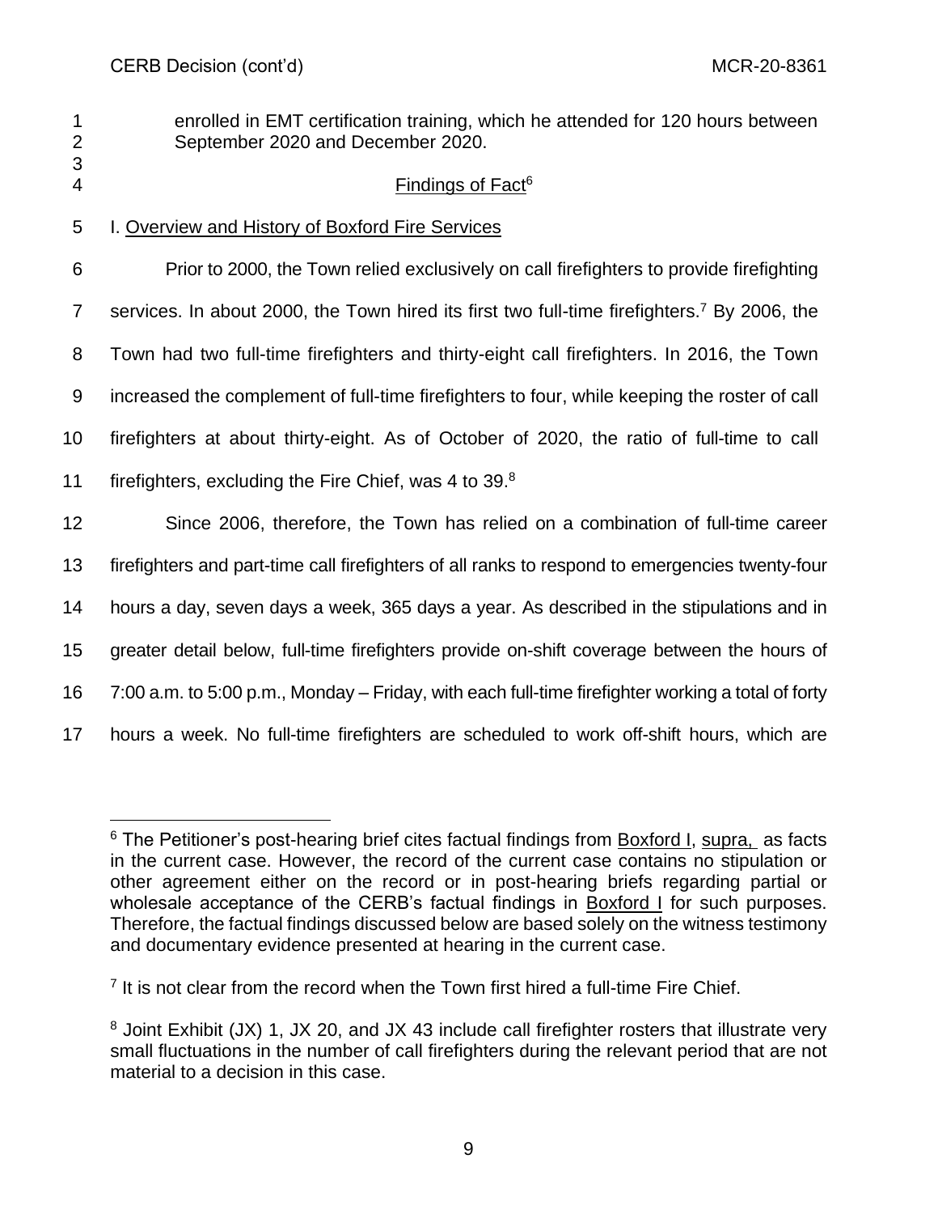enrolled in EMT certification training, which he attended for 120 hours between September 2020 and December 2020.

## Findings of Fact[6]

### I. Overview and History of Boxford Fire Services

Prior to 2000, the Town relied exclusively on call firefighters to provide firefighting services. In about 2000, the Town hired its first two full-time firefighters.[7] By 2006, the Town had two full-time firefighters and thirty-eight call firefighters. In 2016, the Town increased the complement of full-time firefighters to four, while keeping the roster of call firefighters at about thirty-eight. As of October of 2020, the ratio of full-time to call firefighters, excluding the Fire Chief, was 4 to 39.[8]

Since 2006, therefore, the Town has relied on a combination of full-time career firefighters and part-time call firefighters of all ranks to respond to emergencies twenty-four hours a day, seven days a week, 365 days a year. As described in the stipulations and in greater detail below, full-time firefighters provide on-shift coverage between the hours of 7:00 a.m. to 5:00 p.m., Monday – Friday, with each full-time firefighter working a total of forty hours a week. No full-time firefighters are scheduled to work off-shift hours, which are

---

[6] The Petitioner's post-hearing brief cites factual findings from Boxford I, supra, as facts in the current case. However, the record of the current case contains no stipulation or other agreement either on the record or in post-hearing briefs regarding partial or wholesale acceptance of the CERB's factual findings in Boxford I for such purposes. Therefore, the factual findings discussed below are based solely on the witness testimony and documentary evidence presented at hearing in the current case.

[7] It is not clear from the record when the Town first hired a full-time Fire Chief.

[8] Joint Exhibit (JX) 1, JX 20, and JX 43 include call firefighter rosters that illustrate very small fluctuations in the number of call firefighters during the relevant period that are not material to a decision in this case.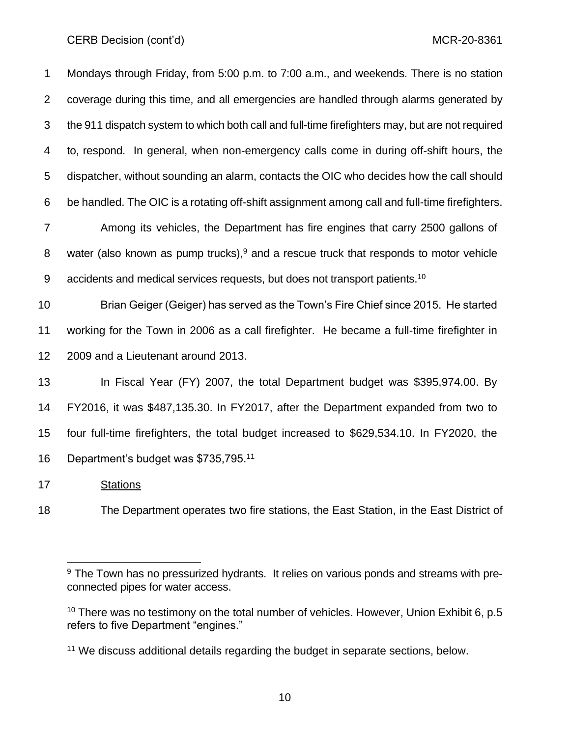Mondays through Friday, from 5:00 p.m. to 7:00 a.m., and weekends. There is no station coverage during this time, and all emergencies are handled through alarms generated by the 911 dispatch system to which both call and full-time firefighters may, but are not required to, respond. In general, when non-emergency calls come in during off-shift hours, the dispatcher, without sounding an alarm, contacts the OIC who decides how the call should be handled. The OIC is a rotating off-shift assignment among call and full-time firefighters.

Among its vehicles, the Department has fire engines that carry 2500 gallons of water (also known as pump trucks),[9] and a rescue truck that responds to motor vehicle accidents and medical services requests, but does not transport patients.[10]

Brian Geiger (Geiger) has served as the Town's Fire Chief since 2015. He started working for the Town in 2006 as a call firefighter. He became a full-time firefighter in 2009 and a Lieutenant around 2013.

In Fiscal Year (FY) 2007, the total Department budget was $395,974.00. By FY2016, it was $487,135.30. In FY2017, after the Department expanded from two to four full-time firefighters, the total budget increased to $629,534.10. In FY2020, the Department's budget was $735,795.[11]

<u>Stations</u>

The Department operates two fire stations, the East Station, in the East District of

---

[9] The Town has no pressurized hydrants. It relies on various ponds and streams with pre-connected pipes for water access.

[10] There was no testimony on the total number of vehicles. However, Union Exhibit 6, p.5 refers to five Department "engines."

[11] We discuss additional details regarding the budget in separate sections, below.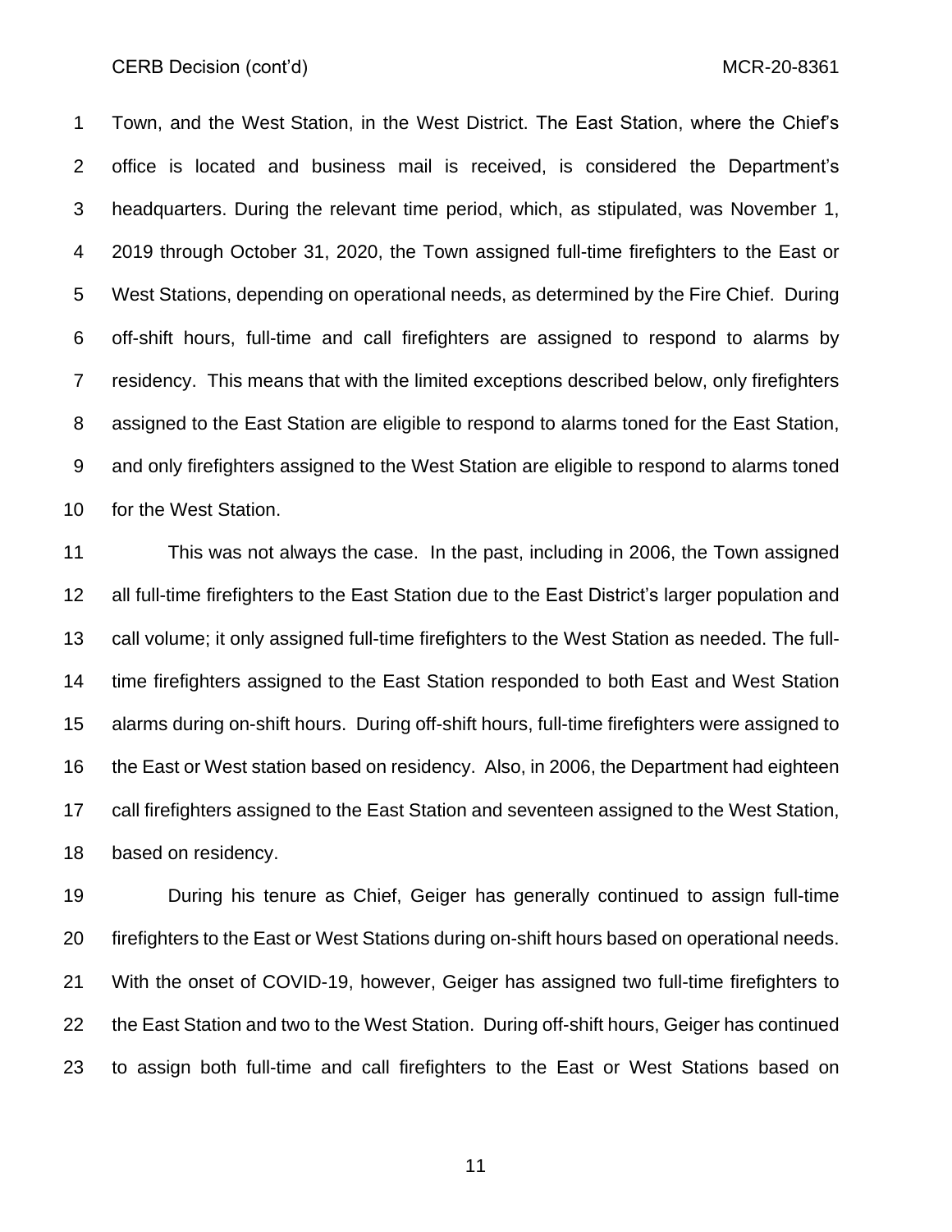Town, and the West Station, in the West District. The East Station, where the Chief's office is located and business mail is received, is considered the Department's headquarters. During the relevant time period, which, as stipulated, was November 1, 2019 through October 31, 2020, the Town assigned full-time firefighters to the East or West Stations, depending on operational needs, as determined by the Fire Chief. During off-shift hours, full-time and call firefighters are assigned to respond to alarms by residency. This means that with the limited exceptions described below, only firefighters assigned to the East Station are eligible to respond to alarms toned for the East Station, and only firefighters assigned to the West Station are eligible to respond to alarms toned for the West Station.

This was not always the case. In the past, including in 2006, the Town assigned all full-time firefighters to the East Station due to the East District's larger population and call volume; it only assigned full-time firefighters to the West Station as needed. The full-time firefighters assigned to the East Station responded to both East and West Station alarms during on-shift hours. During off-shift hours, full-time firefighters were assigned to the East or West station based on residency. Also, in 2006, the Department had eighteen call firefighters assigned to the East Station and seventeen assigned to the West Station, based on residency.

During his tenure as Chief, Geiger has generally continued to assign full-time firefighters to the East or West Stations during on-shift hours based on operational needs. With the onset of COVID-19, however, Geiger has assigned two full-time firefighters to the East Station and two to the West Station. During off-shift hours, Geiger has continued to assign both full-time and call firefighters to the East or West Stations based on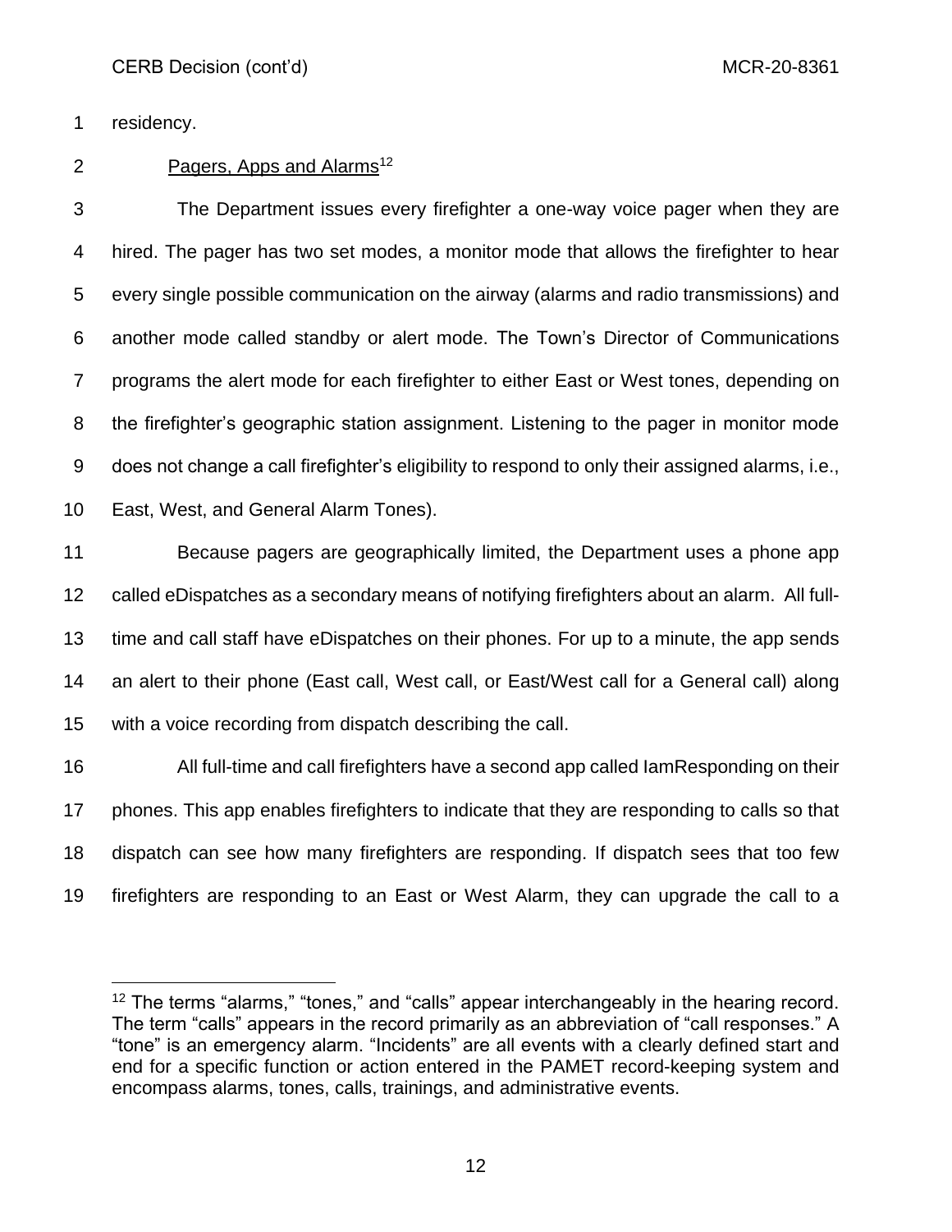residency.

Pagers, Apps and Alarms[12]

The Department issues every firefighter a one-way voice pager when they are hired. The pager has two set modes, a monitor mode that allows the firefighter to hear every single possible communication on the airway (alarms and radio transmissions) and another mode called standby or alert mode. The Town's Director of Communications programs the alert mode for each firefighter to either East or West tones, depending on the firefighter's geographic station assignment. Listening to the pager in monitor mode does not change a call firefighter's eligibility to respond to only their assigned alarms, i.e., East, West, and General Alarm Tones).

Because pagers are geographically limited, the Department uses a phone app called eDispatches as a secondary means of notifying firefighters about an alarm. All full-time and call staff have eDispatches on their phones. For up to a minute, the app sends an alert to their phone (East call, West call, or East/West call for a General call) along with a voice recording from dispatch describing the call.

All full-time and call firefighters have a second app called IamResponding on their phones. This app enables firefighters to indicate that they are responding to calls so that dispatch can see how many firefighters are responding. If dispatch sees that too few firefighters are responding to an East or West Alarm, they can upgrade the call to a

[12] The terms "alarms," "tones," and "calls" appear interchangeably in the hearing record. The term "calls" appears in the record primarily as an abbreviation of "call responses." A "tone" is an emergency alarm. "Incidents" are all events with a clearly defined start and end for a specific function or action entered in the PAMET record-keeping system and encompass alarms, tones, calls, trainings, and administrative events.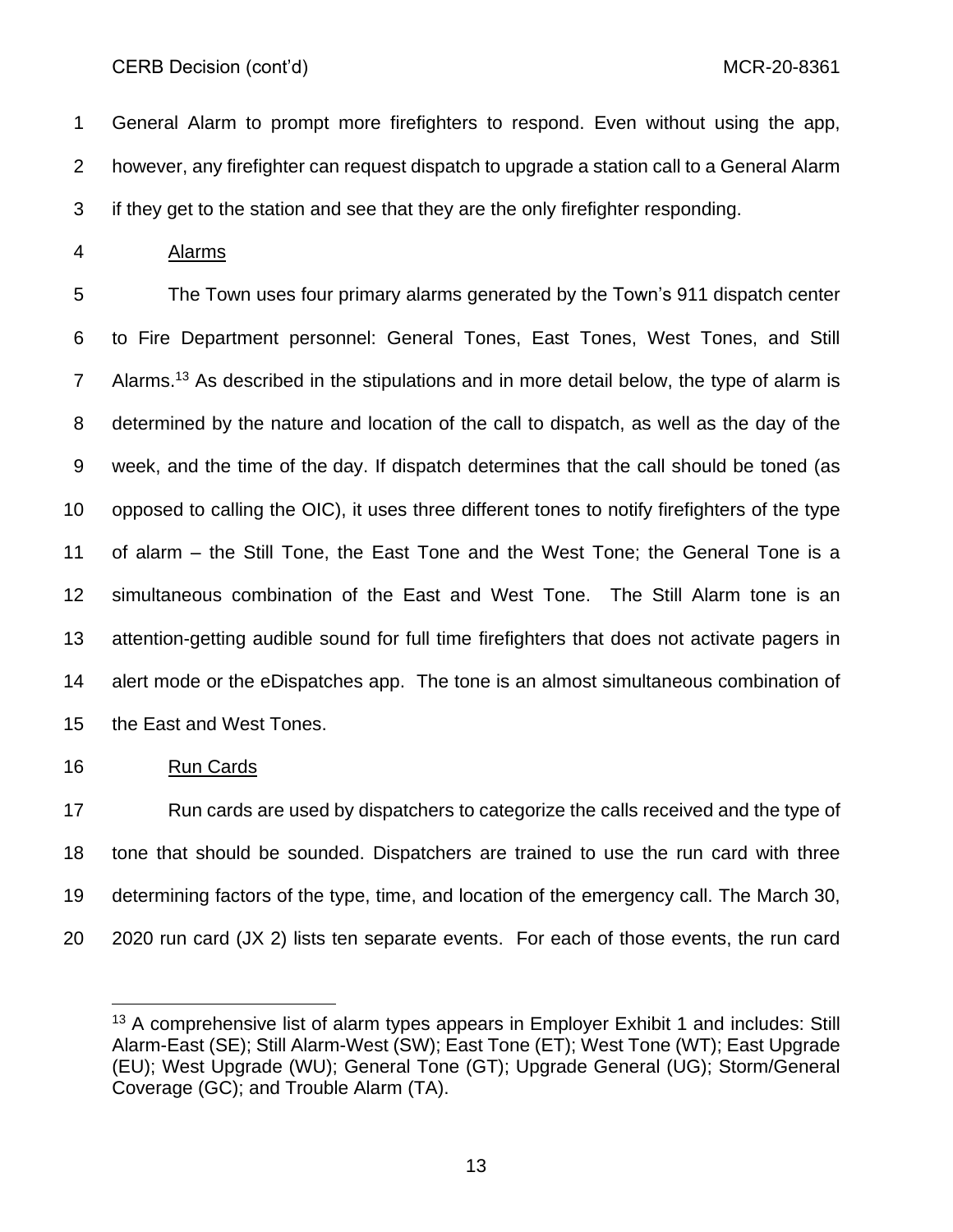General Alarm to prompt more firefighters to respond. Even without using the app, however, any firefighter can request dispatch to upgrade a station call to a General Alarm if they get to the station and see that they are the only firefighter responding.

Alarms

The Town uses four primary alarms generated by the Town's 911 dispatch center to Fire Department personnel: General Tones, East Tones, West Tones, and Still Alarms.[13] As described in the stipulations and in more detail below, the type of alarm is determined by the nature and location of the call to dispatch, as well as the day of the week, and the time of the day. If dispatch determines that the call should be toned (as opposed to calling the OIC), it uses three different tones to notify firefighters of the type of alarm – the Still Tone, the East Tone and the West Tone; the General Tone is a simultaneous combination of the East and West Tone. The Still Alarm tone is an attention-getting audible sound for full time firefighters that does not activate pagers in alert mode or the eDispatches app. The tone is an almost simultaneous combination of the East and West Tones.

Run Cards

Run cards are used by dispatchers to categorize the calls received and the type of tone that should be sounded. Dispatchers are trained to use the run card with three determining factors of the type, time, and location of the emergency call. The March 30, 2020 run card (JX 2) lists ten separate events. For each of those events, the run card

[13] A comprehensive list of alarm types appears in Employer Exhibit 1 and includes: Still Alarm-East (SE); Still Alarm-West (SW); East Tone (ET); West Tone (WT); East Upgrade (EU); West Upgrade (WU); General Tone (GT); Upgrade General (UG); Storm/General Coverage (GC); and Trouble Alarm (TA).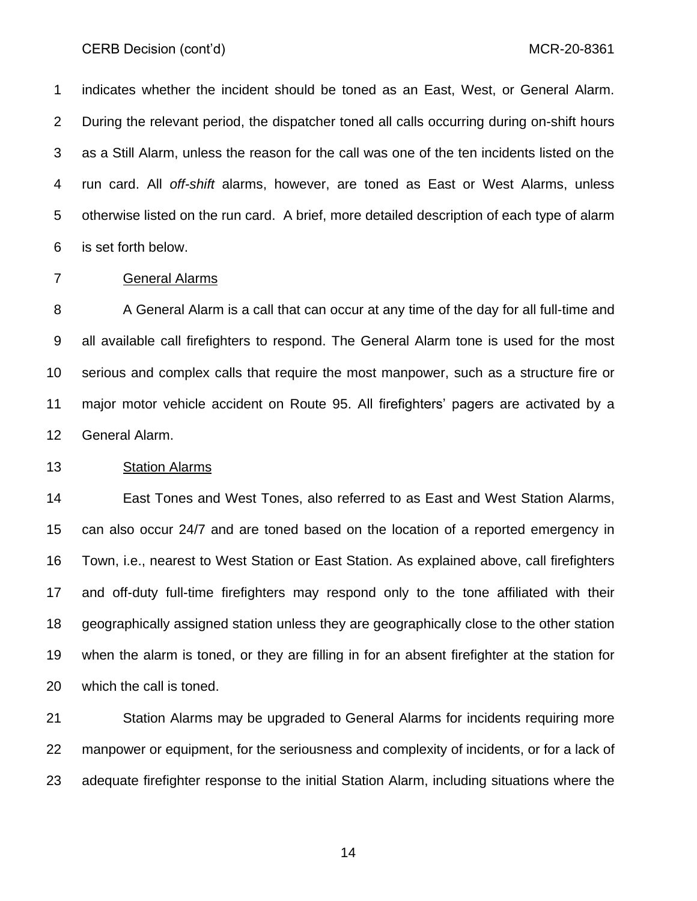indicates whether the incident should be toned as an East, West, or General Alarm. During the relevant period, the dispatcher toned all calls occurring during on-shift hours as a Still Alarm, unless the reason for the call was one of the ten incidents listed on the run card. All *off-shift* alarms, however, are toned as East or West Alarms, unless otherwise listed on the run card. A brief, more detailed description of each type of alarm is set forth below.

General Alarms

A General Alarm is a call that can occur at any time of the day for all full-time and all available call firefighters to respond. The General Alarm tone is used for the most serious and complex calls that require the most manpower, such as a structure fire or major motor vehicle accident on Route 95. All firefighters' pagers are activated by a General Alarm.

Station Alarms

East Tones and West Tones, also referred to as East and West Station Alarms, can also occur 24/7 and are toned based on the location of a reported emergency in Town, i.e., nearest to West Station or East Station. As explained above, call firefighters and off-duty full-time firefighters may respond only to the tone affiliated with their geographically assigned station unless they are geographically close to the other station when the alarm is toned, or they are filling in for an absent firefighter at the station for which the call is toned.

Station Alarms may be upgraded to General Alarms for incidents requiring more manpower or equipment, for the seriousness and complexity of incidents, or for a lack of adequate firefighter response to the initial Station Alarm, including situations where the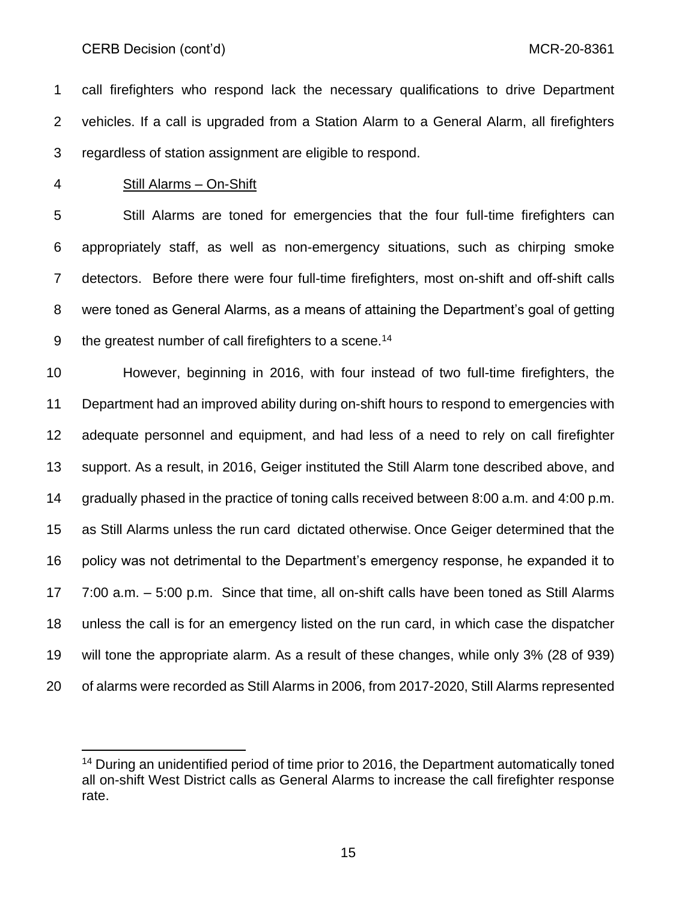call firefighters who respond lack the necessary qualifications to drive Department vehicles. If a call is upgraded from a Station Alarm to a General Alarm, all firefighters regardless of station assignment are eligible to respond.

Still Alarms – On-Shift

Still Alarms are toned for emergencies that the four full-time firefighters can appropriately staff, as well as non-emergency situations, such as chirping smoke detectors. Before there were four full-time firefighters, most on-shift and off-shift calls were toned as General Alarms, as a means of attaining the Department's goal of getting the greatest number of call firefighters to a scene.[14]

However, beginning in 2016, with four instead of two full-time firefighters, the Department had an improved ability during on-shift hours to respond to emergencies with adequate personnel and equipment, and had less of a need to rely on call firefighter support. As a result, in 2016, Geiger instituted the Still Alarm tone described above, and gradually phased in the practice of toning calls received between 8:00 a.m. and 4:00 p.m. as Still Alarms unless the run card dictated otherwise. Once Geiger determined that the policy was not detrimental to the Department's emergency response, he expanded it to 7:00 a.m. – 5:00 p.m. Since that time, all on-shift calls have been toned as Still Alarms unless the call is for an emergency listed on the run card, in which case the dispatcher will tone the appropriate alarm. As a result of these changes, while only 3% (28 of 939) of alarms were recorded as Still Alarms in 2006, from 2017-2020, Still Alarms represented

---

[14] During an unidentified period of time prior to 2016, the Department automatically toned all on-shift West District calls as General Alarms to increase the call firefighter response rate.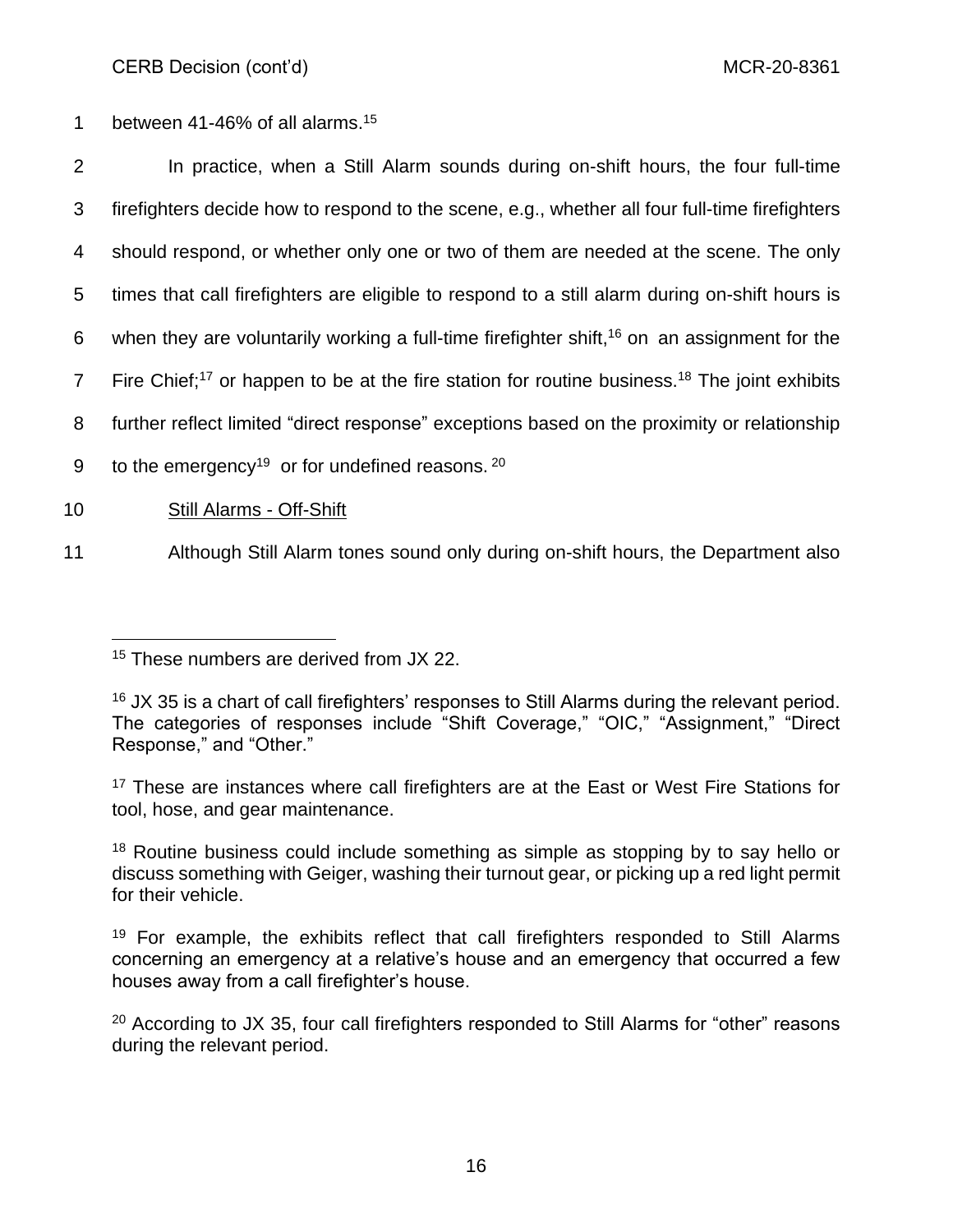between 41-46% of all alarms.[15]

In practice, when a Still Alarm sounds during on-shift hours, the four full-time firefighters decide how to respond to the scene, e.g., whether all four full-time firefighters should respond, or whether only one or two of them are needed at the scene. The only times that call firefighters are eligible to respond to a still alarm during on-shift hours is when they are voluntarily working a full-time firefighter shift,[16] on an assignment for the Fire Chief;[17] or happen to be at the fire station for routine business.[18] The joint exhibits further reflect limited "direct response" exceptions based on the proximity or relationship to the emergency[19] or for undefined reasons.[20]

<u>Still Alarms - Off-Shift</u>

Although Still Alarm tones sound only during on-shift hours, the Department also

---

[15] These numbers are derived from JX 22.

[16] JX 35 is a chart of call firefighters' responses to Still Alarms during the relevant period. The categories of responses include "Shift Coverage," "OIC," "Assignment," "Direct Response," and "Other."

[17] These are instances where call firefighters are at the East or West Fire Stations for tool, hose, and gear maintenance.

[18] Routine business could include something as simple as stopping by to say hello or discuss something with Geiger, washing their turnout gear, or picking up a red light permit for their vehicle.

[19] For example, the exhibits reflect that call firefighters responded to Still Alarms concerning an emergency at a relative's house and an emergency that occurred a few houses away from a call firefighter's house.

[20] According to JX 35, four call firefighters responded to Still Alarms for "other" reasons during the relevant period.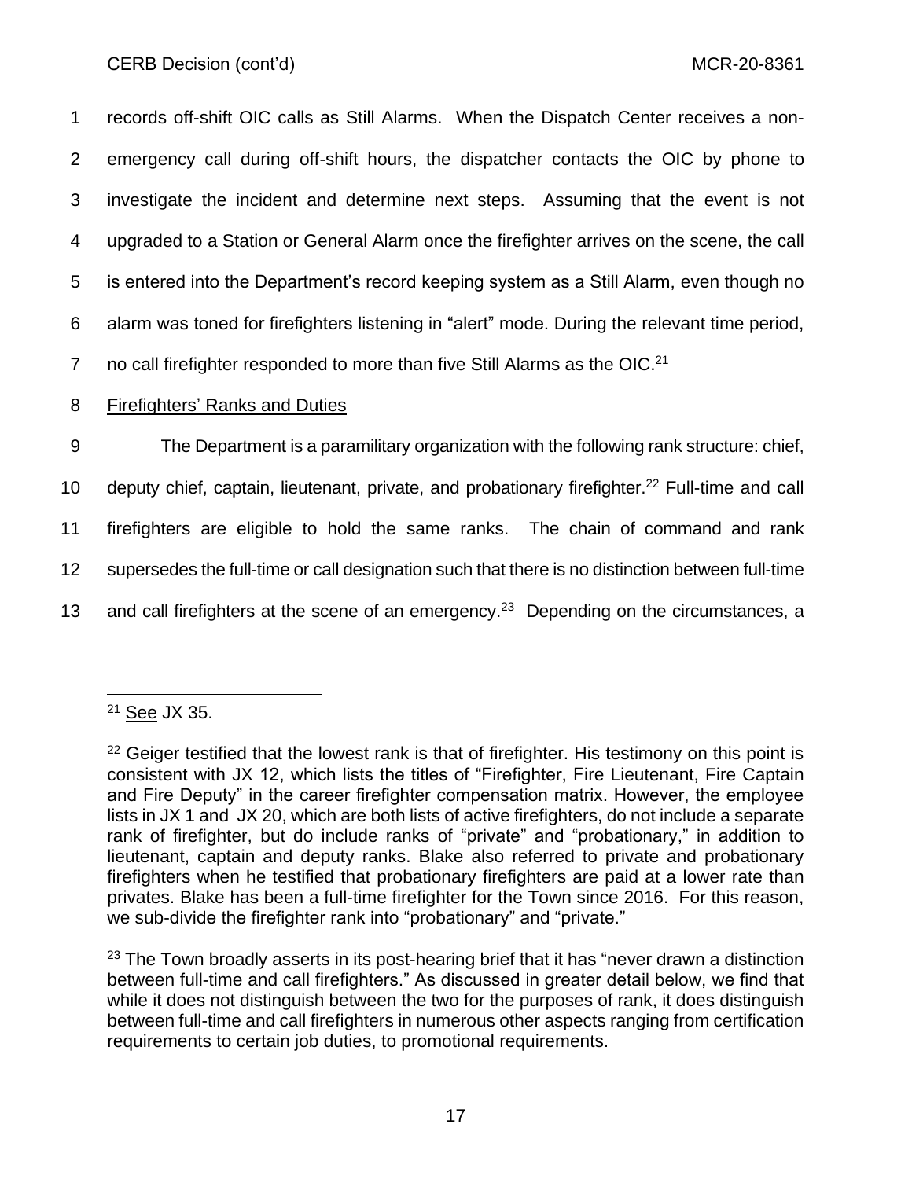records off-shift OIC calls as Still Alarms. When the Dispatch Center receives a non-emergency call during off-shift hours, the dispatcher contacts the OIC by phone to investigate the incident and determine next steps. Assuming that the event is not upgraded to a Station or General Alarm once the firefighter arrives on the scene, the call is entered into the Department's record keeping system as a Still Alarm, even though no alarm was toned for firefighters listening in "alert" mode. During the relevant time period, no call firefighter responded to more than five Still Alarms as the OIC.[21]

Firefighters' Ranks and Duties

The Department is a paramilitary organization with the following rank structure: chief, deputy chief, captain, lieutenant, private, and probationary firefighter.[22] Full-time and call firefighters are eligible to hold the same ranks. The chain of command and rank supersedes the full-time or call designation such that there is no distinction between full-time and call firefighters at the scene of an emergency.[23] Depending on the circumstances, a

---

[21] See JX 35.

[22] Geiger testified that the lowest rank is that of firefighter. His testimony on this point is consistent with JX 12, which lists the titles of "Firefighter, Fire Lieutenant, Fire Captain and Fire Deputy" in the career firefighter compensation matrix. However, the employee lists in JX 1 and JX 20, which are both lists of active firefighters, do not include a separate rank of firefighter, but do include ranks of "private" and "probationary," in addition to lieutenant, captain and deputy ranks. Blake also referred to private and probationary firefighters when he testified that probationary firefighters are paid at a lower rate than privates. Blake has been a full-time firefighter for the Town since 2016. For this reason, we sub-divide the firefighter rank into "probationary" and "private."

[23] The Town broadly asserts in its post-hearing brief that it has "never drawn a distinction between full-time and call firefighters." As discussed in greater detail below, we find that while it does not distinguish between the two for the purposes of rank, it does distinguish between full-time and call firefighters in numerous other aspects ranging from certification requirements to certain job duties, to promotional requirements.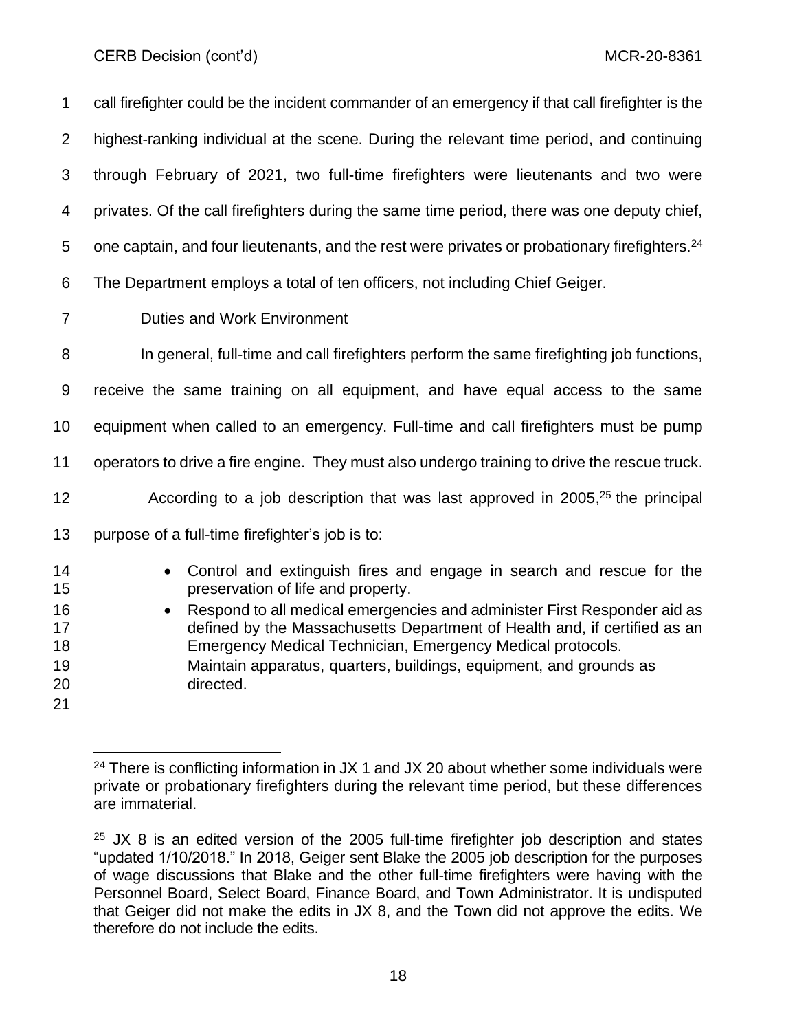call firefighter could be the incident commander of an emergency if that call firefighter is the highest-ranking individual at the scene. During the relevant time period, and continuing through February of 2021, two full-time firefighters were lieutenants and two were privates. Of the call firefighters during the same time period, there was one deputy chief, one captain, and four lieutenants, and the rest were privates or probationary firefighters.[24] The Department employs a total of ten officers, not including Chief Geiger.

Duties and Work Environment

In general, full-time and call firefighters perform the same firefighting job functions, receive the same training on all equipment, and have equal access to the same equipment when called to an emergency. Full-time and call firefighters must be pump operators to drive a fire engine. They must also undergo training to drive the rescue truck.

According to a job description that was last approved in 2005,[25] the principal purpose of a full-time firefighter's job is to:

- Control and extinguish fires and engage in search and rescue for the preservation of life and property.
- Respond to all medical emergencies and administer First Responder aid as defined by the Massachusetts Department of Health and, if certified as an Emergency Medical Technician, Emergency Medical protocols.
- Maintain apparatus, quarters, buildings, equipment, and grounds as directed.

---

[24] There is conflicting information in JX 1 and JX 20 about whether some individuals were private or probationary firefighters during the relevant time period, but these differences are immaterial.

[25] JX 8 is an edited version of the 2005 full-time firefighter job description and states "updated 1/10/2018." In 2018, Geiger sent Blake the 2005 job description for the purposes of wage discussions that Blake and the other full-time firefighters were having with the Personnel Board, Select Board, Finance Board, and Town Administrator. It is undisputed that Geiger did not make the edits in JX 8, and the Town did not approve the edits. We therefore do not include the edits.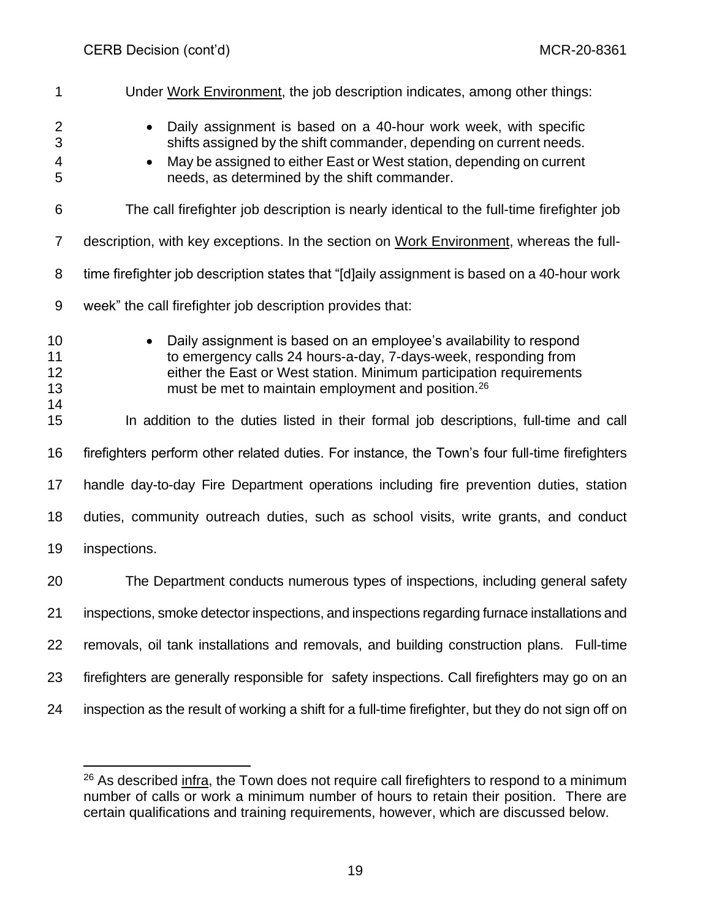Under Work Environment, the job description indicates, among other things:

- Daily assignment is based on a 40-hour work week, with specific shifts assigned by the shift commander, depending on current needs.
- May be assigned to either East or West station, depending on current needs, as determined by the shift commander.

The call firefighter job description is nearly identical to the full-time firefighter job description, with key exceptions. In the section on Work Environment, whereas the full-time firefighter job description states that "[d]aily assignment is based on a 40-hour work week" the call firefighter job description provides that:

- Daily assignment is based on an employee's availability to respond to emergency calls 24 hours-a-day, 7-days-week, responding from either the East or West station. Minimum participation requirements must be met to maintain employment and position.[26]

In addition to the duties listed in their formal job descriptions, full-time and call firefighters perform other related duties. For instance, the Town's four full-time firefighters handle day-to-day Fire Department operations including fire prevention duties, station duties, community outreach duties, such as school visits, write grants, and conduct inspections.

The Department conducts numerous types of inspections, including general safety inspections, smoke detector inspections, and inspections regarding furnace installations and removals, oil tank installations and removals, and building construction plans. Full-time firefighters are generally responsible for safety inspections. Call firefighters may go on an inspection as the result of working a shift for a full-time firefighter, but they do not sign off on

[26] As described infra, the Town does not require call firefighters to respond to a minimum number of calls or work a minimum number of hours to retain their position. There are certain qualifications and training requirements, however, which are discussed below.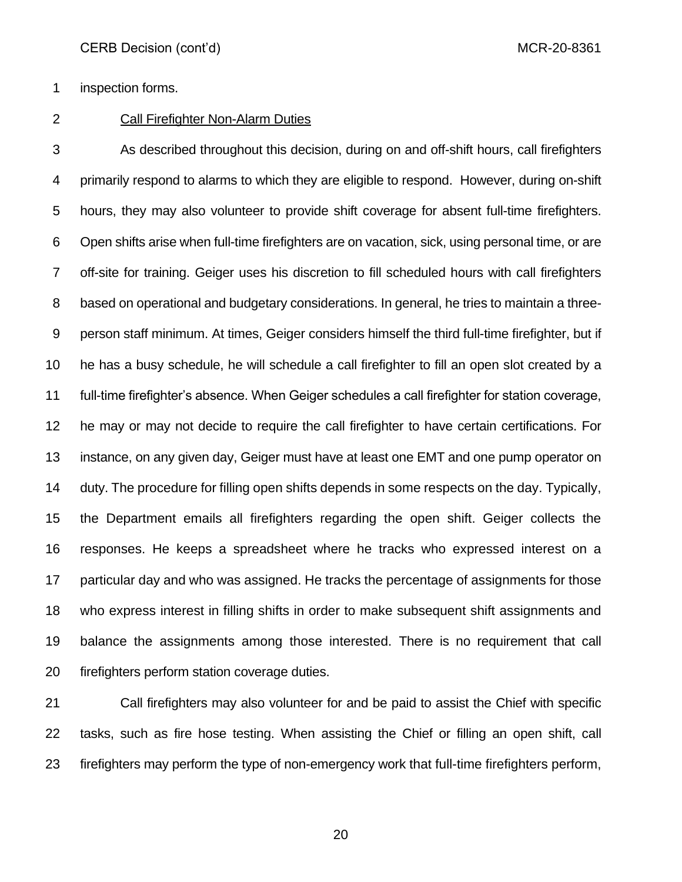inspection forms.

Call Firefighter Non-Alarm Duties

As described throughout this decision, during on and off-shift hours, call firefighters primarily respond to alarms to which they are eligible to respond. However, during on-shift hours, they may also volunteer to provide shift coverage for absent full-time firefighters. Open shifts arise when full-time firefighters are on vacation, sick, using personal time, or are off-site for training. Geiger uses his discretion to fill scheduled hours with call firefighters based on operational and budgetary considerations. In general, he tries to maintain a three-person staff minimum. At times, Geiger considers himself the third full-time firefighter, but if he has a busy schedule, he will schedule a call firefighter to fill an open slot created by a full-time firefighter's absence. When Geiger schedules a call firefighter for station coverage, he may or may not decide to require the call firefighter to have certain certifications. For instance, on any given day, Geiger must have at least one EMT and one pump operator on duty. The procedure for filling open shifts depends in some respects on the day. Typically, the Department emails all firefighters regarding the open shift. Geiger collects the responses. He keeps a spreadsheet where he tracks who expressed interest on a particular day and who was assigned. He tracks the percentage of assignments for those who express interest in filling shifts in order to make subsequent shift assignments and balance the assignments among those interested. There is no requirement that call firefighters perform station coverage duties.

Call firefighters may also volunteer for and be paid to assist the Chief with specific tasks, such as fire hose testing. When assisting the Chief or filling an open shift, call firefighters may perform the type of non-emergency work that full-time firefighters perform,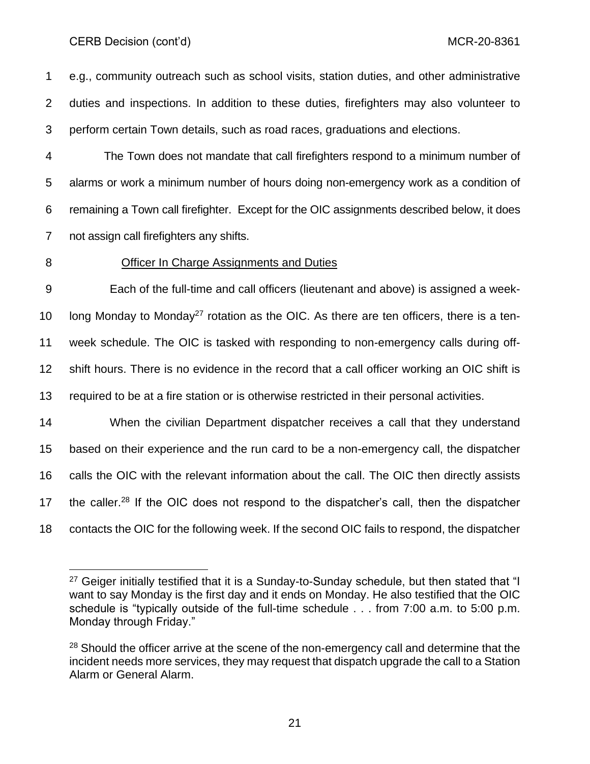e.g., community outreach such as school visits, station duties, and other administrative duties and inspections. In addition to these duties, firefighters may also volunteer to perform certain Town details, such as road races, graduations and elections.

The Town does not mandate that call firefighters respond to a minimum number of alarms or work a minimum number of hours doing non-emergency work as a condition of remaining a Town call firefighter. Except for the OIC assignments described below, it does not assign call firefighters any shifts.

<u>Officer In Charge Assignments and Duties</u>

Each of the full-time and call officers (lieutenant and above) is assigned a week-long Monday to Monday[27] rotation as the OIC. As there are ten officers, there is a ten-week schedule. The OIC is tasked with responding to non-emergency calls during off-shift hours. There is no evidence in the record that a call officer working an OIC shift is required to be at a fire station or is otherwise restricted in their personal activities.

When the civilian Department dispatcher receives a call that they understand based on their experience and the run card to be a non-emergency call, the dispatcher calls the OIC with the relevant information about the call. The OIC then directly assists the caller.[28] If the OIC does not respond to the dispatcher's call, then the dispatcher contacts the OIC for the following week. If the second OIC fails to respond, the dispatcher

---

[27] Geiger initially testified that it is a Sunday-to-Sunday schedule, but then stated that "I want to say Monday is the first day and it ends on Monday. He also testified that the OIC schedule is "typically outside of the full-time schedule . . . from 7:00 a.m. to 5:00 p.m. Monday through Friday."

[28] Should the officer arrive at the scene of the non-emergency call and determine that the incident needs more services, they may request that dispatch upgrade the call to a Station Alarm or General Alarm.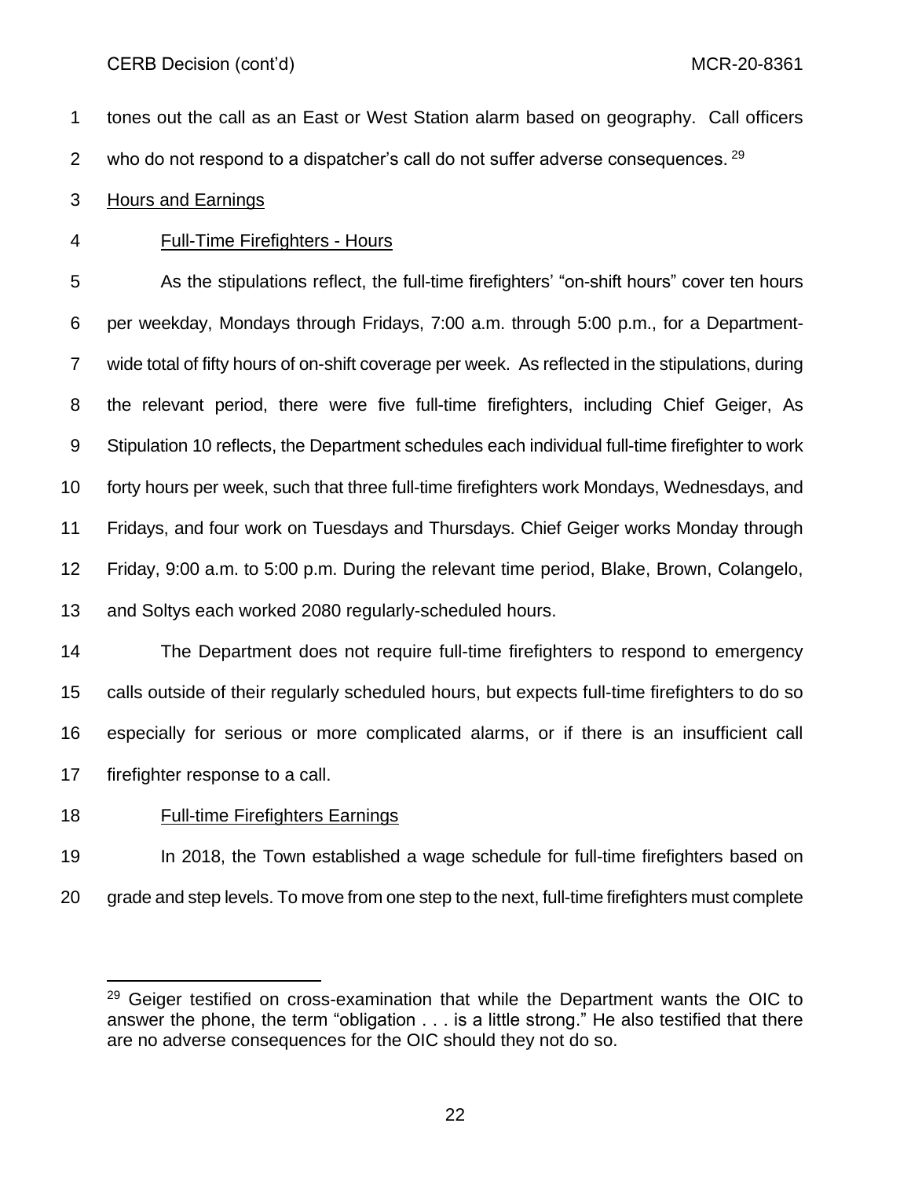tones out the call as an East or West Station alarm based on geography. Call officers who do not respond to a dispatcher's call do not suffer adverse consequences.[29]

Hours and Earnings

Full-Time Firefighters - Hours

As the stipulations reflect, the full-time firefighters' "on-shift hours" cover ten hours per weekday, Mondays through Fridays, 7:00 a.m. through 5:00 p.m., for a Department-wide total of fifty hours of on-shift coverage per week. As reflected in the stipulations, during the relevant period, there were five full-time firefighters, including Chief Geiger, As Stipulation 10 reflects, the Department schedules each individual full-time firefighter to work forty hours per week, such that three full-time firefighters work Mondays, Wednesdays, and Fridays, and four work on Tuesdays and Thursdays. Chief Geiger works Monday through Friday, 9:00 a.m. to 5:00 p.m. During the relevant time period, Blake, Brown, Colangelo, and Soltys each worked 2080 regularly-scheduled hours.

The Department does not require full-time firefighters to respond to emergency calls outside of their regularly scheduled hours, but expects full-time firefighters to do so especially for serious or more complicated alarms, or if there is an insufficient call firefighter response to a call.

Full-time Firefighters Earnings

In 2018, the Town established a wage schedule for full-time firefighters based on grade and step levels. To move from one step to the next, full-time firefighters must complete

---

[29] Geiger testified on cross-examination that while the Department wants the OIC to answer the phone, the term "obligation . . . is a little strong." He also testified that there are no adverse consequences for the OIC should they not do so.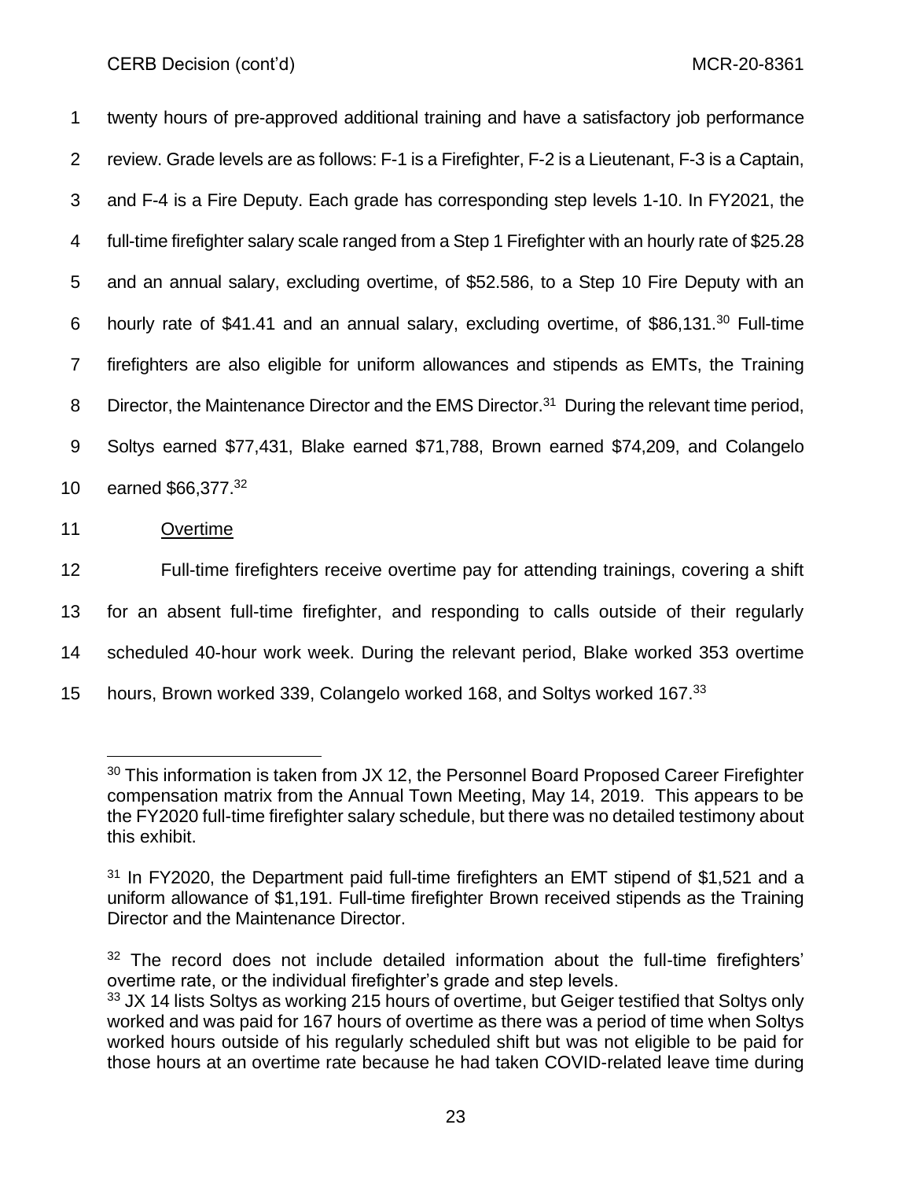twenty hours of pre-approved additional training and have a satisfactory job performance review. Grade levels are as follows: F-1 is a Firefighter, F-2 is a Lieutenant, F-3 is a Captain, and F-4 is a Fire Deputy. Each grade has corresponding step levels 1-10. In FY2021, the full-time firefighter salary scale ranged from a Step 1 Firefighter with an hourly rate of $25.28 and an annual salary, excluding overtime, of $52.586, to a Step 10 Fire Deputy with an hourly rate of $41.41 and an annual salary, excluding overtime, of $86,131.[30] Full-time firefighters are also eligible for uniform allowances and stipends as EMTs, the Training Director, the Maintenance Director and the EMS Director.[31] During the relevant time period, Soltys earned $77,431, Blake earned $71,788, Brown earned $74,209, and Colangelo earned $66,377.[32]

<u>Overtime</u>

Full-time firefighters receive overtime pay for attending trainings, covering a shift for an absent full-time firefighter, and responding to calls outside of their regularly scheduled 40-hour work week. During the relevant period, Blake worked 353 overtime hours, Brown worked 339, Colangelo worked 168, and Soltys worked 167.[33]

---

[30] This information is taken from JX 12, the Personnel Board Proposed Career Firefighter compensation matrix from the Annual Town Meeting, May 14, 2019. This appears to be the FY2020 full-time firefighter salary schedule, but there was no detailed testimony about this exhibit.

[31] In FY2020, the Department paid full-time firefighters an EMT stipend of $1,521 and a uniform allowance of $1,191. Full-time firefighter Brown received stipends as the Training Director and the Maintenance Director.

[32] The record does not include detailed information about the full-time firefighters' overtime rate, or the individual firefighter's grade and step levels.

[33] JX 14 lists Soltys as working 215 hours of overtime, but Geiger testified that Soltys only worked and was paid for 167 hours of overtime as there was a period of time when Soltys worked hours outside of his regularly scheduled shift but was not eligible to be paid for those hours at an overtime rate because he had taken COVID-related leave time during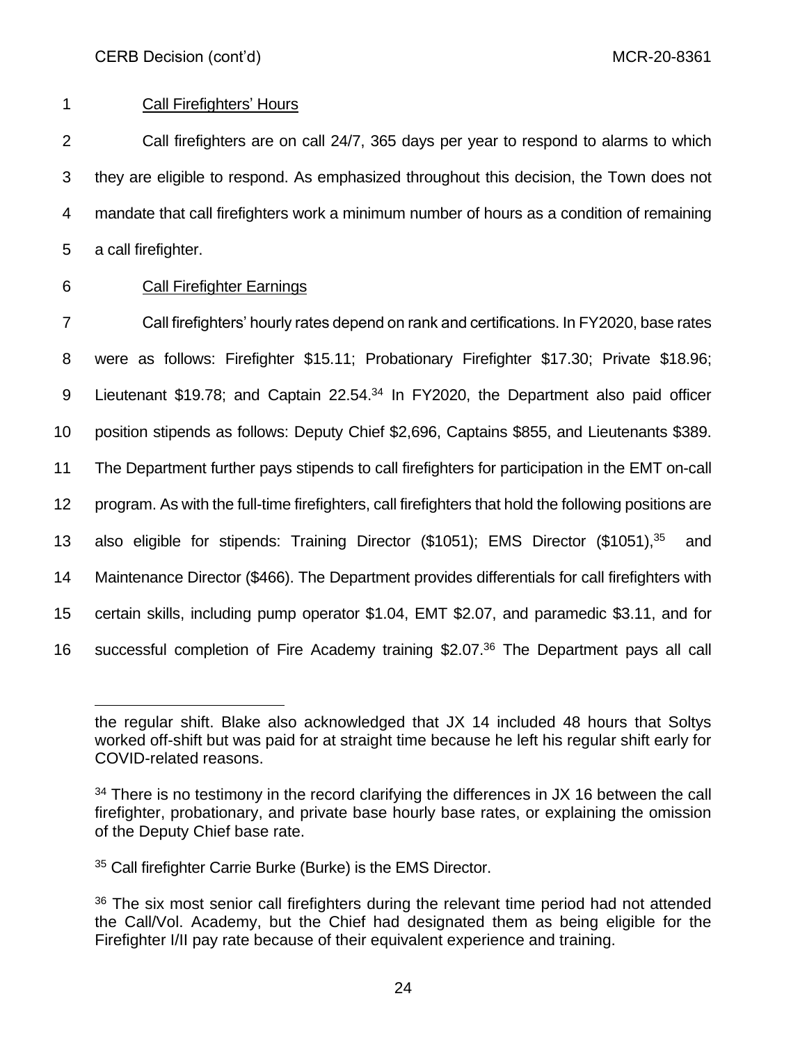Call Firefighters' Hours

Call firefighters are on call 24/7, 365 days per year to respond to alarms to which they are eligible to respond. As emphasized throughout this decision, the Town does not mandate that call firefighters work a minimum number of hours as a condition of remaining a call firefighter.

Call Firefighter Earnings

Call firefighters' hourly rates depend on rank and certifications. In FY2020, base rates were as follows: Firefighter $15.11; Probationary Firefighter $17.30; Private $18.96; Lieutenant $19.78; and Captain 22.54.[34] In FY2020, the Department also paid officer position stipends as follows: Deputy Chief $2,696, Captains $855, and Lieutenants $389. The Department further pays stipends to call firefighters for participation in the EMT on-call program. As with the full-time firefighters, call firefighters that hold the following positions are also eligible for stipends: Training Director ($1051); EMS Director ($1051),[35] and Maintenance Director ($466). The Department provides differentials for call firefighters with certain skills, including pump operator $1.04, EMT $2.07, and paramedic $3.11, and for successful completion of Fire Academy training $2.07.[36] The Department pays all call

---

the regular shift. Blake also acknowledged that JX 14 included 48 hours that Soltys worked off-shift but was paid for at straight time because he left his regular shift early for COVID-related reasons.

[34] There is no testimony in the record clarifying the differences in JX 16 between the call firefighter, probationary, and private base hourly base rates, or explaining the omission of the Deputy Chief base rate.

[35] Call firefighter Carrie Burke (Burke) is the EMS Director.

[36] The six most senior call firefighters during the relevant time period had not attended the Call/Vol. Academy, but the Chief had designated them as being eligible for the Firefighter I/II pay rate because of their equivalent experience and training.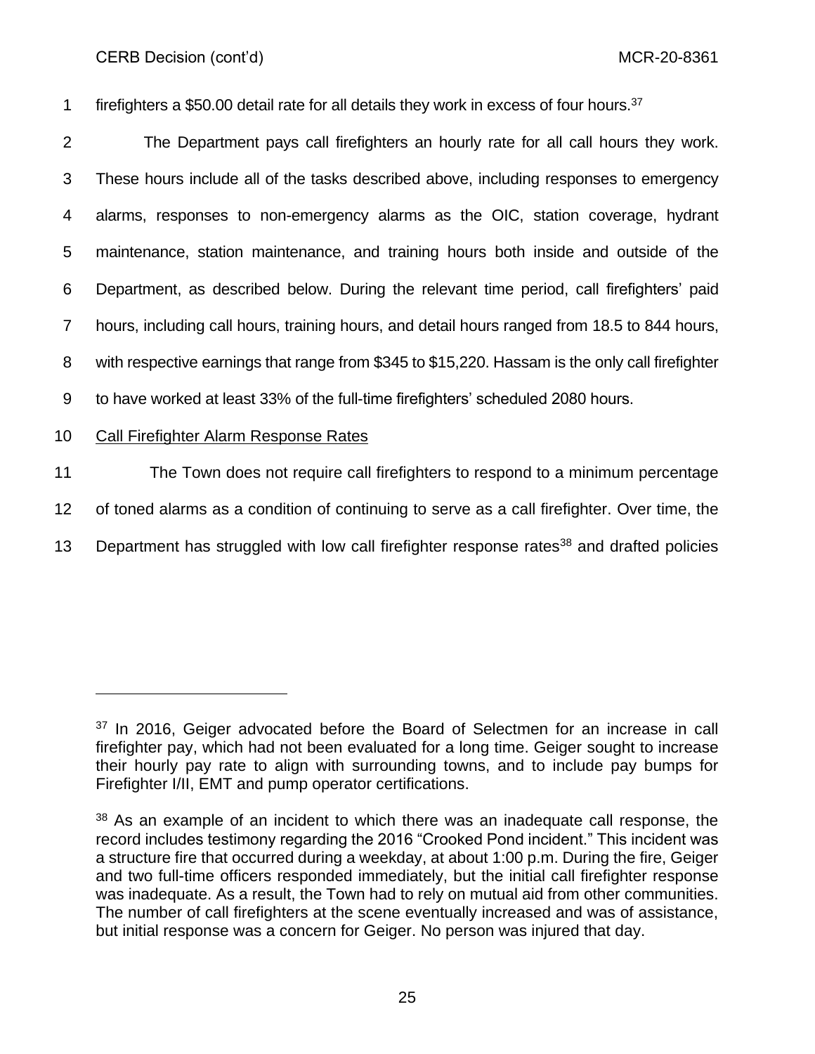firefighters a $50.00 detail rate for all details they work in excess of four hours.[37]

The Department pays call firefighters an hourly rate for all call hours they work. These hours include all of the tasks described above, including responses to emergency alarms, responses to non-emergency alarms as the OIC, station coverage, hydrant maintenance, station maintenance, and training hours both inside and outside of the Department, as described below. During the relevant time period, call firefighters' paid hours, including call hours, training hours, and detail hours ranged from 18.5 to 844 hours, with respective earnings that range from $345 to $15,220. Hassam is the only call firefighter to have worked at least 33% of the full-time firefighters' scheduled 2080 hours.

<u>Call Firefighter Alarm Response Rates</u>

The Town does not require call firefighters to respond to a minimum percentage of toned alarms as a condition of continuing to serve as a call firefighter. Over time, the Department has struggled with low call firefighter response rates[38] and drafted policies

---

[37] In 2016, Geiger advocated before the Board of Selectmen for an increase in call firefighter pay, which had not been evaluated for a long time. Geiger sought to increase their hourly pay rate to align with surrounding towns, and to include pay bumps for Firefighter I/II, EMT and pump operator certifications.

[38] As an example of an incident to which there was an inadequate call response, the record includes testimony regarding the 2016 "Crooked Pond incident." This incident was a structure fire that occurred during a weekday, at about 1:00 p.m. During the fire, Geiger and two full-time officers responded immediately, but the initial call firefighter response was inadequate. As a result, the Town had to rely on mutual aid from other communities. The number of call firefighters at the scene eventually increased and was of assistance, but initial response was a concern for Geiger. No person was injured that day.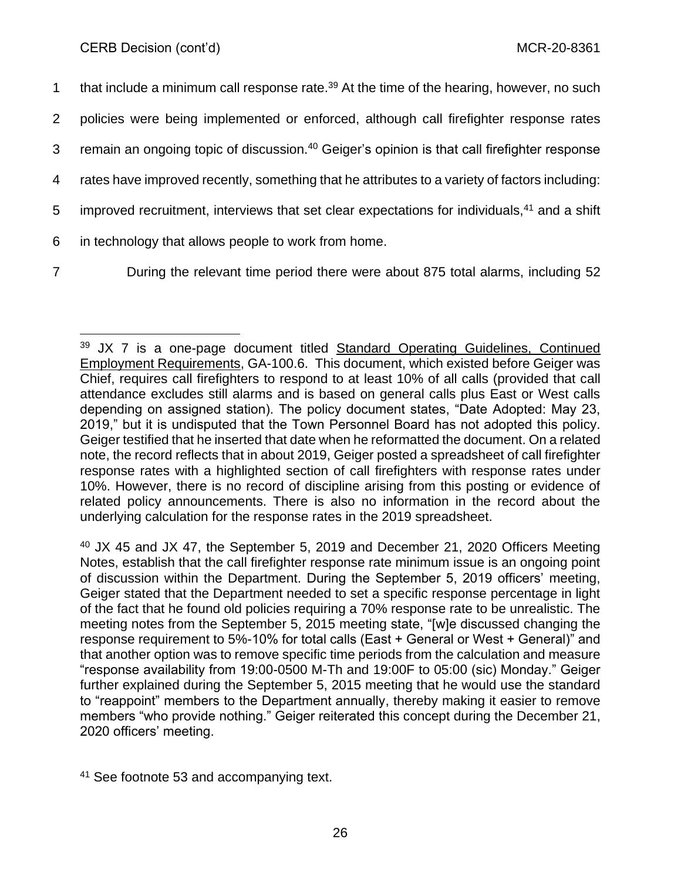that include a minimum call response rate.[39] At the time of the hearing, however, no such policies were being implemented or enforced, although call firefighter response rates remain an ongoing topic of discussion.[40] Geiger's opinion is that call firefighter response rates have improved recently, something that he attributes to a variety of factors including: improved recruitment, interviews that set clear expectations for individuals,[41] and a shift in technology that allows people to work from home.

During the relevant time period there were about 875 total alarms, including 52

---

[39] JX 7 is a one-page document titled Standard Operating Guidelines, Continued Employment Requirements, GA-100.6. This document, which existed before Geiger was Chief, requires call firefighters to respond to at least 10% of all calls (provided that call attendance excludes still alarms and is based on general calls plus East or West calls depending on assigned station). The policy document states, "Date Adopted: May 23, 2019," but it is undisputed that the Town Personnel Board has not adopted this policy. Geiger testified that he inserted that date when he reformatted the document. On a related note, the record reflects that in about 2019, Geiger posted a spreadsheet of call firefighter response rates with a highlighted section of call firefighters with response rates under 10%. However, there is no record of discipline arising from this posting or evidence of related policy announcements. There is also no information in the record about the underlying calculation for the response rates in the 2019 spreadsheet.

[40] JX 45 and JX 47, the September 5, 2019 and December 21, 2020 Officers Meeting Notes, establish that the call firefighter response rate minimum issue is an ongoing point of discussion within the Department. During the September 5, 2019 officers' meeting, Geiger stated that the Department needed to set a specific response percentage in light of the fact that he found old policies requiring a 70% response rate to be unrealistic. The meeting notes from the September 5, 2015 meeting state, "[w]e discussed changing the response requirement to 5%-10% for total calls (East + General or West + General)" and that another option was to remove specific time periods from the calculation and measure "response availability from 19:00-0500 M-Th and 19:00F to 05:00 (sic) Monday." Geiger further explained during the September 5, 2015 meeting that he would use the standard to "reappoint" members to the Department annually, thereby making it easier to remove members "who provide nothing." Geiger reiterated this concept during the December 21, 2020 officers' meeting.

[41] See footnote 53 and accompanying text.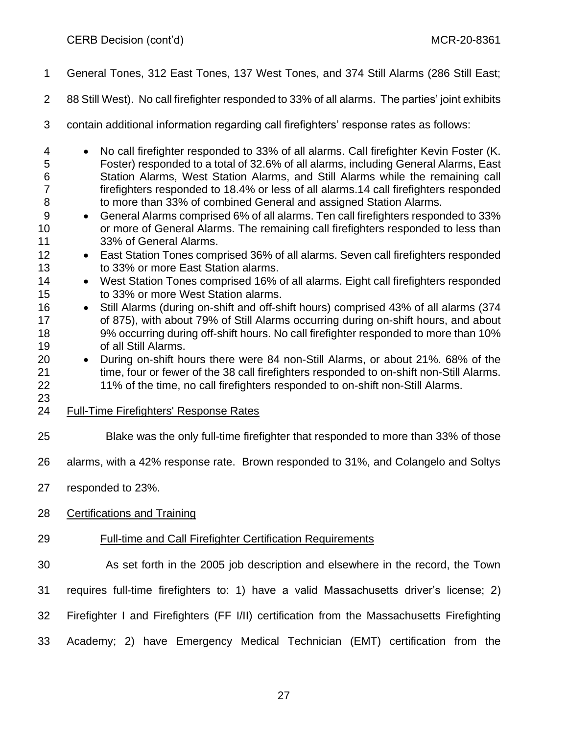General Tones, 312 East Tones, 137 West Tones, and 374 Still Alarms (286 Still East; 88 Still West). No call firefighter responded to 33% of all alarms. The parties' joint exhibits contain additional information regarding call firefighters' response rates as follows:

- No call firefighter responded to 33% of all alarms. Call firefighter Kevin Foster (K. Foster) responded to a total of 32.6% of all alarms, including General Alarms, East Station Alarms, West Station Alarms, and Still Alarms while the remaining call firefighters responded to 18.4% or less of all alarms.14 call firefighters responded to more than 33% of combined General and assigned Station Alarms.
- General Alarms comprised 6% of all alarms. Ten call firefighters responded to 33% or more of General Alarms. The remaining call firefighters responded to less than 33% of General Alarms.
- East Station Tones comprised 36% of all alarms. Seven call firefighters responded to 33% or more East Station alarms.
- West Station Tones comprised 16% of all alarms. Eight call firefighters responded to 33% or more West Station alarms.
- Still Alarms (during on-shift and off-shift hours) comprised 43% of all alarms (374 of 875), with about 79% of Still Alarms occurring during on-shift hours, and about 9% occurring during off-shift hours. No call firefighter responded to more than 10% of all Still Alarms.
- During on-shift hours there were 84 non-Still Alarms, or about 21%. 68% of the time, four or fewer of the 38 call firefighters responded to on-shift non-Still Alarms. 11% of the time, no call firefighters responded to on-shift non-Still Alarms.

Full-Time Firefighters' Response Rates

Blake was the only full-time firefighter that responded to more than 33% of those alarms, with a 42% response rate. Brown responded to 31%, and Colangelo and Soltys responded to 23%.

Certifications and Training

Full-time and Call Firefighter Certification Requirements

As set forth in the 2005 job description and elsewhere in the record, the Town requires full-time firefighters to: 1) have a valid Massachusetts driver's license; 2) Firefighter I and Firefighters (FF I/II) certification from the Massachusetts Firefighting Academy; 2) have Emergency Medical Technician (EMT) certification from the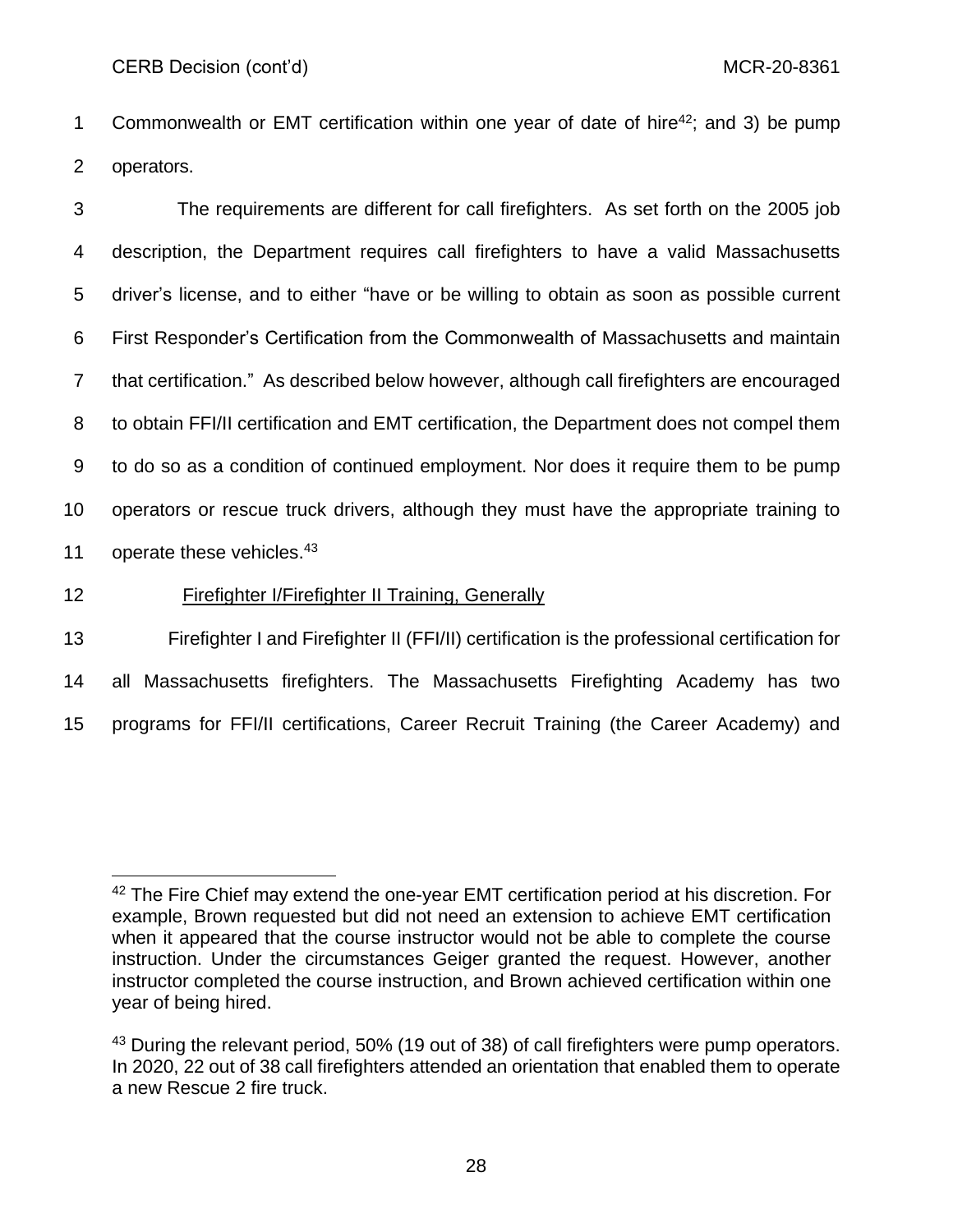Commonwealth or EMT certification within one year of date of hire[42]; and 3) be pump operators.

The requirements are different for call firefighters. As set forth on the 2005 job description, the Department requires call firefighters to have a valid Massachusetts driver's license, and to either "have or be willing to obtain as soon as possible current First Responder's Certification from the Commonwealth of Massachusetts and maintain that certification." As described below however, although call firefighters are encouraged to obtain FFI/II certification and EMT certification, the Department does not compel them to do so as a condition of continued employment. Nor does it require them to be pump operators or rescue truck drivers, although they must have the appropriate training to operate these vehicles.[43]

<u>Firefighter I/Firefighter II Training, Generally</u>

Firefighter I and Firefighter II (FFI/II) certification is the professional certification for all Massachusetts firefighters. The Massachusetts Firefighting Academy has two programs for FFI/II certifications, Career Recruit Training (the Career Academy) and

---

[42] The Fire Chief may extend the one-year EMT certification period at his discretion. For example, Brown requested but did not need an extension to achieve EMT certification when it appeared that the course instructor would not be able to complete the course instruction. Under the circumstances Geiger granted the request. However, another instructor completed the course instruction, and Brown achieved certification within one year of being hired.

[43] During the relevant period, 50% (19 out of 38) of call firefighters were pump operators. In 2020, 22 out of 38 call firefighters attended an orientation that enabled them to operate a new Rescue 2 fire truck.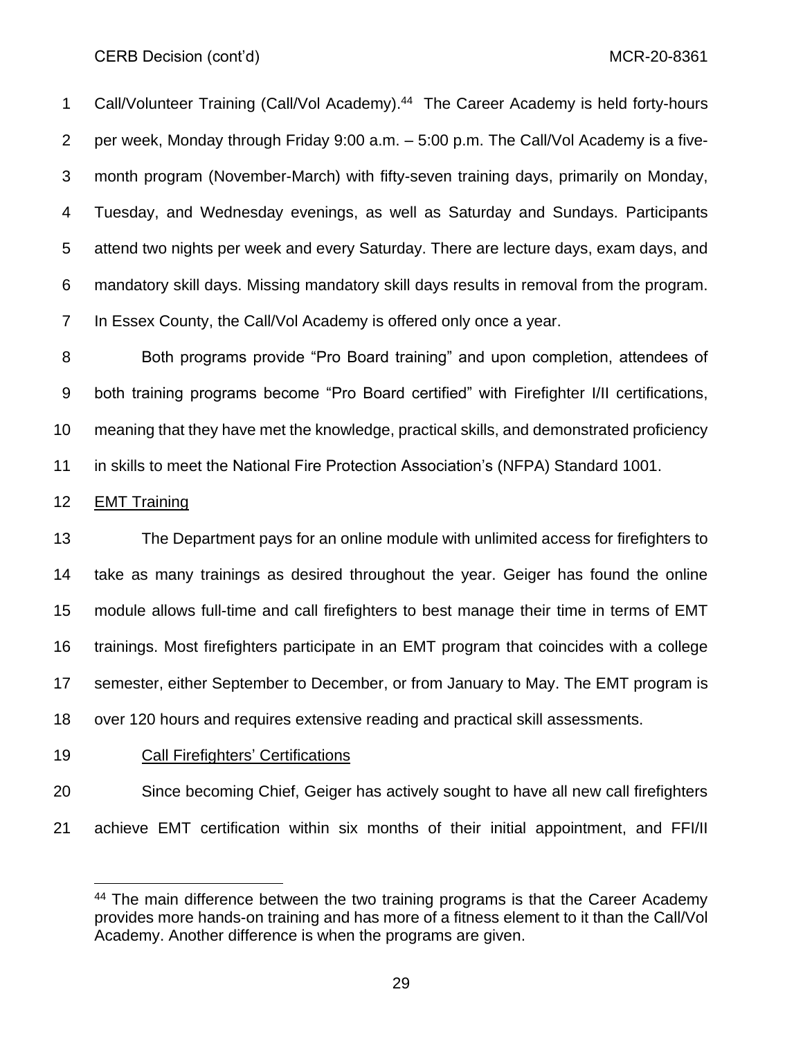Call/Volunteer Training (Call/Vol Academy).[44] The Career Academy is held forty-hours per week, Monday through Friday 9:00 a.m. – 5:00 p.m. The Call/Vol Academy is a five-month program (November-March) with fifty-seven training days, primarily on Monday, Tuesday, and Wednesday evenings, as well as Saturday and Sundays. Participants attend two nights per week and every Saturday. There are lecture days, exam days, and mandatory skill days. Missing mandatory skill days results in removal from the program. In Essex County, the Call/Vol Academy is offered only once a year.

Both programs provide "Pro Board training" and upon completion, attendees of both training programs become "Pro Board certified" with Firefighter I/II certifications, meaning that they have met the knowledge, practical skills, and demonstrated proficiency in skills to meet the National Fire Protection Association's (NFPA) Standard 1001.

<u>EMT Training</u>

The Department pays for an online module with unlimited access for firefighters to take as many trainings as desired throughout the year. Geiger has found the online module allows full-time and call firefighters to best manage their time in terms of EMT trainings. Most firefighters participate in an EMT program that coincides with a college semester, either September to December, or from January to May. The EMT program is over 120 hours and requires extensive reading and practical skill assessments.

<u>Call Firefighters' Certifications</u>

Since becoming Chief, Geiger has actively sought to have all new call firefighters achieve EMT certification within six months of their initial appointment, and FFI/II

[44] The main difference between the two training programs is that the Career Academy provides more hands-on training and has more of a fitness element to it than the Call/Vol Academy. Another difference is when the programs are given.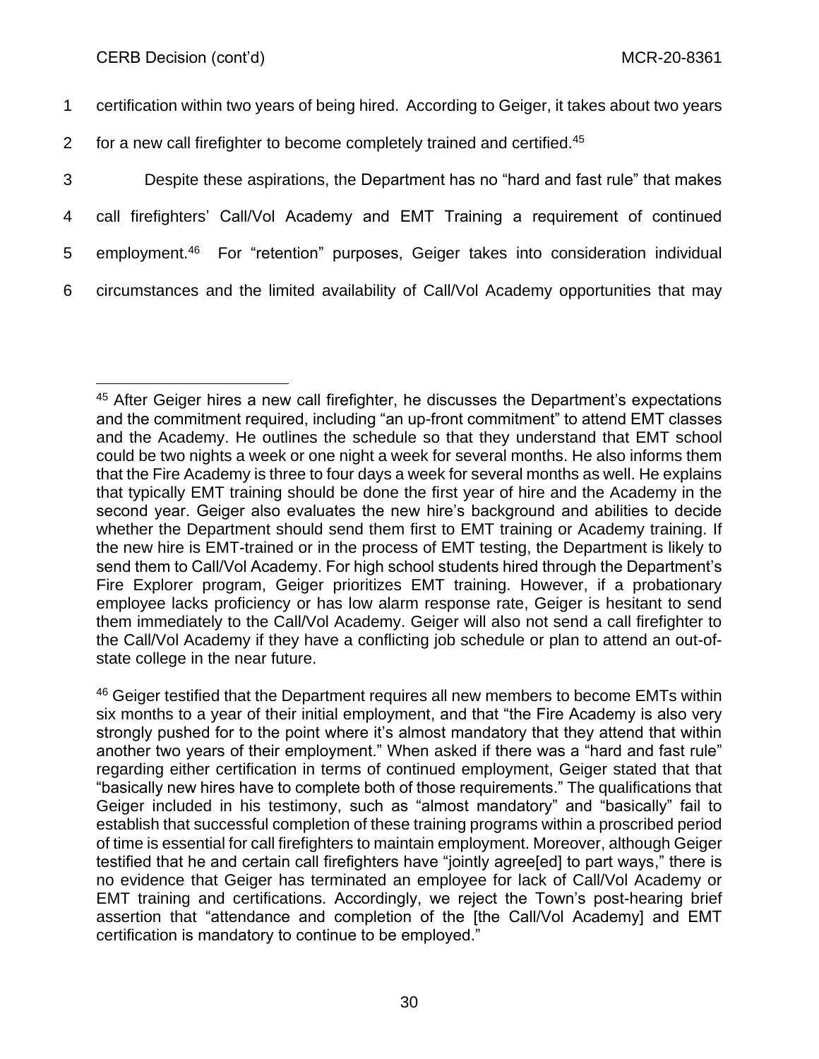certification within two years of being hired. According to Geiger, it takes about two years for a new call firefighter to become completely trained and certified.[45]

Despite these aspirations, the Department has no "hard and fast rule" that makes call firefighters' Call/Vol Academy and EMT Training a requirement of continued employment.[46] For "retention" purposes, Geiger takes into consideration individual circumstances and the limited availability of Call/Vol Academy opportunities that may

---

[45] After Geiger hires a new call firefighter, he discusses the Department's expectations and the commitment required, including "an up-front commitment" to attend EMT classes and the Academy. He outlines the schedule so that they understand that EMT school could be two nights a week or one night a week for several months. He also informs them that the Fire Academy is three to four days a week for several months as well. He explains that typically EMT training should be done the first year of hire and the Academy in the second year. Geiger also evaluates the new hire's background and abilities to decide whether the Department should send them first to EMT training or Academy training. If the new hire is EMT-trained or in the process of EMT testing, the Department is likely to send them to Call/Vol Academy. For high school students hired through the Department's Fire Explorer program, Geiger prioritizes EMT training. However, if a probationary employee lacks proficiency or has low alarm response rate, Geiger is hesitant to send them immediately to the Call/Vol Academy. Geiger will also not send a call firefighter to the Call/Vol Academy if they have a conflicting job schedule or plan to attend an out-of-state college in the near future.

[46] Geiger testified that the Department requires all new members to become EMTs within six months to a year of their initial employment, and that "the Fire Academy is also very strongly pushed for to the point where it's almost mandatory that they attend that within another two years of their employment." When asked if there was a "hard and fast rule" regarding either certification in terms of continued employment, Geiger stated that that "basically new hires have to complete both of those requirements." The qualifications that Geiger included in his testimony, such as "almost mandatory" and "basically" fail to establish that successful completion of these training programs within a proscribed period of time is essential for call firefighters to maintain employment. Moreover, although Geiger testified that he and certain call firefighters have "jointly agree[ed] to part ways," there is no evidence that Geiger has terminated an employee for lack of Call/Vol Academy or EMT training and certifications. Accordingly, we reject the Town's post-hearing brief assertion that "attendance and completion of the [the Call/Vol Academy] and EMT certification is mandatory to continue to be employed."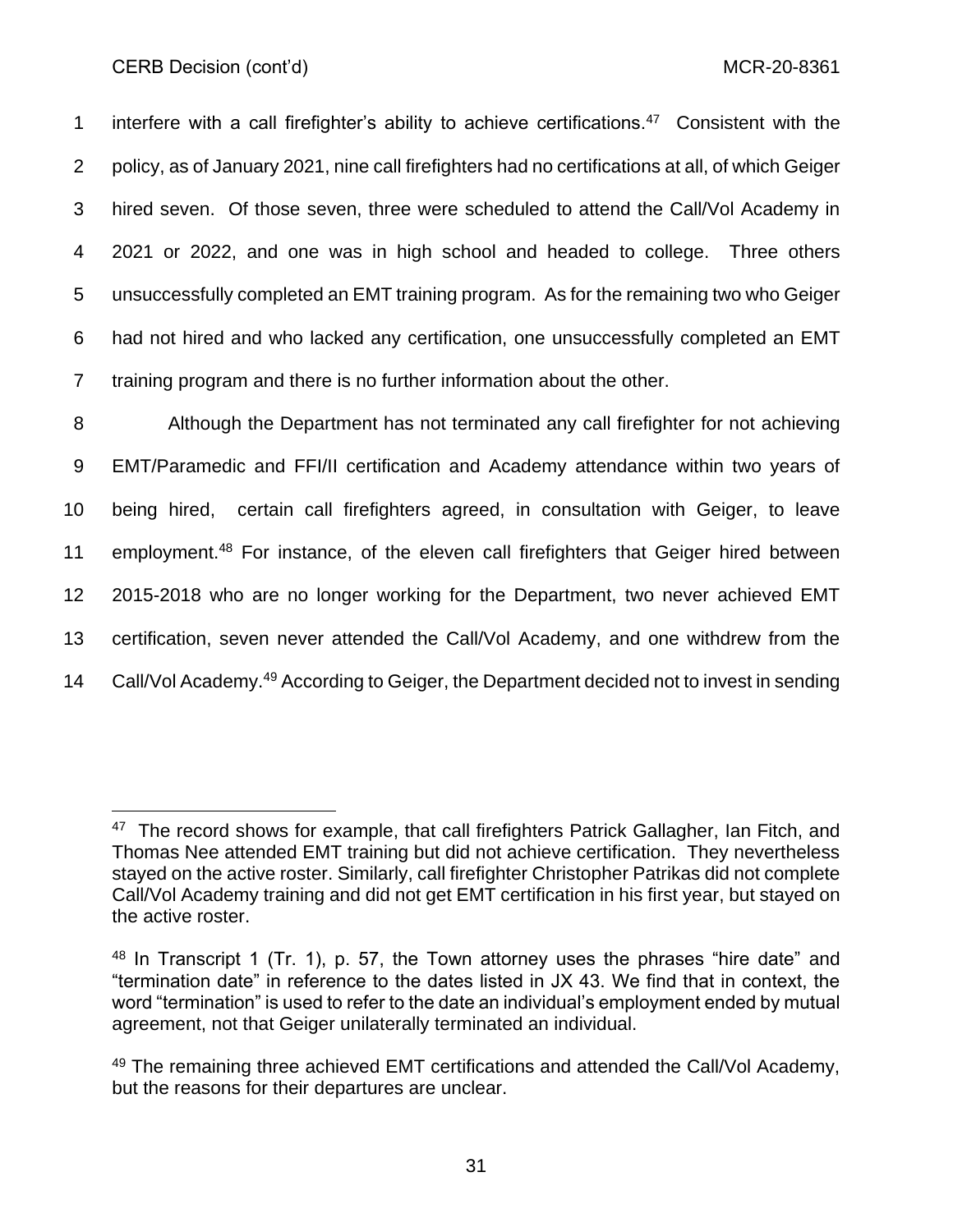interfere with a call firefighter's ability to achieve certifications.[47] Consistent with the policy, as of January 2021, nine call firefighters had no certifications at all, of which Geiger hired seven. Of those seven, three were scheduled to attend the Call/Vol Academy in 2021 or 2022, and one was in high school and headed to college. Three others unsuccessfully completed an EMT training program. As for the remaining two who Geiger had not hired and who lacked any certification, one unsuccessfully completed an EMT training program and there is no further information about the other.

Although the Department has not terminated any call firefighter for not achieving EMT/Paramedic and FFI/II certification and Academy attendance within two years of being hired, certain call firefighters agreed, in consultation with Geiger, to leave employment.[48] For instance, of the eleven call firefighters that Geiger hired between 2015-2018 who are no longer working for the Department, two never achieved EMT certification, seven never attended the Call/Vol Academy, and one withdrew from the Call/Vol Academy.[49] According to Geiger, the Department decided not to invest in sending

---

[47] The record shows for example, that call firefighters Patrick Gallagher, Ian Fitch, and Thomas Nee attended EMT training but did not achieve certification. They nevertheless stayed on the active roster. Similarly, call firefighter Christopher Patrikas did not complete Call/Vol Academy training and did not get EMT certification in his first year, but stayed on the active roster.

[48] In Transcript 1 (Tr. 1), p. 57, the Town attorney uses the phrases "hire date" and "termination date" in reference to the dates listed in JX 43. We find that in context, the word "termination" is used to refer to the date an individual's employment ended by mutual agreement, not that Geiger unilaterally terminated an individual.

[49] The remaining three achieved EMT certifications and attended the Call/Vol Academy, but the reasons for their departures are unclear.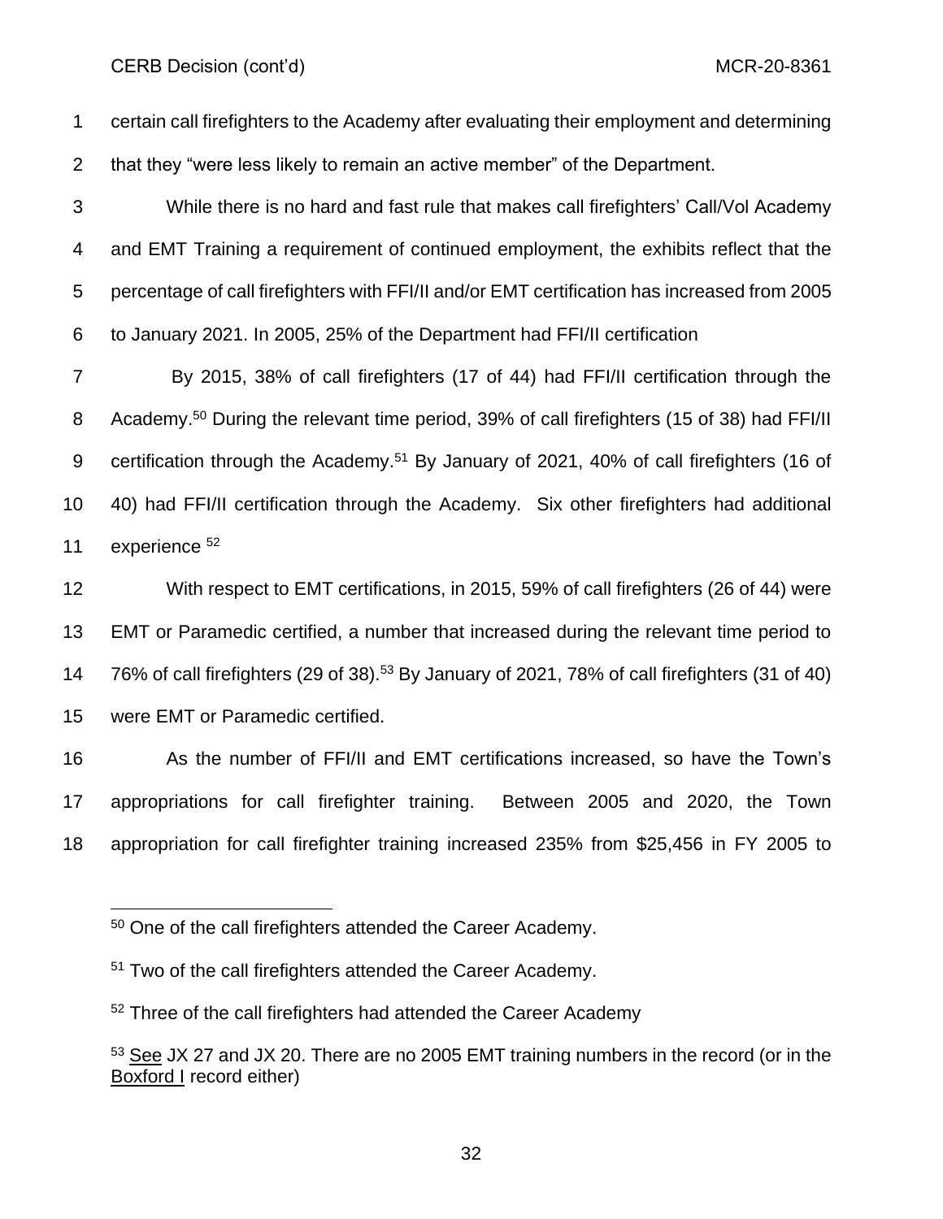certain call firefighters to the Academy after evaluating their employment and determining that they "were less likely to remain an active member" of the Department.

While there is no hard and fast rule that makes call firefighters' Call/Vol Academy and EMT Training a requirement of continued employment, the exhibits reflect that the percentage of call firefighters with FFI/II and/or EMT certification has increased from 2005 to January 2021. In 2005, 25% of the Department had FFI/II certification

By 2015, 38% of call firefighters (17 of 44) had FFI/II certification through the Academy.[50] During the relevant time period, 39% of call firefighters (15 of 38) had FFI/II certification through the Academy.[51] By January of 2021, 40% of call firefighters (16 of 40) had FFI/II certification through the Academy. Six other firefighters had additional experience [52]

With respect to EMT certifications, in 2015, 59% of call firefighters (26 of 44) were EMT or Paramedic certified, a number that increased during the relevant time period to 76% of call firefighters (29 of 38).[53] By January of 2021, 78% of call firefighters (31 of 40) were EMT or Paramedic certified.

As the number of FFI/II and EMT certifications increased, so have the Town's appropriations for call firefighter training. Between 2005 and 2020, the Town appropriation for call firefighter training increased 235% from $25,456 in FY 2005 to

---

[50] One of the call firefighters attended the Career Academy.

[51] Two of the call firefighters attended the Career Academy.

[52] Three of the call firefighters had attended the Career Academy

[53] See JX 27 and JX 20. There are no 2005 EMT training numbers in the record (or in the Boxford I record either)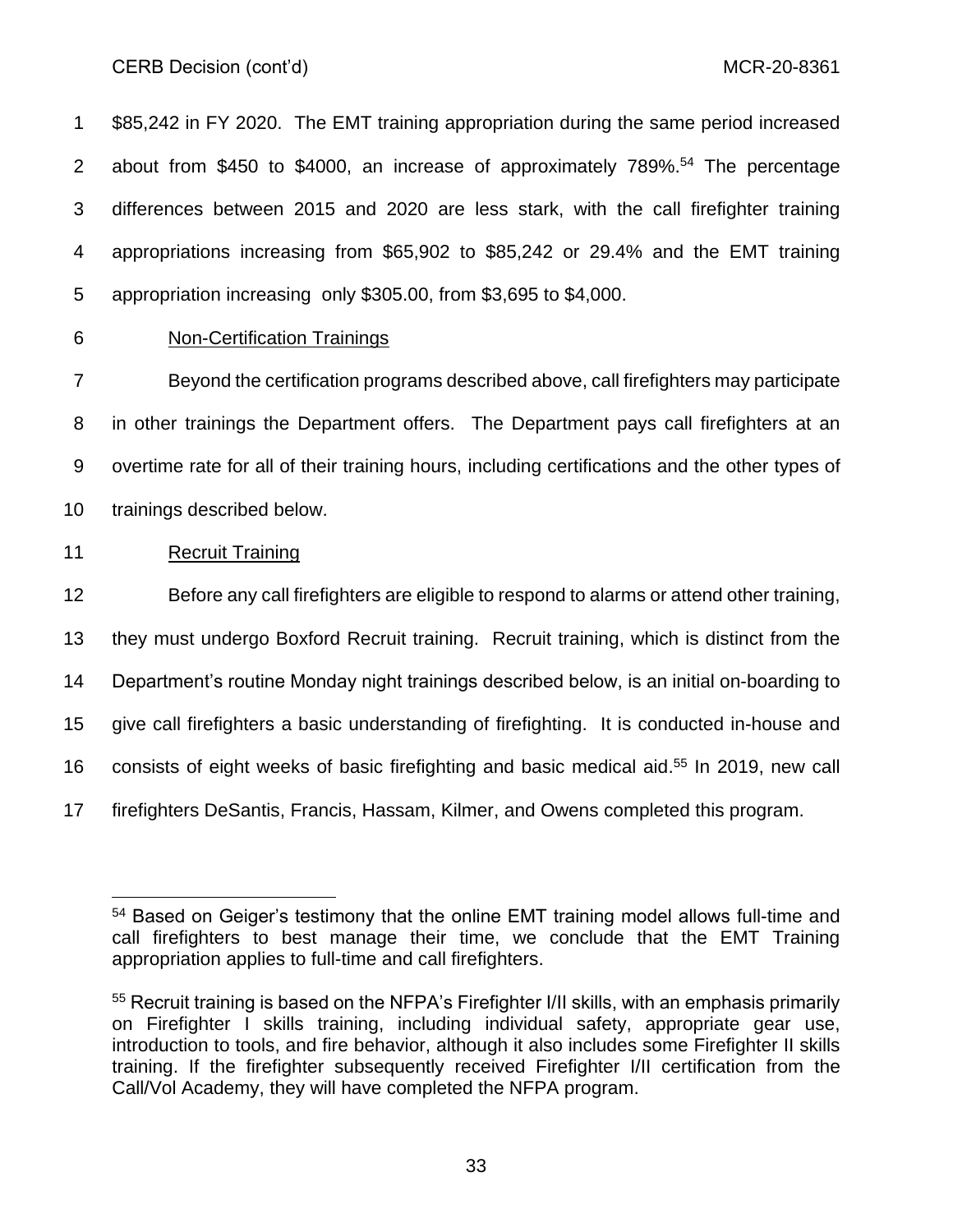$85,242 in FY 2020. The EMT training appropriation during the same period increased about from $450 to $4000, an increase of approximately 789%.[54] The percentage differences between 2015 and 2020 are less stark, with the call firefighter training appropriations increasing from $65,902 to $85,242 or 29.4% and the EMT training appropriation increasing only $305.00, from $3,695 to $4,000.

Non-Certification Trainings

Beyond the certification programs described above, call firefighters may participate in other trainings the Department offers. The Department pays call firefighters at an overtime rate for all of their training hours, including certifications and the other types of trainings described below.

Recruit Training

Before any call firefighters are eligible to respond to alarms or attend other training, they must undergo Boxford Recruit training. Recruit training, which is distinct from the Department's routine Monday night trainings described below, is an initial on-boarding to give call firefighters a basic understanding of firefighting. It is conducted in-house and consists of eight weeks of basic firefighting and basic medical aid.[55] In 2019, new call firefighters DeSantis, Francis, Hassam, Kilmer, and Owens completed this program.

---

[54] Based on Geiger's testimony that the online EMT training model allows full-time and call firefighters to best manage their time, we conclude that the EMT Training appropriation applies to full-time and call firefighters.

[55] Recruit training is based on the NFPA's Firefighter I/II skills, with an emphasis primarily on Firefighter I skills training, including individual safety, appropriate gear use, introduction to tools, and fire behavior, although it also includes some Firefighter II skills training. If the firefighter subsequently received Firefighter I/II certification from the Call/Vol Academy, they will have completed the NFPA program.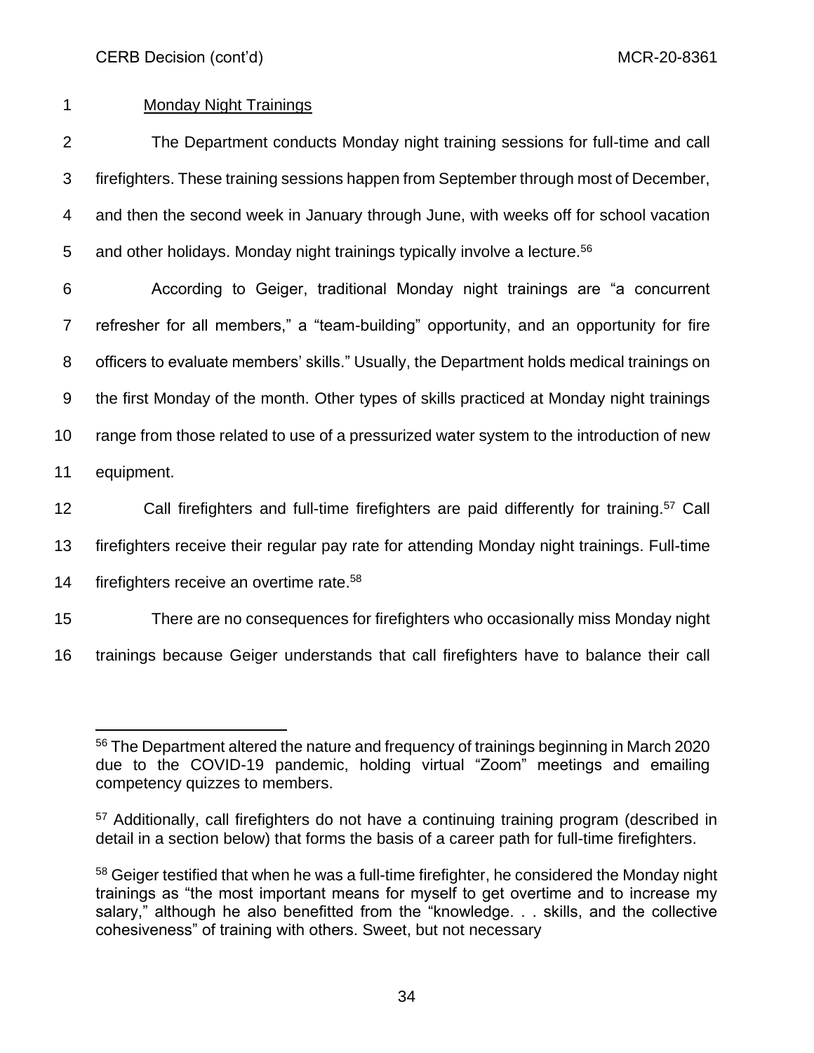<u>Monday Night Trainings</u>

The Department conducts Monday night training sessions for full-time and call firefighters. These training sessions happen from September through most of December, and then the second week in January through June, with weeks off for school vacation and other holidays. Monday night trainings typically involve a lecture.[56]

According to Geiger, traditional Monday night trainings are "a concurrent refresher for all members," a "team-building" opportunity, and an opportunity for fire officers to evaluate members' skills." Usually, the Department holds medical trainings on the first Monday of the month. Other types of skills practiced at Monday night trainings range from those related to use of a pressurized water system to the introduction of new equipment.

Call firefighters and full-time firefighters are paid differently for training.[57] Call firefighters receive their regular pay rate for attending Monday night trainings. Full-time firefighters receive an overtime rate.[58]

There are no consequences for firefighters who occasionally miss Monday night trainings because Geiger understands that call firefighters have to balance their call

---

[56] The Department altered the nature and frequency of trainings beginning in March 2020 due to the COVID-19 pandemic, holding virtual "Zoom" meetings and emailing competency quizzes to members.

[57] Additionally, call firefighters do not have a continuing training program (described in detail in a section below) that forms the basis of a career path for full-time firefighters.

[58] Geiger testified that when he was a full-time firefighter, he considered the Monday night trainings as "the most important means for myself to get overtime and to increase my salary," although he also benefitted from the "knowledge. . . skills, and the collective cohesiveness" of training with others. Sweet, but not necessary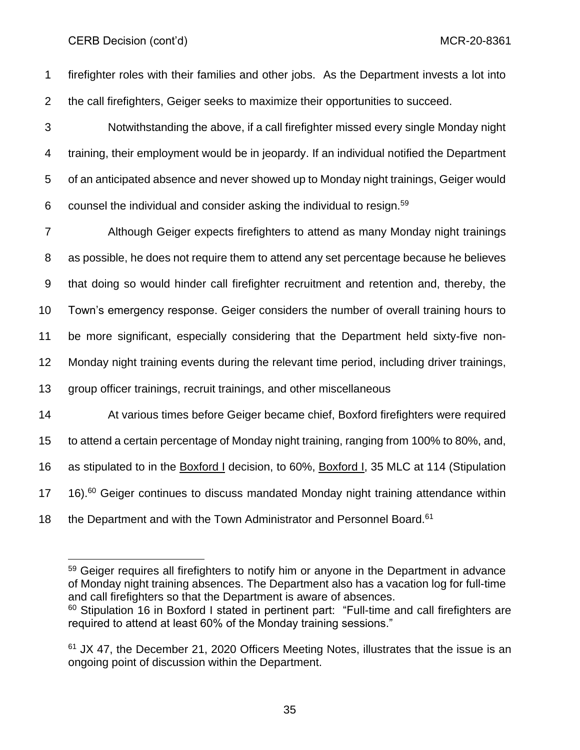firefighter roles with their families and other jobs. As the Department invests a lot into the call firefighters, Geiger seeks to maximize their opportunities to succeed.

Notwithstanding the above, if a call firefighter missed every single Monday night training, their employment would be in jeopardy. If an individual notified the Department of an anticipated absence and never showed up to Monday night trainings, Geiger would counsel the individual and consider asking the individual to resign.[59]

Although Geiger expects firefighters to attend as many Monday night trainings as possible, he does not require them to attend any set percentage because he believes that doing so would hinder call firefighter recruitment and retention and, thereby, the Town's emergency response. Geiger considers the number of overall training hours to be more significant, especially considering that the Department held sixty-five non-Monday night training events during the relevant time period, including driver trainings, group officer trainings, recruit trainings, and other miscellaneous

At various times before Geiger became chief, Boxford firefighters were required to attend a certain percentage of Monday night training, ranging from 100% to 80%, and, as stipulated to in the Boxford I decision, to 60%, Boxford I, 35 MLC at 114 (Stipulation 16).[60] Geiger continues to discuss mandated Monday night training attendance within the Department and with the Town Administrator and Personnel Board.[61]

---

[59] Geiger requires all firefighters to notify him or anyone in the Department in advance of Monday night training absences. The Department also has a vacation log for full-time and call firefighters so that the Department is aware of absences.

[60] Stipulation 16 in Boxford I stated in pertinent part: "Full-time and call firefighters are required to attend at least 60% of the Monday training sessions."

[61] JX 47, the December 21, 2020 Officers Meeting Notes, illustrates that the issue is an ongoing point of discussion within the Department.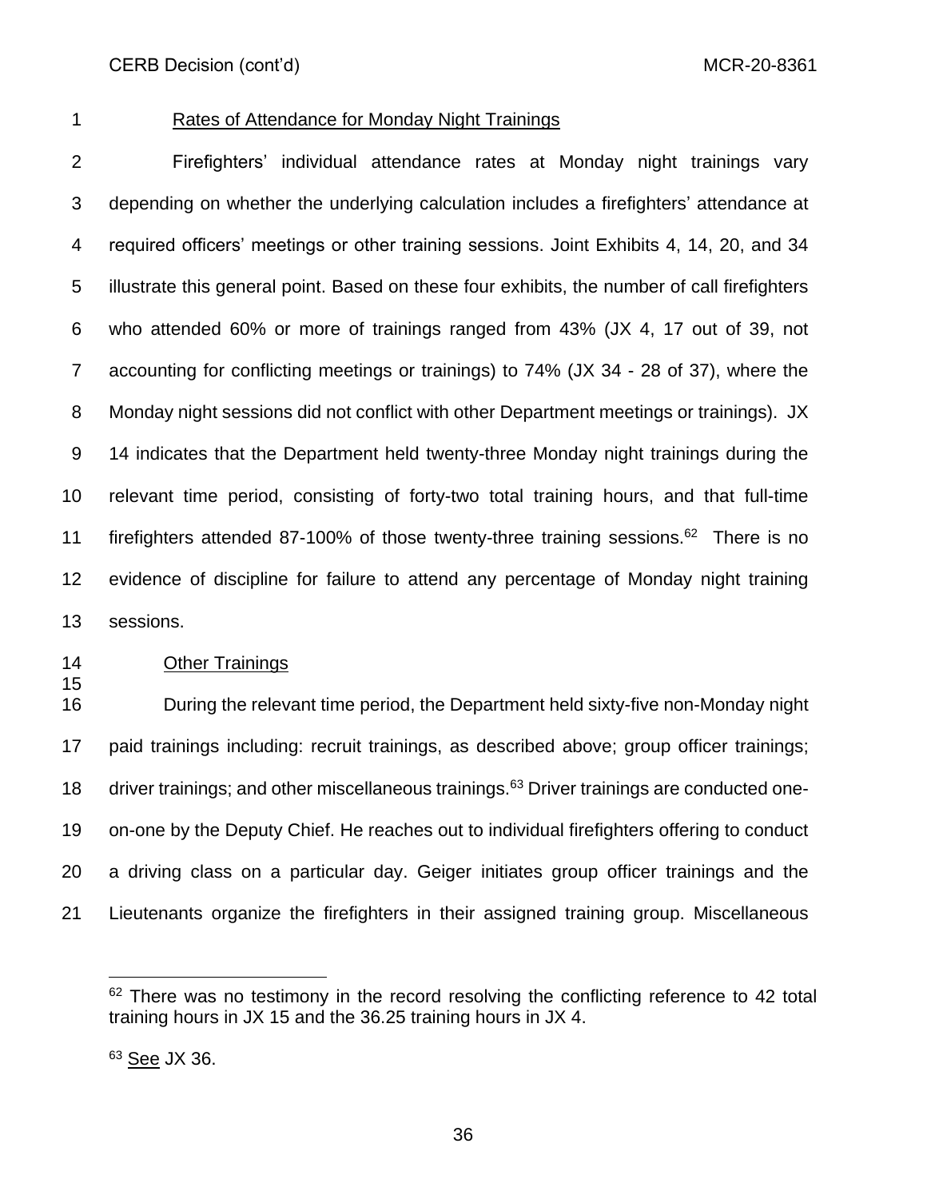Rates of Attendance for Monday Night Trainings

Firefighters' individual attendance rates at Monday night trainings vary depending on whether the underlying calculation includes a firefighters' attendance at required officers' meetings or other training sessions. Joint Exhibits 4, 14, 20, and 34 illustrate this general point. Based on these four exhibits, the number of call firefighters who attended 60% or more of trainings ranged from 43% (JX 4, 17 out of 39, not accounting for conflicting meetings or trainings) to 74% (JX 34 - 28 of 37), where the Monday night sessions did not conflict with other Department meetings or trainings). JX 14 indicates that the Department held twenty-three Monday night trainings during the relevant time period, consisting of forty-two total training hours, and that full-time firefighters attended 87-100% of those twenty-three training sessions.[62] There is no evidence of discipline for failure to attend any percentage of Monday night training sessions.

Other Trainings

During the relevant time period, the Department held sixty-five non-Monday night paid trainings including: recruit trainings, as described above; group officer trainings; driver trainings; and other miscellaneous trainings.[63] Driver trainings are conducted one-on-one by the Deputy Chief. He reaches out to individual firefighters offering to conduct a driving class on a particular day. Geiger initiates group officer trainings and the Lieutenants organize the firefighters in their assigned training group. Miscellaneous

---

[62] There was no testimony in the record resolving the conflicting reference to 42 total training hours in JX 15 and the 36.25 training hours in JX 4.

[63] See JX 36.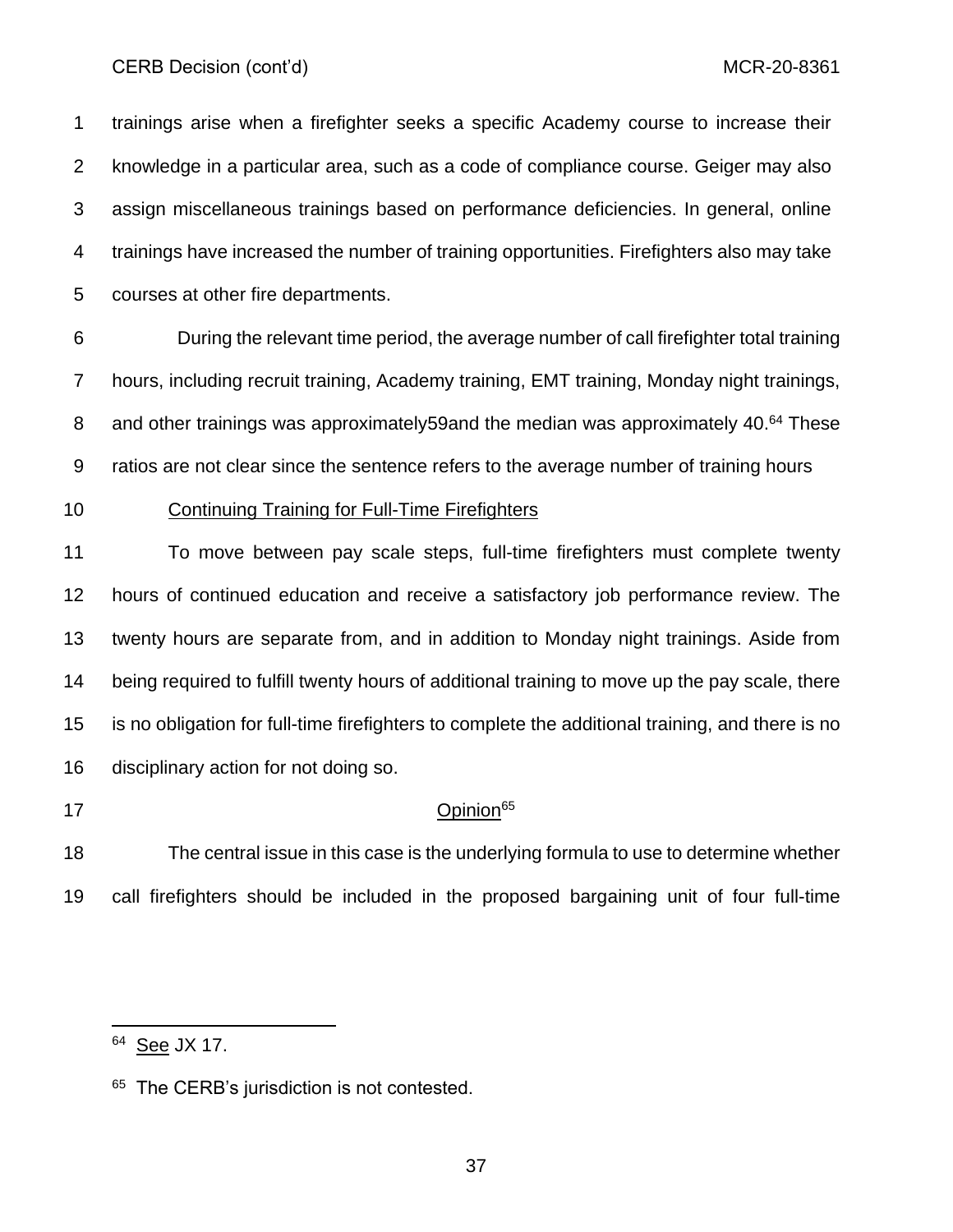trainings arise when a firefighter seeks a specific Academy course to increase their knowledge in a particular area, such as a code of compliance course. Geiger may also assign miscellaneous trainings based on performance deficiencies. In general, online trainings have increased the number of training opportunities. Firefighters also may take courses at other fire departments.

During the relevant time period, the average number of call firefighter total training hours, including recruit training, Academy training, EMT training, Monday night trainings, and other trainings was approximately59and the median was approximately 40.[64] These ratios are not clear since the sentence refers to the average number of training hours

Continuing Training for Full-Time Firefighters

To move between pay scale steps, full-time firefighters must complete twenty hours of continued education and receive a satisfactory job performance review. The twenty hours are separate from, and in addition to Monday night trainings. Aside from being required to fulfill twenty hours of additional training to move up the pay scale, there is no obligation for full-time firefighters to complete the additional training, and there is no disciplinary action for not doing so.

## Opinion[65]

The central issue in this case is the underlying formula to use to determine whether call firefighters should be included in the proposed bargaining unit of four full-time

---

[64] See JX 17.

[65] The CERB's jurisdiction is not contested.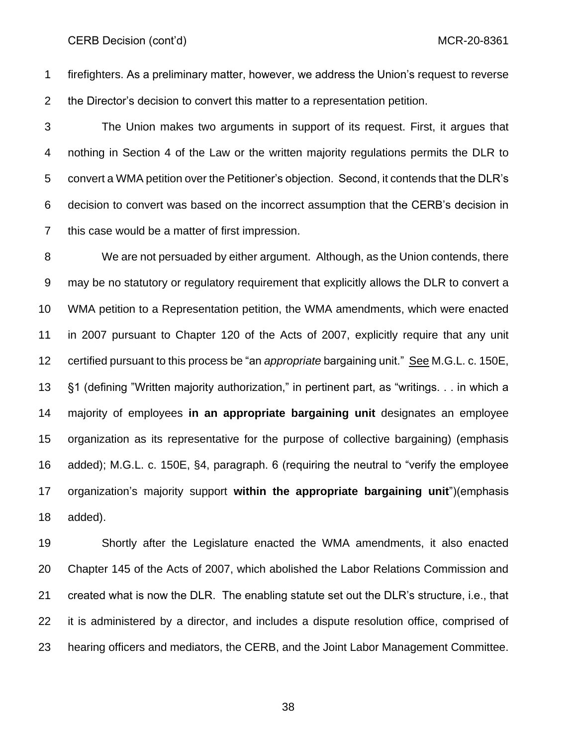firefighters. As a preliminary matter, however, we address the Union's request to reverse the Director's decision to convert this matter to a representation petition.

The Union makes two arguments in support of its request. First, it argues that nothing in Section 4 of the Law or the written majority regulations permits the DLR to convert a WMA petition over the Petitioner's objection. Second, it contends that the DLR's decision to convert was based on the incorrect assumption that the CERB's decision in this case would be a matter of first impression.

We are not persuaded by either argument. Although, as the Union contends, there may be no statutory or regulatory requirement that explicitly allows the DLR to convert a WMA petition to a Representation petition, the WMA amendments, which were enacted in 2007 pursuant to Chapter 120 of the Acts of 2007, explicitly require that any unit certified pursuant to this process be "an *appropriate* bargaining unit." See M.G.L. c. 150E, §1 (defining "Written majority authorization," in pertinent part, as "writings. . . in which a majority of employees **in an appropriate bargaining unit** designates an employee organization as its representative for the purpose of collective bargaining) (emphasis added); M.G.L. c. 150E, §4, paragraph. 6 (requiring the neutral to "verify the employee organization's majority support **within the appropriate bargaining unit**")(emphasis added).

Shortly after the Legislature enacted the WMA amendments, it also enacted Chapter 145 of the Acts of 2007, which abolished the Labor Relations Commission and created what is now the DLR. The enabling statute set out the DLR's structure, i.e., that it is administered by a director, and includes a dispute resolution office, comprised of hearing officers and mediators, the CERB, and the Joint Labor Management Committee.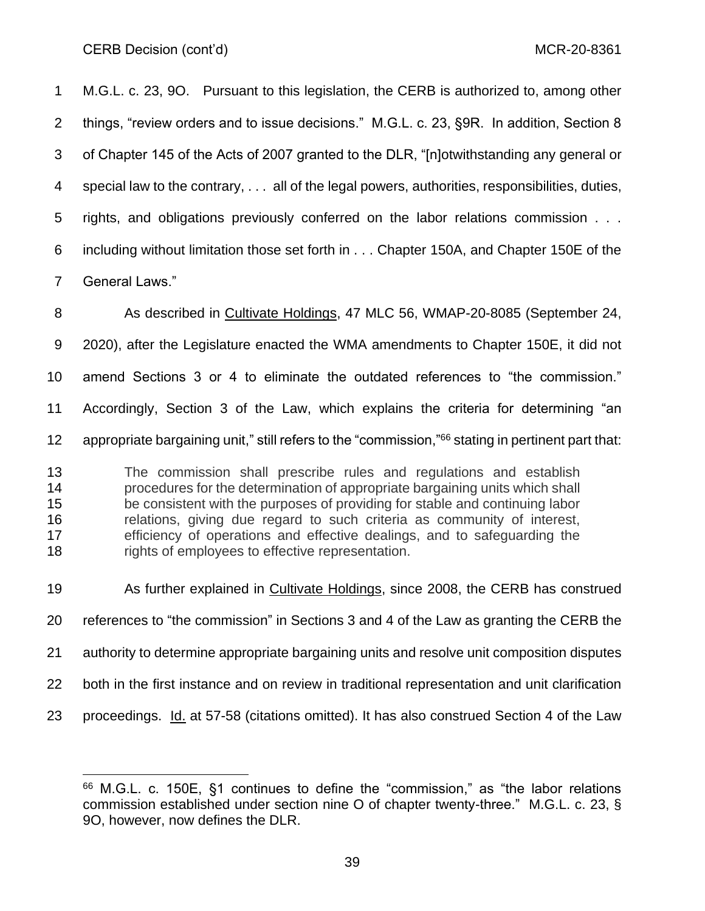M.G.L. c. 23, 9O. Pursuant to this legislation, the CERB is authorized to, among other things, "review orders and to issue decisions." M.G.L. c. 23, §9R. In addition, Section 8 of Chapter 145 of the Acts of 2007 granted to the DLR, "[n]otwithstanding any general or special law to the contrary, . . . all of the legal powers, authorities, responsibilities, duties, rights, and obligations previously conferred on the labor relations commission . . . including without limitation those set forth in . . . Chapter 150A, and Chapter 150E of the General Laws."

As described in Cultivate Holdings, 47 MLC 56, WMAP-20-8085 (September 24, 2020), after the Legislature enacted the WMA amendments to Chapter 150E, it did not amend Sections 3 or 4 to eliminate the outdated references to "the commission." Accordingly, Section 3 of the Law, which explains the criteria for determining "an appropriate bargaining unit," still refers to the "commission,"[66] stating in pertinent part that:

> The commission shall prescribe rules and regulations and establish procedures for the determination of appropriate bargaining units which shall be consistent with the purposes of providing for stable and continuing labor relations, giving due regard to such criteria as community of interest, efficiency of operations and effective dealings, and to safeguarding the rights of employees to effective representation.

As further explained in Cultivate Holdings, since 2008, the CERB has construed references to "the commission" in Sections 3 and 4 of the Law as granting the CERB the authority to determine appropriate bargaining units and resolve unit composition disputes both in the first instance and on review in traditional representation and unit clarification proceedings. Id. at 57-58 (citations omitted). It has also construed Section 4 of the Law

---

[66] M.G.L. c. 150E, §1 continues to define the "commission," as "the labor relations commission established under section nine O of chapter twenty-three." M.G.L. c. 23, § 9O, however, now defines the DLR.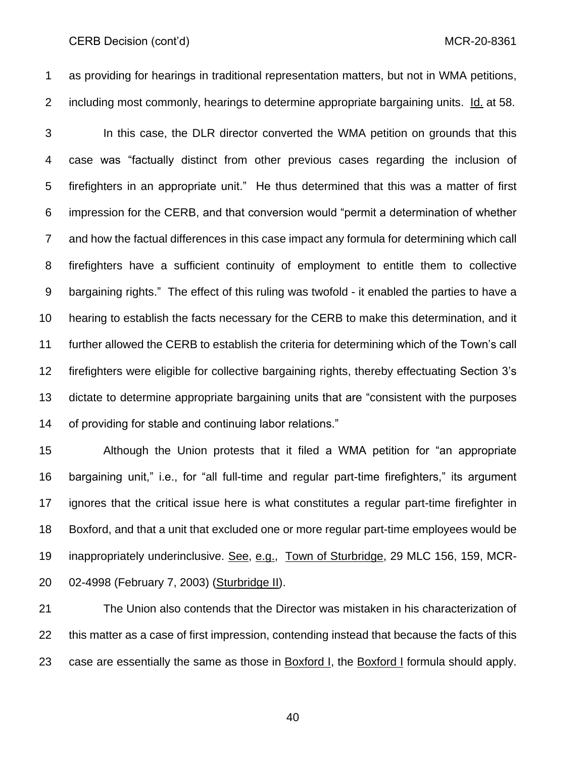as providing for hearings in traditional representation matters, but not in WMA petitions, including most commonly, hearings to determine appropriate bargaining units. Id. at 58.

In this case, the DLR director converted the WMA petition on grounds that this case was "factually distinct from other previous cases regarding the inclusion of firefighters in an appropriate unit." He thus determined that this was a matter of first impression for the CERB, and that conversion would "permit a determination of whether and how the factual differences in this case impact any formula for determining which call firefighters have a sufficient continuity of employment to entitle them to collective bargaining rights." The effect of this ruling was twofold - it enabled the parties to have a hearing to establish the facts necessary for the CERB to make this determination, and it further allowed the CERB to establish the criteria for determining which of the Town's call firefighters were eligible for collective bargaining rights, thereby effectuating Section 3's dictate to determine appropriate bargaining units that are "consistent with the purposes of providing for stable and continuing labor relations."

Although the Union protests that it filed a WMA petition for "an appropriate bargaining unit," i.e., for "all full-time and regular part-time firefighters," its argument ignores that the critical issue here is what constitutes a regular part-time firefighter in Boxford, and that a unit that excluded one or more regular part-time employees would be inappropriately underinclusive. See, e.g., Town of Sturbridge, 29 MLC 156, 159, MCR-02-4998 (February 7, 2003) (Sturbridge II).

The Union also contends that the Director was mistaken in his characterization of this matter as a case of first impression, contending instead that because the facts of this case are essentially the same as those in Boxford I, the Boxford I formula should apply.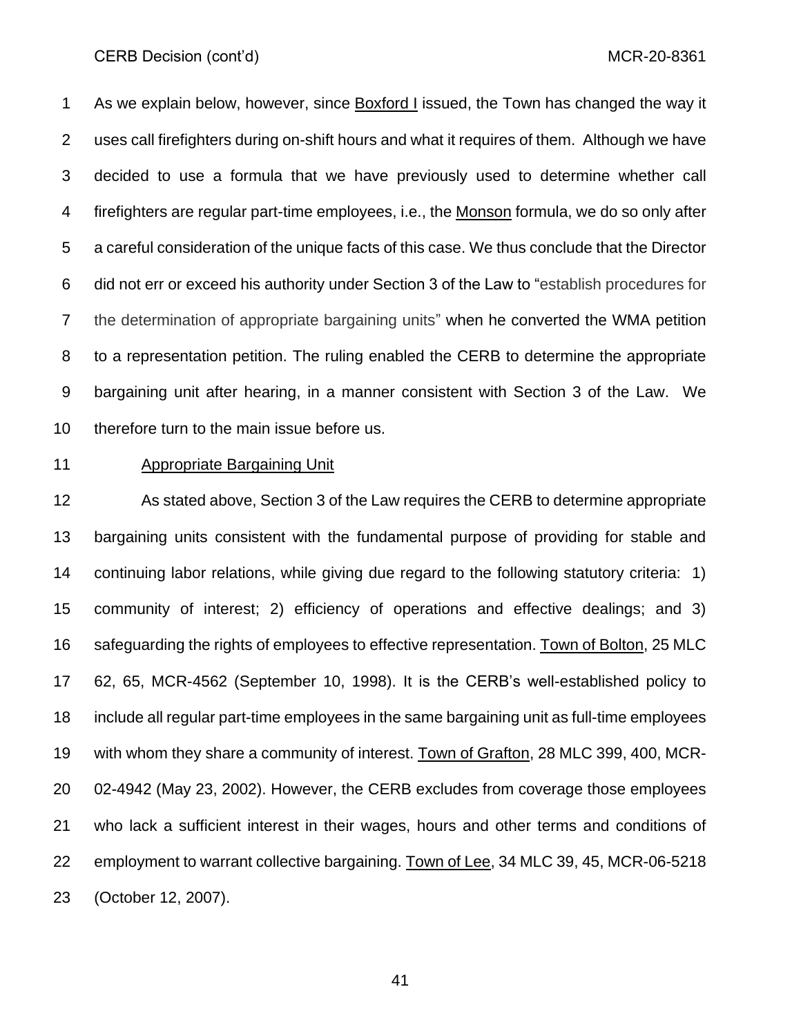As we explain below, however, since Boxford I issued, the Town has changed the way it uses call firefighters during on-shift hours and what it requires of them. Although we have decided to use a formula that we have previously used to determine whether call firefighters are regular part-time employees, i.e., the Monson formula, we do so only after a careful consideration of the unique facts of this case. We thus conclude that the Director did not err or exceed his authority under Section 3 of the Law to "establish procedures for the determination of appropriate bargaining units" when he converted the WMA petition to a representation petition. The ruling enabled the CERB to determine the appropriate bargaining unit after hearing, in a manner consistent with Section 3 of the Law. We therefore turn to the main issue before us.

## Appropriate Bargaining Unit

As stated above, Section 3 of the Law requires the CERB to determine appropriate bargaining units consistent with the fundamental purpose of providing for stable and continuing labor relations, while giving due regard to the following statutory criteria: 1) community of interest; 2) efficiency of operations and effective dealings; and 3) safeguarding the rights of employees to effective representation. Town of Bolton, 25 MLC 62, 65, MCR-4562 (September 10, 1998). It is the CERB's well-established policy to include all regular part-time employees in the same bargaining unit as full-time employees with whom they share a community of interest. Town of Grafton, 28 MLC 399, 400, MCR-02-4942 (May 23, 2002). However, the CERB excludes from coverage those employees who lack a sufficient interest in their wages, hours and other terms and conditions of employment to warrant collective bargaining. Town of Lee, 34 MLC 39, 45, MCR-06-5218 (October 12, 2007).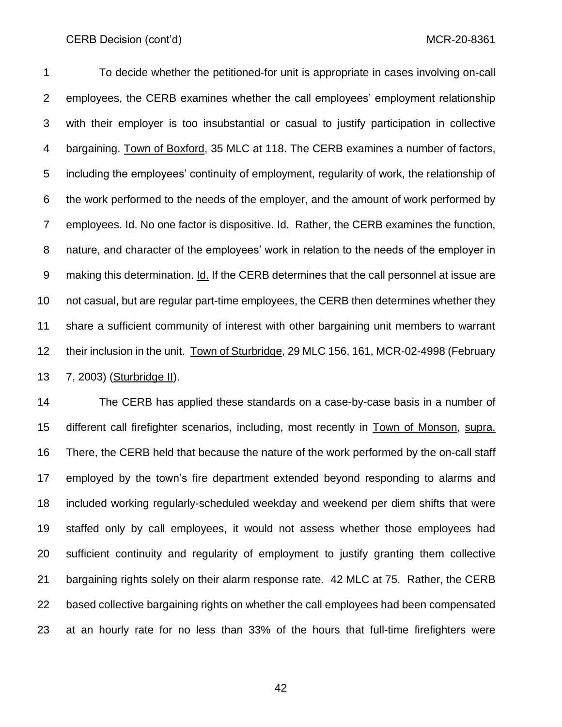To decide whether the petitioned-for unit is appropriate in cases involving on-call employees, the CERB examines whether the call employees' employment relationship with their employer is too insubstantial or casual to justify participation in collective bargaining. Town of Boxford, 35 MLC at 118. The CERB examines a number of factors, including the employees' continuity of employment, regularity of work, the relationship of the work performed to the needs of the employer, and the amount of work performed by employees. Id. No one factor is dispositive. Id. Rather, the CERB examines the function, nature, and character of the employees' work in relation to the needs of the employer in making this determination. Id. If the CERB determines that the call personnel at issue are not casual, but are regular part-time employees, the CERB then determines whether they share a sufficient community of interest with other bargaining unit members to warrant their inclusion in the unit. Town of Sturbridge, 29 MLC 156, 161, MCR-02-4998 (February 7, 2003) (Sturbridge II).

The CERB has applied these standards on a case-by-case basis in a number of different call firefighter scenarios, including, most recently in Town of Monson, supra. There, the CERB held that because the nature of the work performed by the on-call staff employed by the town's fire department extended beyond responding to alarms and included working regularly-scheduled weekday and weekend per diem shifts that were staffed only by call employees, it would not assess whether those employees had sufficient continuity and regularity of employment to justify granting them collective bargaining rights solely on their alarm response rate. 42 MLC at 75. Rather, the CERB based collective bargaining rights on whether the call employees had been compensated at an hourly rate for no less than 33% of the hours that full-time firefighters were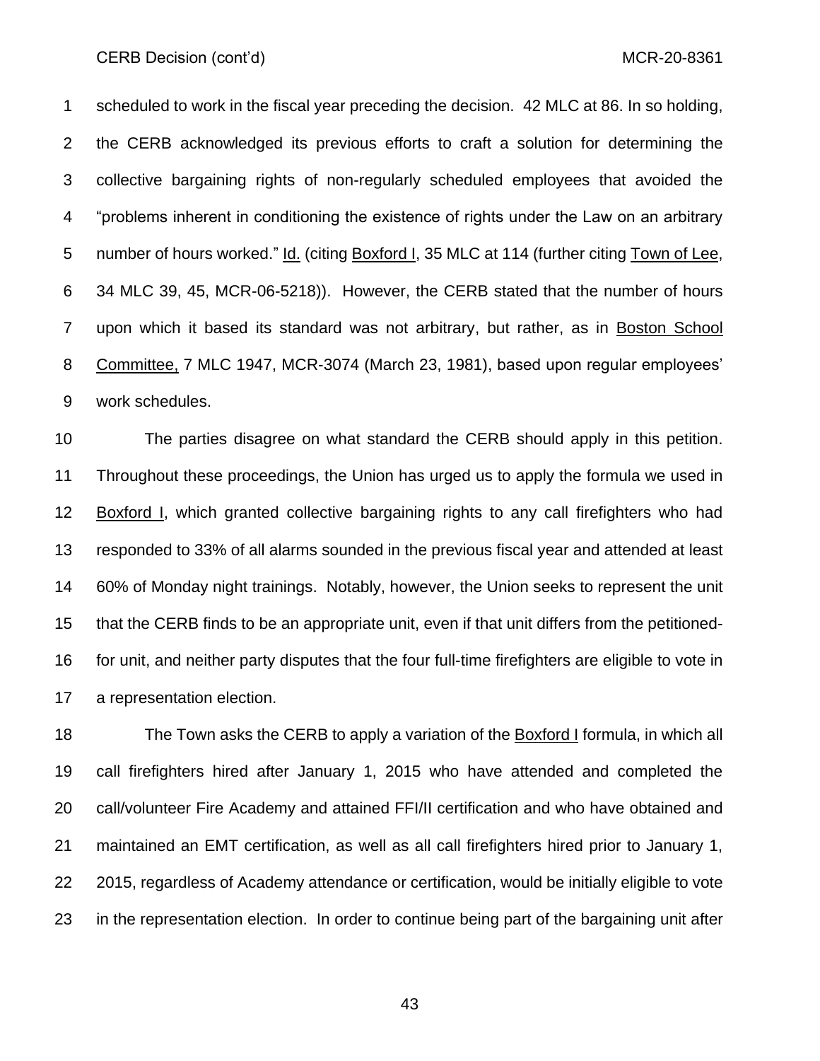scheduled to work in the fiscal year preceding the decision. 42 MLC at 86. In so holding, the CERB acknowledged its previous efforts to craft a solution for determining the collective bargaining rights of non-regularly scheduled employees that avoided the "problems inherent in conditioning the existence of rights under the Law on an arbitrary number of hours worked." Id. (citing Boxford I, 35 MLC at 114 (further citing Town of Lee, 34 MLC 39, 45, MCR-06-5218)). However, the CERB stated that the number of hours upon which it based its standard was not arbitrary, but rather, as in Boston School Committee, 7 MLC 1947, MCR-3074 (March 23, 1981), based upon regular employees' work schedules.

The parties disagree on what standard the CERB should apply in this petition. Throughout these proceedings, the Union has urged us to apply the formula we used in Boxford I, which granted collective bargaining rights to any call firefighters who had responded to 33% of all alarms sounded in the previous fiscal year and attended at least 60% of Monday night trainings. Notably, however, the Union seeks to represent the unit that the CERB finds to be an appropriate unit, even if that unit differs from the petitioned-for unit, and neither party disputes that the four full-time firefighters are eligible to vote in a representation election.

The Town asks the CERB to apply a variation of the Boxford I formula, in which all call firefighters hired after January 1, 2015 who have attended and completed the call/volunteer Fire Academy and attained FFI/II certification and who have obtained and maintained an EMT certification, as well as all call firefighters hired prior to January 1, 2015, regardless of Academy attendance or certification, would be initially eligible to vote in the representation election. In order to continue being part of the bargaining unit after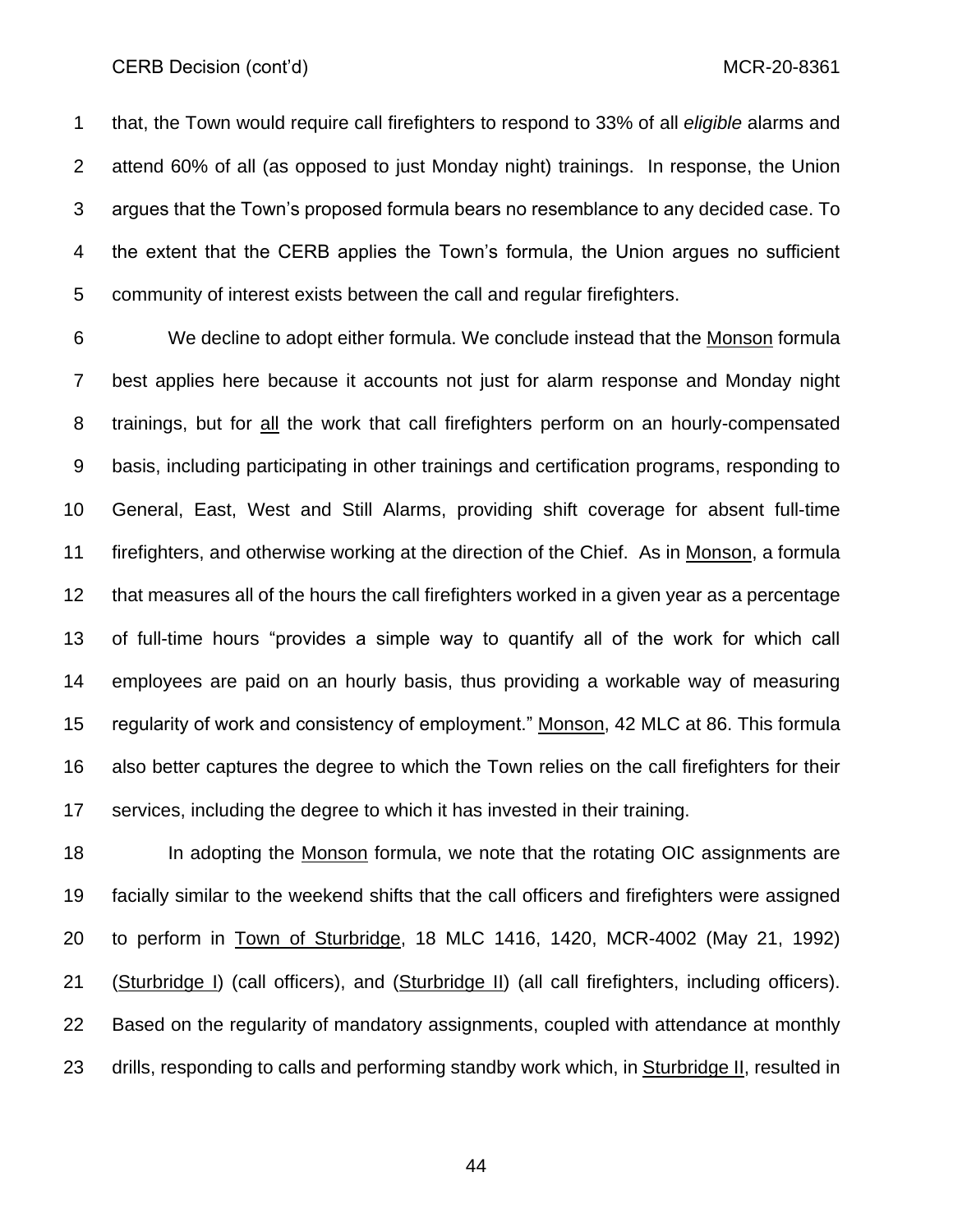that, the Town would require call firefighters to respond to 33% of all *eligible* alarms and attend 60% of all (as opposed to just Monday night) trainings. In response, the Union argues that the Town's proposed formula bears no resemblance to any decided case. To the extent that the CERB applies the Town's formula, the Union argues no sufficient community of interest exists between the call and regular firefighters.

We decline to adopt either formula. We conclude instead that the Monson formula best applies here because it accounts not just for alarm response and Monday night trainings, but for all the work that call firefighters perform on an hourly-compensated basis, including participating in other trainings and certification programs, responding to General, East, West and Still Alarms, providing shift coverage for absent full-time firefighters, and otherwise working at the direction of the Chief. As in Monson, a formula that measures all of the hours the call firefighters worked in a given year as a percentage of full-time hours "provides a simple way to quantify all of the work for which call employees are paid on an hourly basis, thus providing a workable way of measuring regularity of work and consistency of employment." Monson, 42 MLC at 86. This formula also better captures the degree to which the Town relies on the call firefighters for their services, including the degree to which it has invested in their training.

In adopting the Monson formula, we note that the rotating OIC assignments are facially similar to the weekend shifts that the call officers and firefighters were assigned to perform in Town of Sturbridge, 18 MLC 1416, 1420, MCR-4002 (May 21, 1992) (Sturbridge I) (call officers), and (Sturbridge II) (all call firefighters, including officers). Based on the regularity of mandatory assignments, coupled with attendance at monthly drills, responding to calls and performing standby work which, in Sturbridge II, resulted in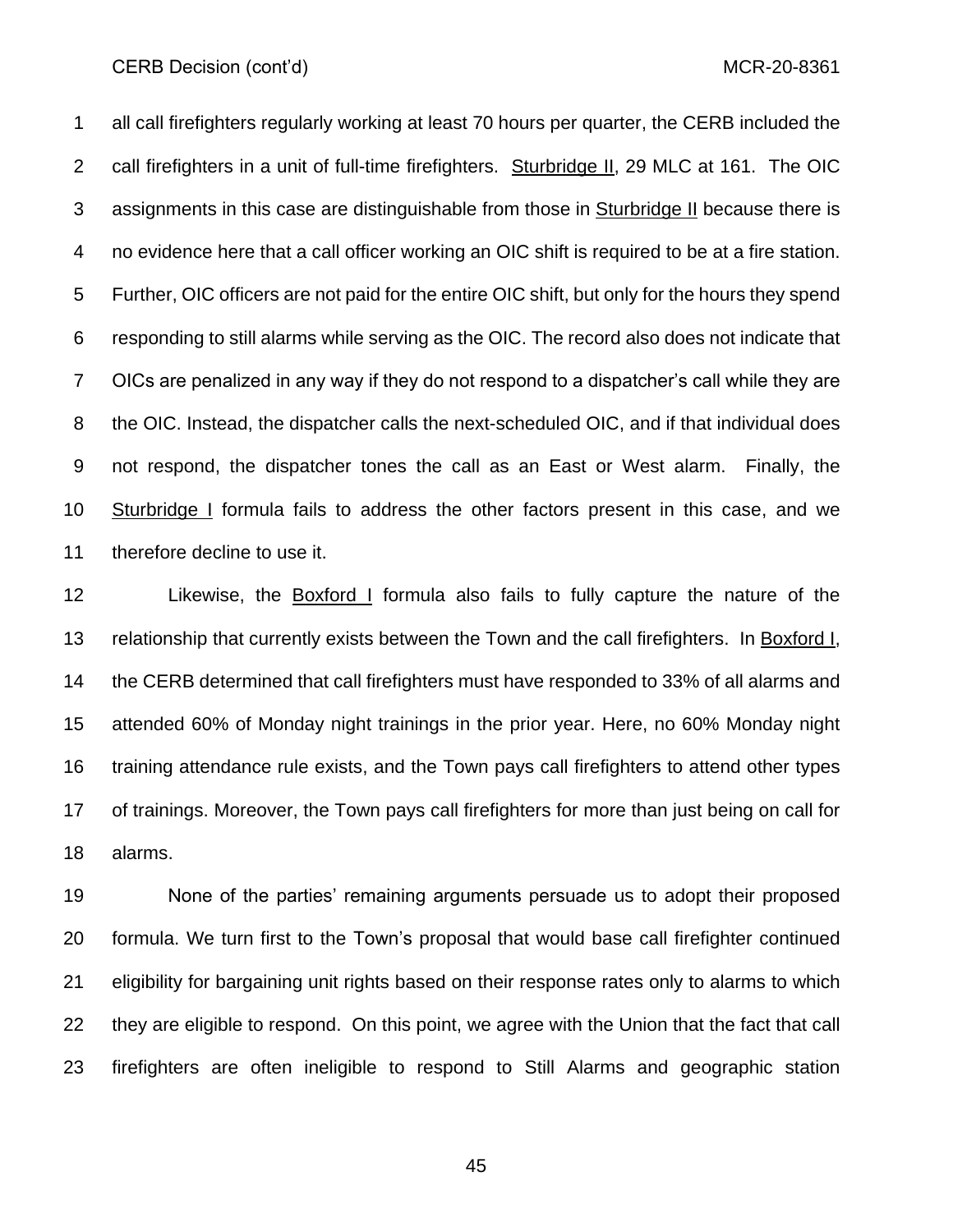all call firefighters regularly working at least 70 hours per quarter, the CERB included the call firefighters in a unit of full-time firefighters. Sturbridge II, 29 MLC at 161. The OIC assignments in this case are distinguishable from those in Sturbridge II because there is no evidence here that a call officer working an OIC shift is required to be at a fire station. Further, OIC officers are not paid for the entire OIC shift, but only for the hours they spend responding to still alarms while serving as the OIC. The record also does not indicate that OICs are penalized in any way if they do not respond to a dispatcher's call while they are the OIC. Instead, the dispatcher calls the next-scheduled OIC, and if that individual does not respond, the dispatcher tones the call as an East or West alarm. Finally, the Sturbridge I formula fails to address the other factors present in this case, and we therefore decline to use it.

Likewise, the Boxford I formula also fails to fully capture the nature of the relationship that currently exists between the Town and the call firefighters. In Boxford I, the CERB determined that call firefighters must have responded to 33% of all alarms and attended 60% of Monday night trainings in the prior year. Here, no 60% Monday night training attendance rule exists, and the Town pays call firefighters to attend other types of trainings. Moreover, the Town pays call firefighters for more than just being on call for alarms.

None of the parties' remaining arguments persuade us to adopt their proposed formula. We turn first to the Town's proposal that would base call firefighter continued eligibility for bargaining unit rights based on their response rates only to alarms to which they are eligible to respond. On this point, we agree with the Union that the fact that call firefighters are often ineligible to respond to Still Alarms and geographic station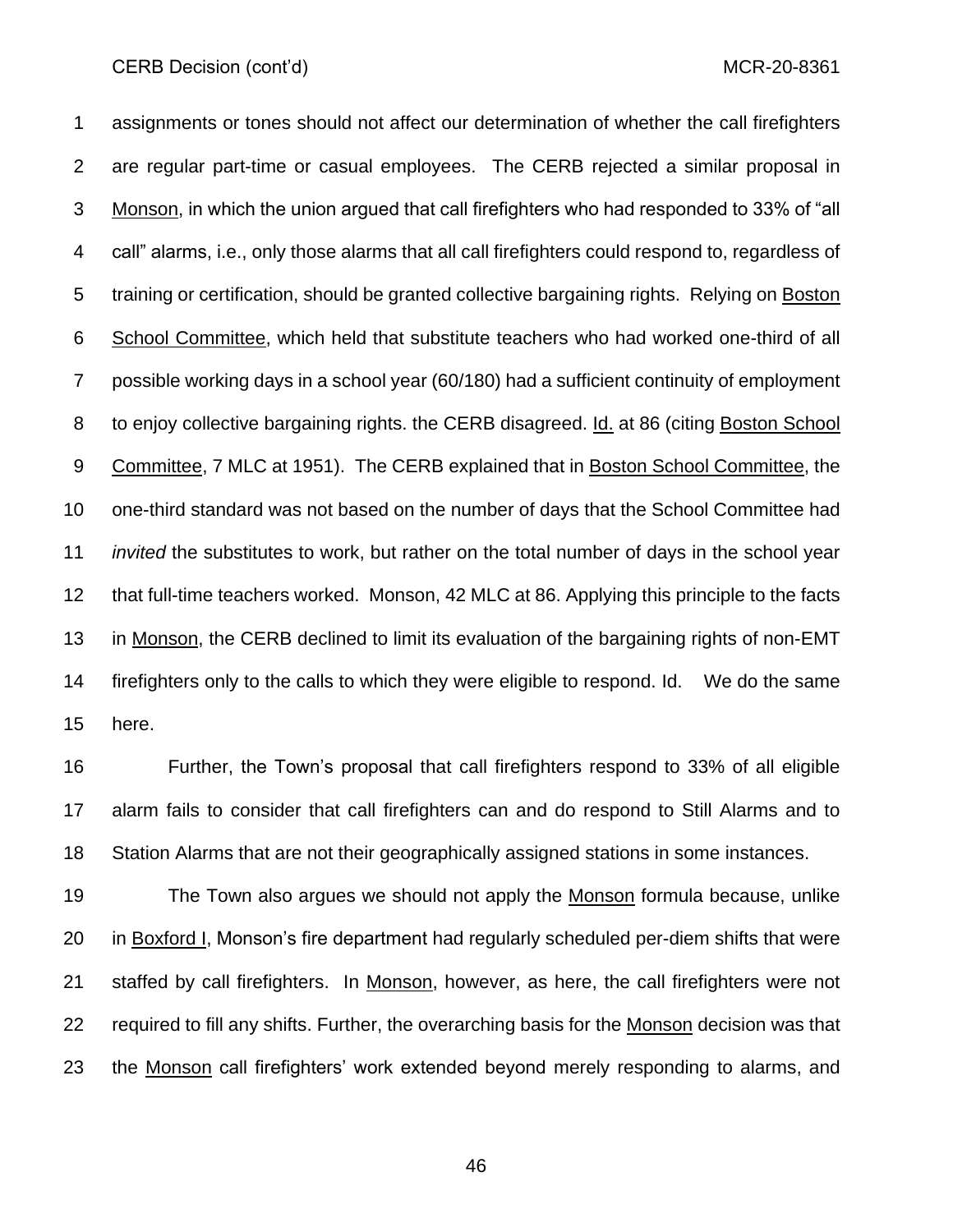assignments or tones should not affect our determination of whether the call firefighters are regular part-time or casual employees. The CERB rejected a similar proposal in Monson, in which the union argued that call firefighters who had responded to 33% of "all call" alarms, i.e., only those alarms that all call firefighters could respond to, regardless of training or certification, should be granted collective bargaining rights. Relying on Boston School Committee, which held that substitute teachers who had worked one-third of all possible working days in a school year (60/180) had a sufficient continuity of employment to enjoy collective bargaining rights. the CERB disagreed. Id. at 86 (citing Boston School Committee, 7 MLC at 1951). The CERB explained that in Boston School Committee, the one-third standard was not based on the number of days that the School Committee had *invited* the substitutes to work, but rather on the total number of days in the school year that full-time teachers worked. Monson, 42 MLC at 86. Applying this principle to the facts in Monson, the CERB declined to limit its evaluation of the bargaining rights of non-EMT firefighters only to the calls to which they were eligible to respond. Id. We do the same here.

Further, the Town's proposal that call firefighters respond to 33% of all eligible alarm fails to consider that call firefighters can and do respond to Still Alarms and to Station Alarms that are not their geographically assigned stations in some instances.

The Town also argues we should not apply the Monson formula because, unlike in Boxford I, Monson's fire department had regularly scheduled per-diem shifts that were staffed by call firefighters. In Monson, however, as here, the call firefighters were not required to fill any shifts. Further, the overarching basis for the Monson decision was that the Monson call firefighters' work extended beyond merely responding to alarms, and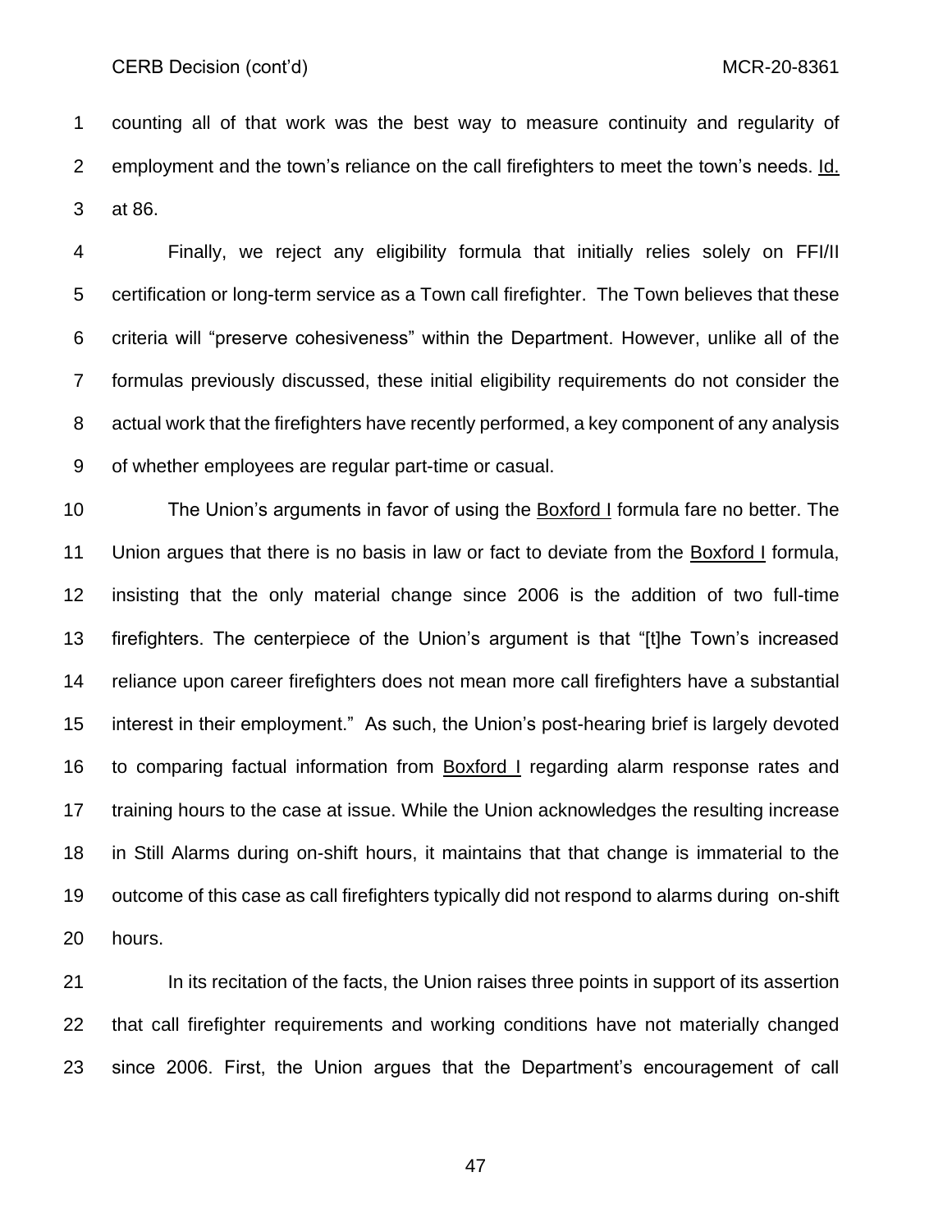counting all of that work was the best way to measure continuity and regularity of employment and the town's reliance on the call firefighters to meet the town's needs. Id. at 86.

Finally, we reject any eligibility formula that initially relies solely on FFI/II certification or long-term service as a Town call firefighter. The Town believes that these criteria will "preserve cohesiveness" within the Department. However, unlike all of the formulas previously discussed, these initial eligibility requirements do not consider the actual work that the firefighters have recently performed, a key component of any analysis of whether employees are regular part-time or casual.

The Union's arguments in favor of using the Boxford I formula fare no better. The Union argues that there is no basis in law or fact to deviate from the Boxford I formula, insisting that the only material change since 2006 is the addition of two full-time firefighters. The centerpiece of the Union's argument is that "[t]he Town's increased reliance upon career firefighters does not mean more call firefighters have a substantial interest in their employment." As such, the Union's post-hearing brief is largely devoted to comparing factual information from Boxford I regarding alarm response rates and training hours to the case at issue. While the Union acknowledges the resulting increase in Still Alarms during on-shift hours, it maintains that that change is immaterial to the outcome of this case as call firefighters typically did not respond to alarms during on-shift hours.

In its recitation of the facts, the Union raises three points in support of its assertion that call firefighter requirements and working conditions have not materially changed since 2006. First, the Union argues that the Department's encouragement of call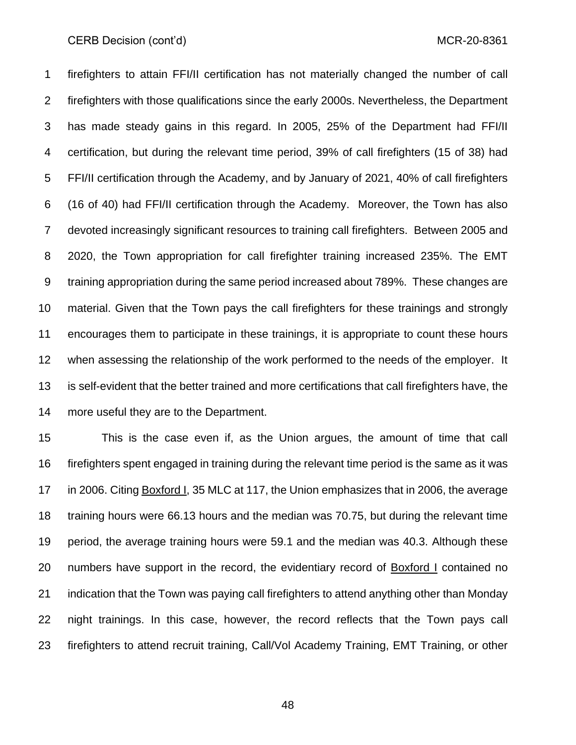firefighters to attain FFI/II certification has not materially changed the number of call firefighters with those qualifications since the early 2000s. Nevertheless, the Department has made steady gains in this regard. In 2005, 25% of the Department had FFI/II certification, but during the relevant time period, 39% of call firefighters (15 of 38) had FFI/II certification through the Academy, and by January of 2021, 40% of call firefighters (16 of 40) had FFI/II certification through the Academy. Moreover, the Town has also devoted increasingly significant resources to training call firefighters. Between 2005 and 2020, the Town appropriation for call firefighter training increased 235%. The EMT training appropriation during the same period increased about 789%. These changes are material. Given that the Town pays the call firefighters for these trainings and strongly encourages them to participate in these trainings, it is appropriate to count these hours when assessing the relationship of the work performed to the needs of the employer. It is self-evident that the better trained and more certifications that call firefighters have, the more useful they are to the Department.

This is the case even if, as the Union argues, the amount of time that call firefighters spent engaged in training during the relevant time period is the same as it was in 2006. Citing Boxford I, 35 MLC at 117, the Union emphasizes that in 2006, the average training hours were 66.13 hours and the median was 70.75, but during the relevant time period, the average training hours were 59.1 and the median was 40.3. Although these numbers have support in the record, the evidentiary record of Boxford I contained no indication that the Town was paying call firefighters to attend anything other than Monday night trainings. In this case, however, the record reflects that the Town pays call firefighters to attend recruit training, Call/Vol Academy Training, EMT Training, or other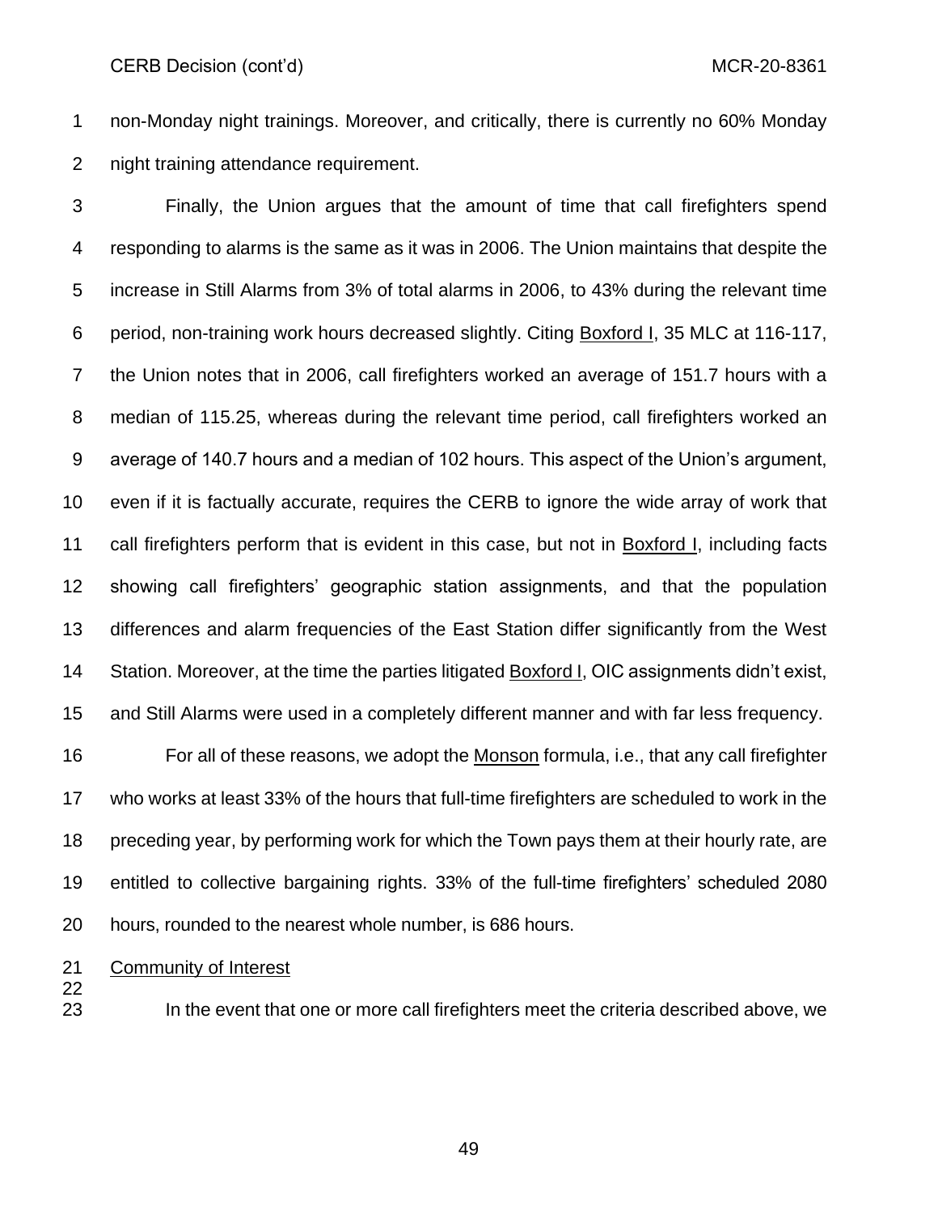non-Monday night trainings. Moreover, and critically, there is currently no 60% Monday night training attendance requirement.

Finally, the Union argues that the amount of time that call firefighters spend responding to alarms is the same as it was in 2006. The Union maintains that despite the increase in Still Alarms from 3% of total alarms in 2006, to 43% during the relevant time period, non-training work hours decreased slightly. Citing Boxford I, 35 MLC at 116-117, the Union notes that in 2006, call firefighters worked an average of 151.7 hours with a median of 115.25, whereas during the relevant time period, call firefighters worked an average of 140.7 hours and a median of 102 hours. This aspect of the Union's argument, even if it is factually accurate, requires the CERB to ignore the wide array of work that call firefighters perform that is evident in this case, but not in Boxford I, including facts showing call firefighters' geographic station assignments, and that the population differences and alarm frequencies of the East Station differ significantly from the West Station. Moreover, at the time the parties litigated Boxford I, OIC assignments didn't exist, and Still Alarms were used in a completely different manner and with far less frequency.

For all of these reasons, we adopt the Monson formula, i.e., that any call firefighter who works at least 33% of the hours that full-time firefighters are scheduled to work in the preceding year, by performing work for which the Town pays them at their hourly rate, are entitled to collective bargaining rights. 33% of the full-time firefighters' scheduled 2080 hours, rounded to the nearest whole number, is 686 hours.

Community of Interest

In the event that one or more call firefighters meet the criteria described above, we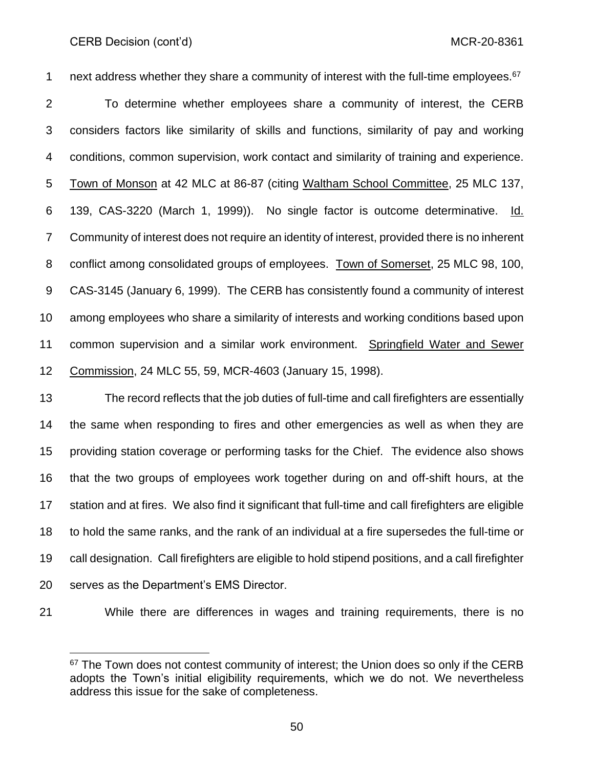next address whether they share a community of interest with the full-time employees.[67]

To determine whether employees share a community of interest, the CERB considers factors like similarity of skills and functions, similarity of pay and working conditions, common supervision, work contact and similarity of training and experience. Town of Monson at 42 MLC at 86-87 (citing Waltham School Committee, 25 MLC 137, 139, CAS-3220 (March 1, 1999)). No single factor is outcome determinative. Id. Community of interest does not require an identity of interest, provided there is no inherent conflict among consolidated groups of employees. Town of Somerset, 25 MLC 98, 100, CAS-3145 (January 6, 1999). The CERB has consistently found a community of interest among employees who share a similarity of interests and working conditions based upon common supervision and a similar work environment. Springfield Water and Sewer Commission, 24 MLC 55, 59, MCR-4603 (January 15, 1998).

The record reflects that the job duties of full-time and call firefighters are essentially the same when responding to fires and other emergencies as well as when they are providing station coverage or performing tasks for the Chief. The evidence also shows that the two groups of employees work together during on and off-shift hours, at the station and at fires. We also find it significant that full-time and call firefighters are eligible to hold the same ranks, and the rank of an individual at a fire supersedes the full-time or call designation. Call firefighters are eligible to hold stipend positions, and a call firefighter serves as the Department's EMS Director.

While there are differences in wages and training requirements, there is no

---

[67] The Town does not contest community of interest; the Union does so only if the CERB adopts the Town's initial eligibility requirements, which we do not. We nevertheless address this issue for the sake of completeness.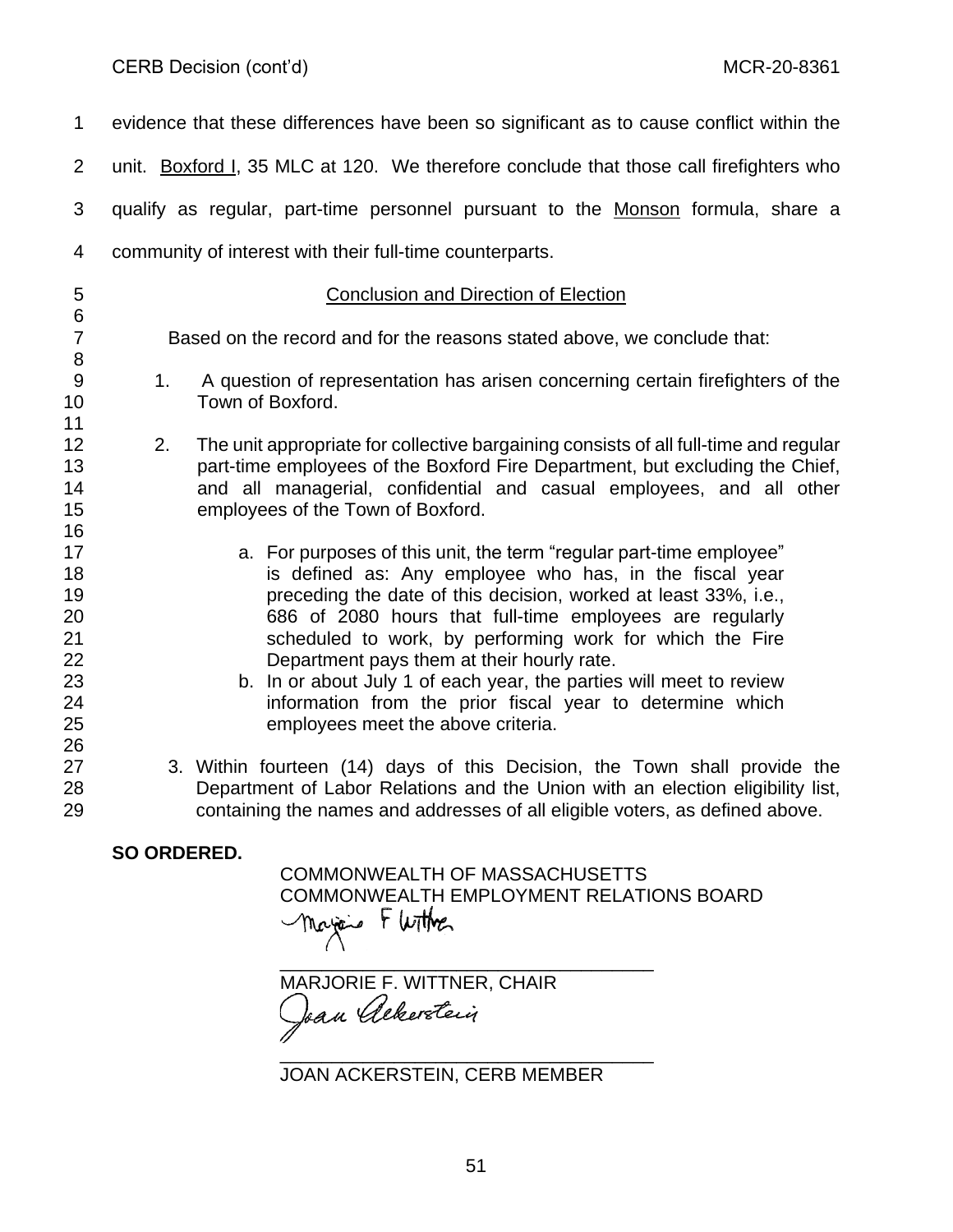evidence that these differences have been so significant as to cause conflict within the unit. Boxford I, 35 MLC at 120. We therefore conclude that those call firefighters who qualify as regular, part-time personnel pursuant to the Monson formula, share a community of interest with their full-time counterparts.

## Conclusion and Direction of Election

Based on the record and for the reasons stated above, we conclude that:

1. A question of representation has arisen concerning certain firefighters of the Town of Boxford.

2. The unit appropriate for collective bargaining consists of all full-time and regular part-time employees of the Boxford Fire Department, but excluding the Chief, and all managerial, confidential and casual employees, and all other employees of the Town of Boxford.

   a. For purposes of this unit, the term "regular part-time employee" is defined as: Any employee who has, in the fiscal year preceding the date of this decision, worked at least 33%, i.e., 686 of 2080 hours that full-time employees are regularly scheduled to work, by performing work for which the Fire Department pays them at their hourly rate.

   b. In or about July 1 of each year, the parties will meet to review information from the prior fiscal year to determine which employees meet the above criteria.

3. Within fourteen (14) days of this Decision, the Town shall provide the Department of Labor Relations and the Union with an election eligibility list, containing the names and addresses of all eligible voters, as defined above.

**SO ORDERED.**

COMMONWEALTH OF MASSACHUSETTS
COMMONWEALTH EMPLOYMENT RELATIONS BOARD

MARJORIE F. WITTNER, CHAIR

JOAN ACKERSTEIN, CERB MEMBER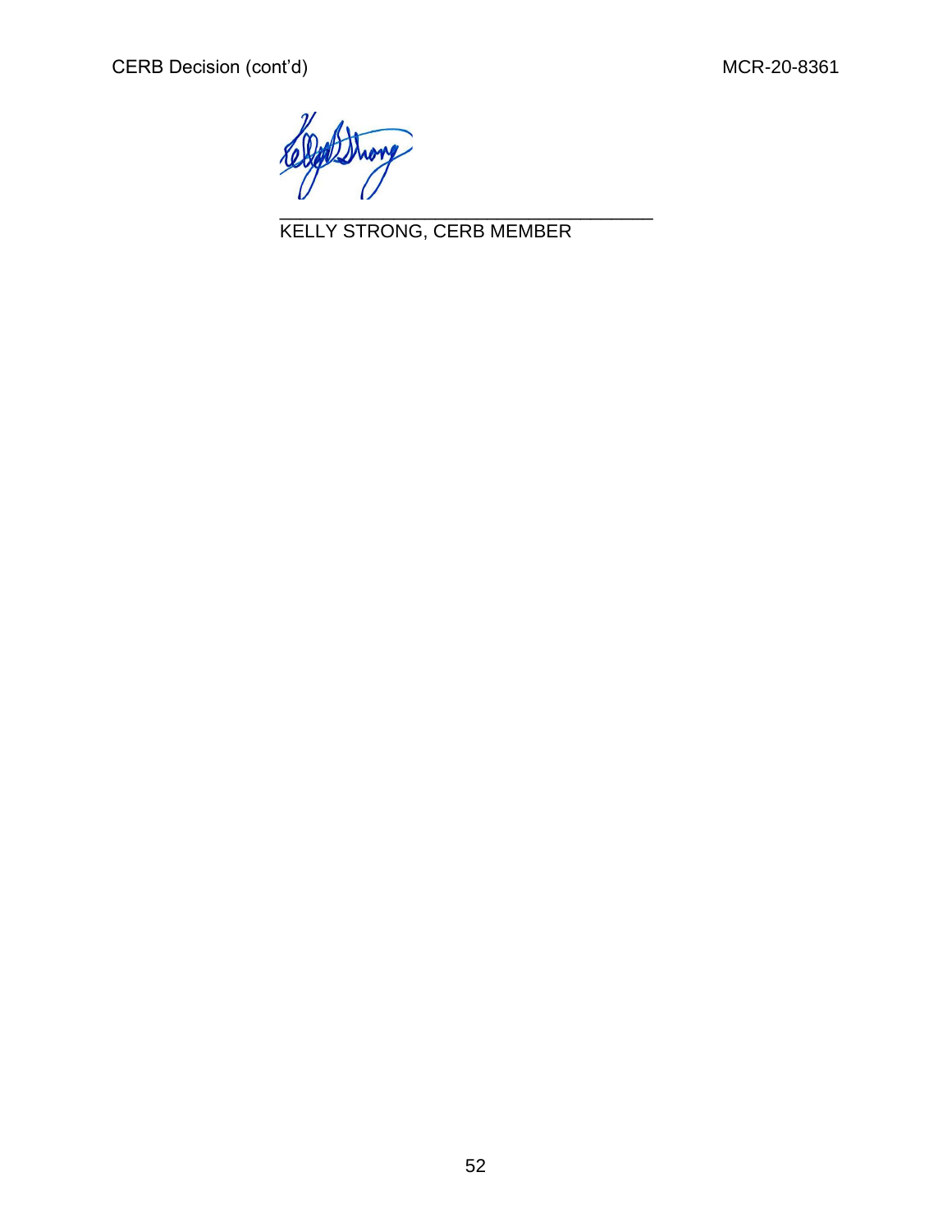\_\_\_\_\_\_\_\_\_\_\_\_\_\_\_\_\_\_\_\_\_\_\_\_\_\_\_\_\_\_\_\_\_\_\_\_\_\_

KELLY STRONG, CERB MEMBER